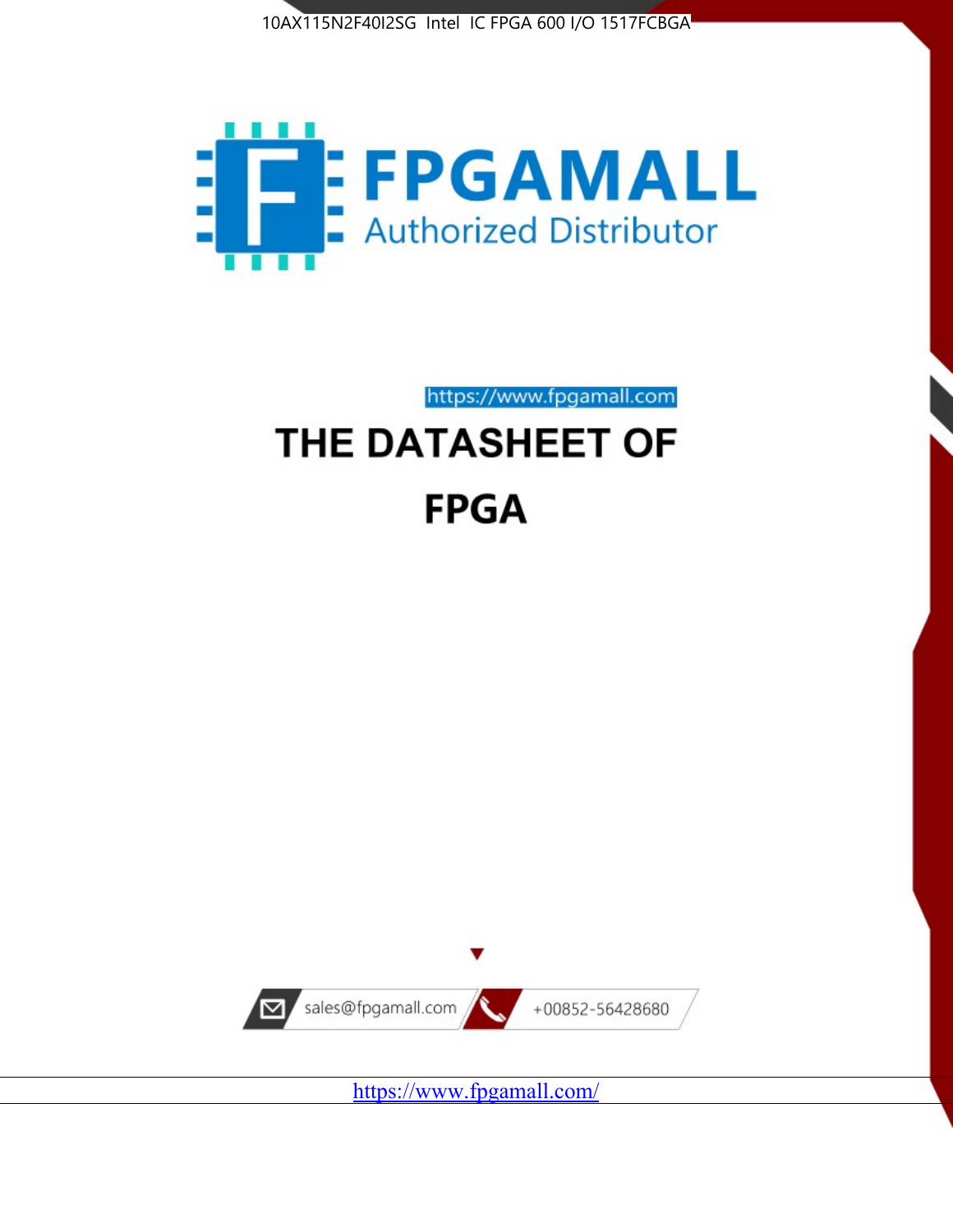10AX115N2F40I2SG Intel IC FPGA 600 I/O 1517FCBGA

FPGAMALL
Authorized Distributor

https://www.fpgamall.com

# THE DATASHEET OF

# FPGA

sales@fpgamall.com

+00852-56428680

https://www.fpgamall.com/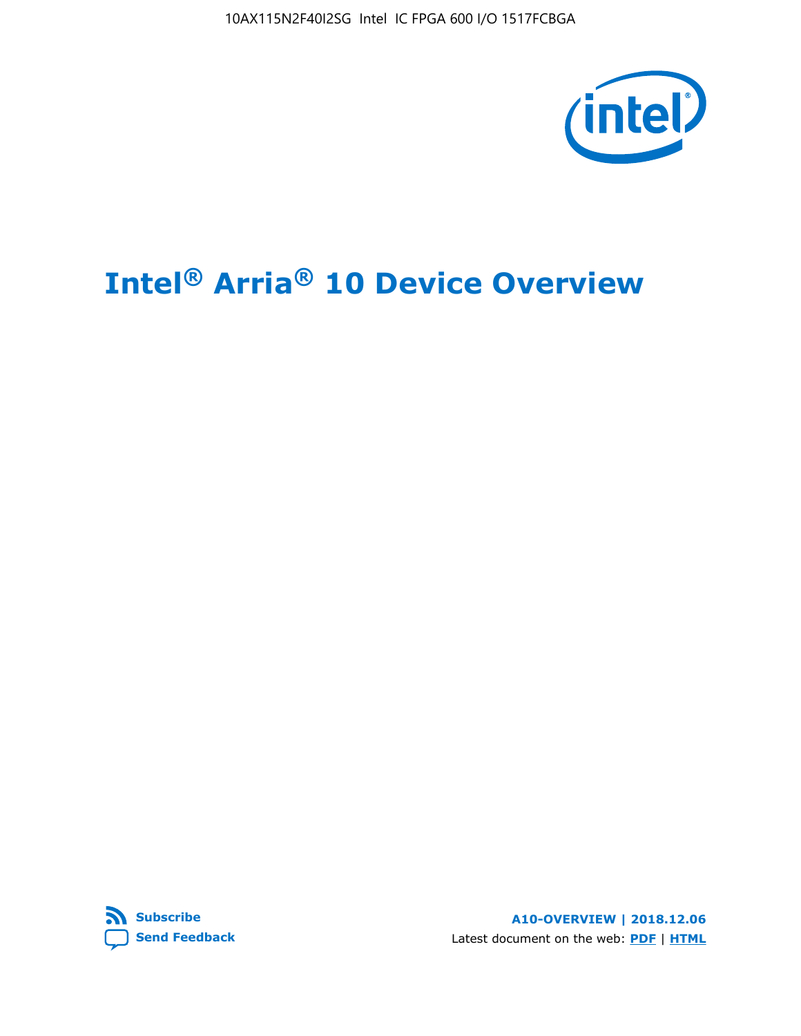10AX115N2F40I2SG Intel IC FPGA 600 I/O 1517FCBGA

# Intel® Arria® 10 Device Overview

Subscribe

Send Feedback

A10-OVERVIEW | 2018.12.06

Latest document on the web: PDF | HTML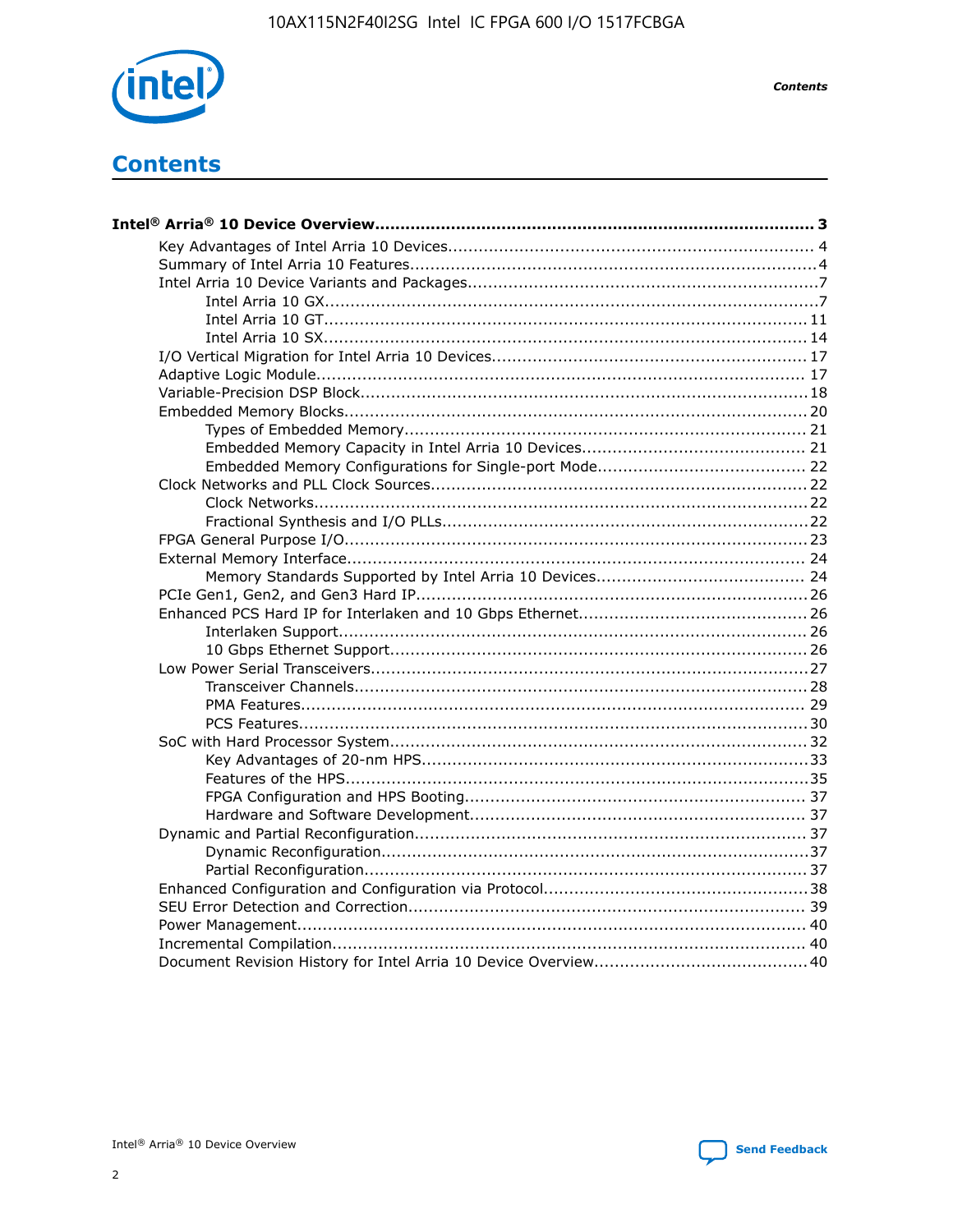# Contents

**Intel® Arria® 10 Device Overview....................................................................................... 3**

- Key Advantages of Intel Arria 10 Devices........................................................................ 4
- Summary of Intel Arria 10 Features................................................................................4
- Intel Arria 10 Device Variants and Packages.....................................................................7
  - Intel Arria 10 GX.................................................................................................7
  - Intel Arria 10 GT............................................................................................... 11
  - Intel Arria 10 SX............................................................................................... 14
- I/O Vertical Migration for Intel Arria 10 Devices.............................................................. 17
- Adaptive Logic Module................................................................................................ 17
- Variable-Precision DSP Block.........................................................................................18
- Embedded Memory Blocks........................................................................................... 20
  - Types of Embedded Memory............................................................................... 21
  - Embedded Memory Capacity in Intel Arria 10 Devices............................................ 21
  - Embedded Memory Configurations for Single-port Mode......................................... 22
- Clock Networks and PLL Clock Sources.......................................................................... 22
  - Clock Networks..................................................................................................22
  - Fractional Synthesis and I/O PLLs........................................................................22
- FPGA General Purpose I/O...........................................................................................23
- External Memory Interface.......................................................................................... 24
  - Memory Standards Supported by Intel Arria 10 Devices......................................... 24
- PCIe Gen1, Gen2, and Gen3 Hard IP.............................................................................26
- Enhanced PCS Hard IP for Interlaken and 10 Gbps Ethernet............................................. 26
  - Interlaken Support............................................................................................ 26
  - 10 Gbps Ethernet Support.................................................................................. 26
- Low Power Serial Transceivers......................................................................................27
  - Transceiver Channels..........................................................................................28
  - PMA Features.................................................................................................... 29
  - PCS Features.....................................................................................................30
- SoC with Hard Processor System.................................................................................. 32
  - Key Advantages of 20-nm HPS.............................................................................33
  - Features of the HPS............................................................................................35
  - FPGA Configuration and HPS Booting................................................................... 37
  - Hardware and Software Development.................................................................. 37
- Dynamic and Partial Reconfiguration............................................................................. 37
  - Dynamic Reconfiguration.....................................................................................37
  - Partial Reconfiguration........................................................................................37
- Enhanced Configuration and Configuration via Protocol....................................................38
- SEU Error Detection and Correction.............................................................................. 39
- Power Management.................................................................................................... 40
- Incremental Compilation............................................................................................. 40
- Document Revision History for Intel Arria 10 Device Overview..........................................40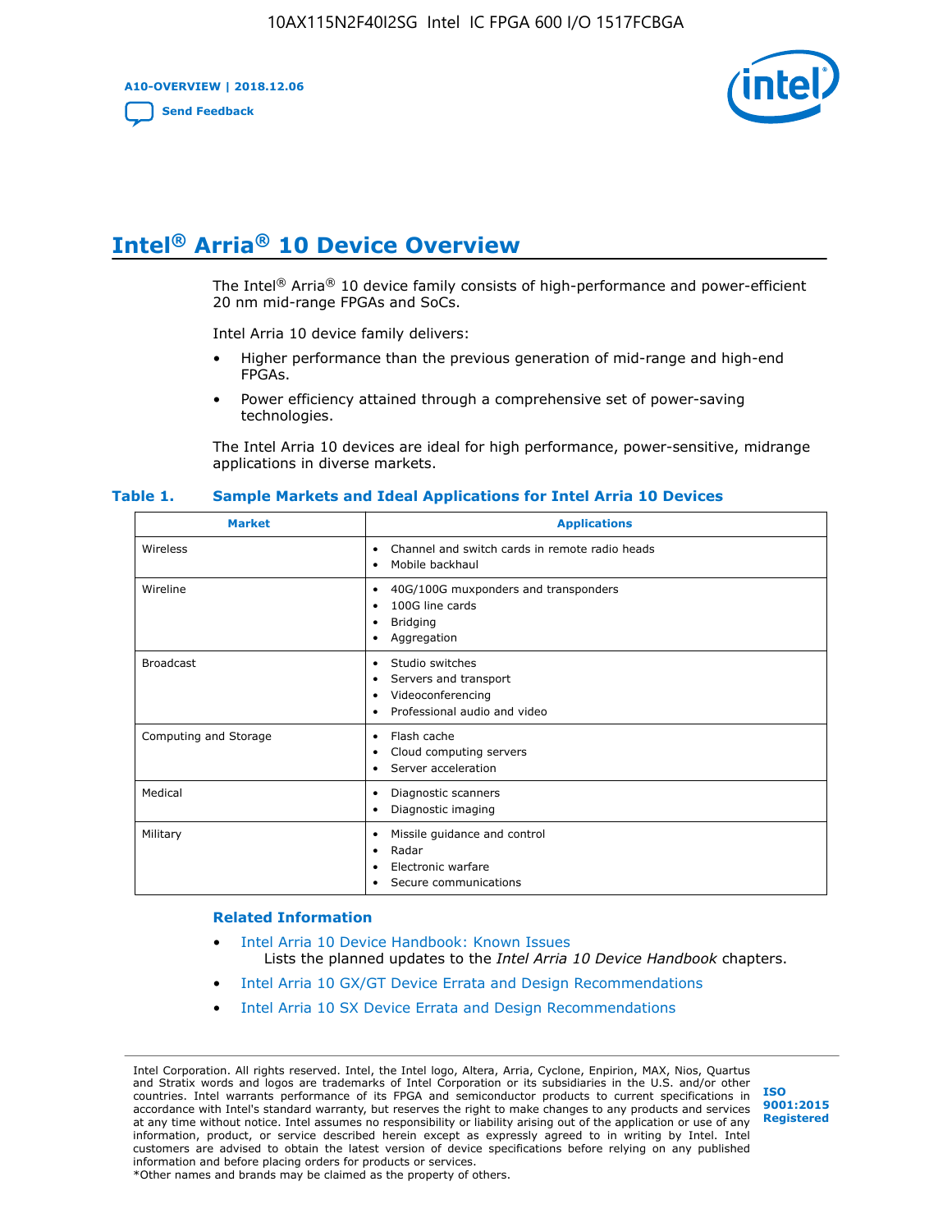# Intel® Arria® 10 Device Overview

The Intel® Arria® 10 device family consists of high-performance and power-efficient 20 nm mid-range FPGAs and SoCs.

Intel Arria 10 device family delivers:

- Higher performance than the previous generation of mid-range and high-end FPGAs.
- Power efficiency attained through a comprehensive set of power-saving technologies.

The Intel Arria 10 devices are ideal for high performance, power-sensitive, midrange applications in diverse markets.

**Table 1. Sample Markets and Ideal Applications for Intel Arria 10 Devices**

| Market | Applications |
| --- | --- |
| Wireless | • Channel and switch cards in remote radio heads<br>• Mobile backhaul |
| Wireline | • 40G/100G muxponders and transponders<br>• 100G line cards<br>• Bridging<br>• Aggregation |
| Broadcast | • Studio switches<br>• Servers and transport<br>• Videoconferencing<br>• Professional audio and video |
| Computing and Storage | • Flash cache<br>• Cloud computing servers<br>• Server acceleration |
| Medical | • Diagnostic scanners<br>• Diagnostic imaging |
| Military | • Missile guidance and control<br>• Radar<br>• Electronic warfare<br>• Secure communications |

### Related Information

- Intel Arria 10 Device Handbook: Known Issues
  Lists the planned updates to the *Intel Arria 10 Device Handbook* chapters.
- Intel Arria 10 GX/GT Device Errata and Design Recommendations
- Intel Arria 10 SX Device Errata and Design Recommendations

Intel Corporation. All rights reserved. Intel, the Intel logo, Altera, Arria, Cyclone, Enpirion, MAX, Nios, Quartus and Stratix words and logos are trademarks of Intel Corporation or its subsidiaries in the U.S. and/or other countries. Intel warrants performance of its FPGA and semiconductor products to current specifications in accordance with Intel's standard warranty, but reserves the right to make changes to any products and services at any time without notice. Intel assumes no responsibility or liability arising out of the application or use of any information, product, or service described herein except as expressly agreed to in writing by Intel. Intel customers are advised to obtain the latest version of device specifications before relying on any published information and before placing orders for products or services.
*Other names and brands may be claimed as the property of others.

ISO 9001:2015 Registered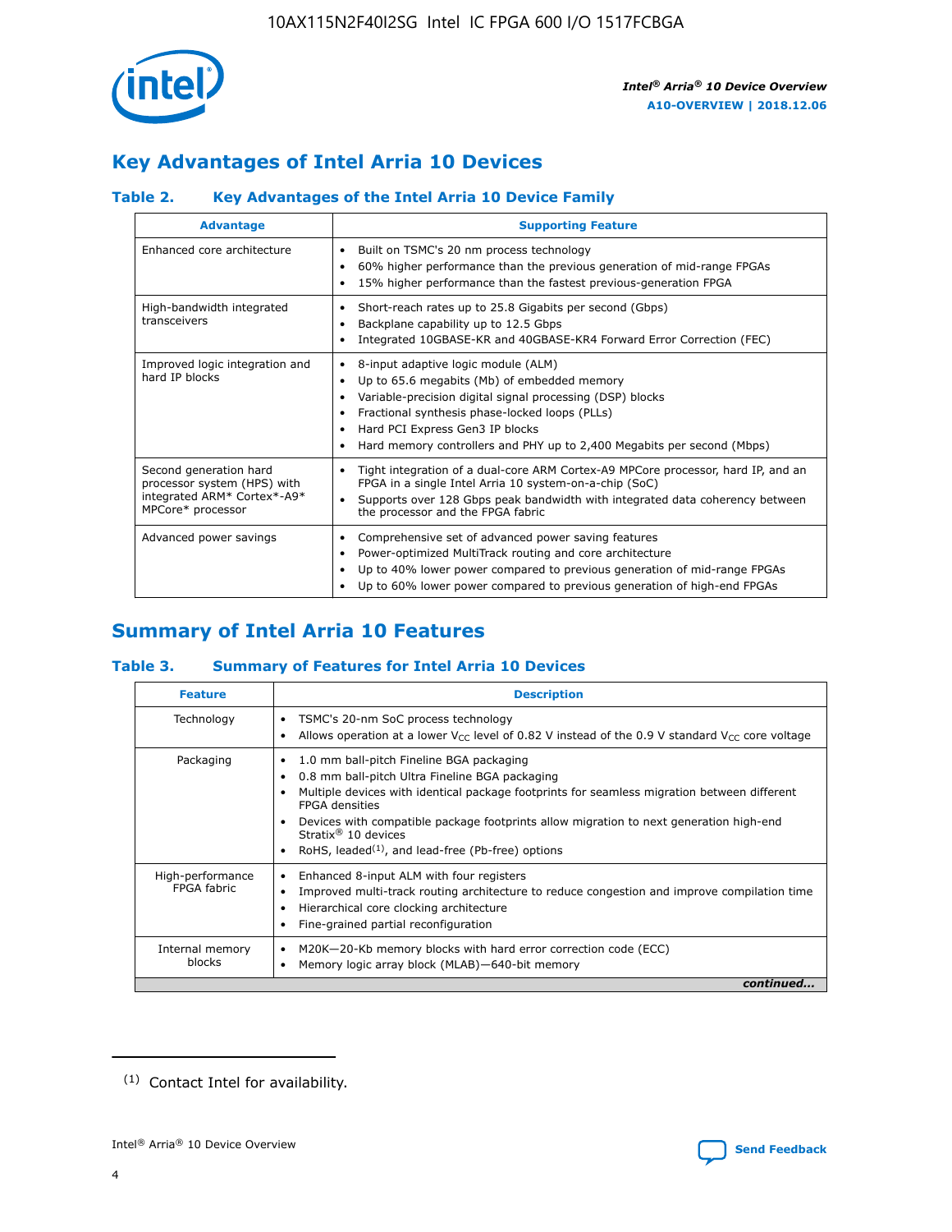# Key Advantages of Intel Arria 10 Devices

### Table 2. Key Advantages of the Intel Arria 10 Device Family

| Advantage | Supporting Feature |
|---|---|
| Enhanced core architecture | • Built on TSMC's 20 nm process technology<br>• 60% higher performance than the previous generation of mid-range FPGAs<br>• 15% higher performance than the fastest previous-generation FPGA |
| High-bandwidth integrated transceivers | • Short-reach rates up to 25.8 Gigabits per second (Gbps)<br>• Backplane capability up to 12.5 Gbps<br>• Integrated 10GBASE-KR and 40GBASE-KR4 Forward Error Correction (FEC) |
| Improved logic integration and hard IP blocks | • 8-input adaptive logic module (ALM)<br>• Up to 65.6 megabits (Mb) of embedded memory<br>• Variable-precision digital signal processing (DSP) blocks<br>• Fractional synthesis phase-locked loops (PLLs)<br>• Hard PCI Express Gen3 IP blocks<br>• Hard memory controllers and PHY up to 2,400 Megabits per second (Mbps) |
| Second generation hard processor system (HPS) with integrated ARM* Cortex*-A9* MPCore* processor | • Tight integration of a dual-core ARM Cortex-A9 MPCore processor, hard IP, and an FPGA in a single Intel Arria 10 system-on-a-chip (SoC)<br>• Supports over 128 Gbps peak bandwidth with integrated data coherency between the processor and the FPGA fabric |
| Advanced power savings | • Comprehensive set of advanced power saving features<br>• Power-optimized MultiTrack routing and core architecture<br>• Up to 40% lower power compared to previous generation of mid-range FPGAs<br>• Up to 60% lower power compared to previous generation of high-end FPGAs |

# Summary of Intel Arria 10 Features

### Table 3. Summary of Features for Intel Arria 10 Devices

| Feature | Description |
|---|---|
| Technology | • TSMC's 20-nm SoC process technology<br>• Allows operation at a lower $V_{CC}$ level of 0.82 V instead of the 0.9 V standard $V_{CC}$ core voltage |
| Packaging | • 1.0 mm ball-pitch Fineline BGA packaging<br>• 0.8 mm ball-pitch Ultra Fineline BGA packaging<br>• Multiple devices with identical package footprints for seamless migration between different FPGA densities<br>• Devices with compatible package footprints allow migration to next generation high-end Stratix® 10 devices<br>• RoHS, leaded[(1)], and lead-free (Pb-free) options |
| High-performance FPGA fabric | • Enhanced 8-input ALM with four registers<br>• Improved multi-track routing architecture to reduce congestion and improve compilation time<br>• Hierarchical core clocking architecture<br>• Fine-grained partial reconfiguration |
| Internal memory blocks | • M20K—20-Kb memory blocks with hard error correction code (ECC)<br>• Memory logic array block (MLAB)—640-bit memory |

*continued...*

(1) Contact Intel for availability.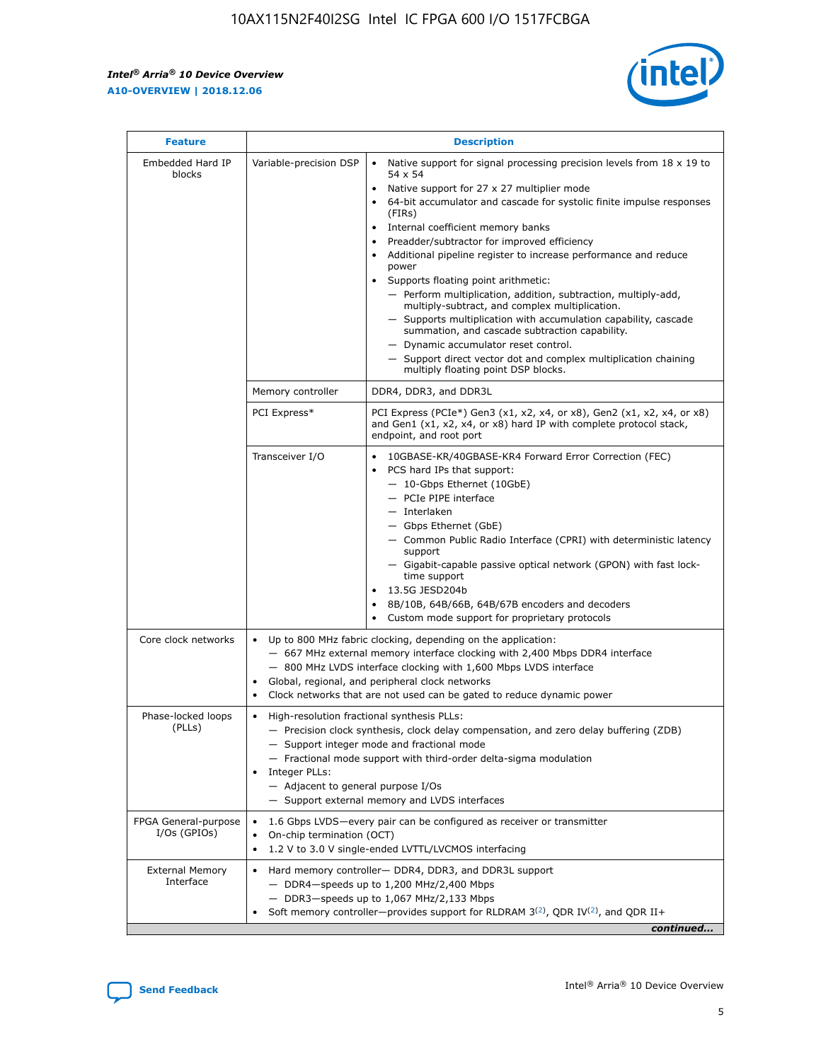| Feature | Description | |
|---|---|---|
| Embedded Hard IP blocks | Variable-precision DSP | • Native support for signal processing precision levels from 18 x 19 to 54 x 54<br>• Native support for 27 x 27 multiplier mode<br>• 64-bit accumulator and cascade for systolic finite impulse responses (FIRs)<br>• Internal coefficient memory banks<br>• Preadder/subtractor for improved efficiency<br>• Additional pipeline register to increase performance and reduce power<br>• Supports floating point arithmetic:<br>— Perform multiplication, addition, subtraction, multiply-add, multiply-subtract, and complex multiplication.<br>— Supports multiplication with accumulation capability, cascade summation, and cascade subtraction capability.<br>— Dynamic accumulator reset control.<br>— Support direct vector dot and complex multiplication chaining multiply floating point DSP blocks. |
| | Memory controller | DDR4, DDR3, and DDR3L |
| | PCI Express* | PCI Express (PCIe*) Gen3 (x1, x2, x4, or x8), Gen2 (x1, x2, x4, or x8) and Gen1 (x1, x2, x4, or x8) hard IP with complete protocol stack, endpoint, and root port |
| | Transceiver I/O | • 10GBASE-KR/40GBASE-KR4 Forward Error Correction (FEC)<br>• PCS hard IPs that support:<br>— 10-Gbps Ethernet (10GbE)<br>— PCIe PIPE interface<br>— Interlaken<br>— Gbps Ethernet (GbE)<br>— Common Public Radio Interface (CPRI) with deterministic latency support<br>— Gigabit-capable passive optical network (GPON) with fast lock-time support<br>• 13.5G JESD204b<br>• 8B/10B, 64B/66B, 64B/67B encoders and decoders<br>• Custom mode support for proprietary protocols |
| Core clock networks | • Up to 800 MHz fabric clocking, depending on the application:<br>— 667 MHz external memory interface clocking with 2,400 Mbps DDR4 interface<br>— 800 MHz LVDS interface clocking with 1,600 Mbps LVDS interface<br>• Global, regional, and peripheral clock networks<br>• Clock networks that are not used can be gated to reduce dynamic power | |
| Phase-locked loops (PLLs) | • High-resolution fractional synthesis PLLs:<br>— Precision clock synthesis, clock delay compensation, and zero delay buffering (ZDB)<br>— Support integer mode and fractional mode<br>— Fractional mode support with third-order delta-sigma modulation<br>• Integer PLLs:<br>— Adjacent to general purpose I/Os<br>— Support external memory and LVDS interfaces | |
| FPGA General-purpose I/Os (GPIOs) | • 1.6 Gbps LVDS—every pair can be configured as receiver or transmitter<br>• On-chip termination (OCT)<br>• 1.2 V to 3.0 V single-ended LVTTL/LVCMOS interfacing | |
| External Memory Interface | • Hard memory controller— DDR4, DDR3, and DDR3L support<br>— DDR4—speeds up to 1,200 MHz/2,400 Mbps<br>— DDR3—speeds up to 1,067 MHz/2,133 Mbps<br>• Soft memory controller—provides support for RLDRAM 3[(2)], QDR IV[(2)], and QDR II+ | |

*continued...*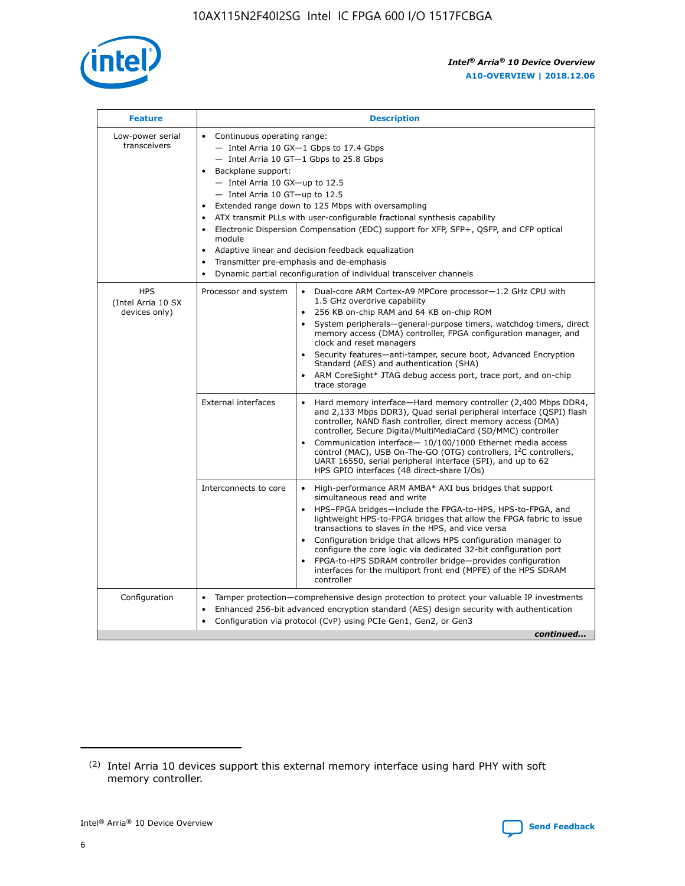| Feature | Description | |
|---|---|---|
| Low-power serial transceivers | • Continuous operating range:<br>— Intel Arria 10 GX—1 Gbps to 17.4 Gbps<br>— Intel Arria 10 GT—1 Gbps to 25.8 Gbps<br>• Backplane support:<br>— Intel Arria 10 GX—up to 12.5<br>— Intel Arria 10 GT—up to 12.5<br>• Extended range down to 125 Mbps with oversampling<br>• ATX transmit PLLs with user-configurable fractional synthesis capability<br>• Electronic Dispersion Compensation (EDC) support for XFP, SFP+, QSFP, and CFP optical module<br>• Adaptive linear and decision feedback equalization<br>• Transmitter pre-emphasis and de-emphasis<br>• Dynamic partial reconfiguration of individual transceiver channels | |
| HPS (Intel Arria 10 SX devices only) | Processor and system | • Dual-core ARM Cortex-A9 MPCore processor—1.2 GHz CPU with 1.5 GHz overdrive capability<br>• 256 KB on-chip RAM and 64 KB on-chip ROM<br>• System peripherals—general-purpose timers, watchdog timers, direct memory access (DMA) controller, FPGA configuration manager, and clock and reset managers<br>• Security features—anti-tamper, secure boot, Advanced Encryption Standard (AES) and authentication (SHA)<br>• ARM CoreSight* JTAG debug access port, trace port, and on-chip trace storage |
| | External interfaces | • Hard memory interface—Hard memory controller (2,400 Mbps DDR4, and 2,133 Mbps DDR3), Quad serial peripheral interface (QSPI) flash controller, NAND flash controller, direct memory access (DMA) controller, Secure Digital/MultiMediaCard (SD/MMC) controller<br>• Communication interface— 10/100/1000 Ethernet media access control (MAC), USB On-The-GO (OTG) controllers, I²C controllers, UART 16550, serial peripheral interface (SPI), and up to 62 HPS GPIO interfaces (48 direct-share I/Os) |
| | Interconnects to core | • High-performance ARM AMBA* AXI bus bridges that support simultaneous read and write<br>• HPS–FPGA bridges—include the FPGA-to-HPS, HPS-to-FPGA, and lightweight HPS-to-FPGA bridges that allow the FPGA fabric to issue transactions to slaves in the HPS, and vice versa<br>• Configuration bridge that allows HPS configuration manager to configure the core logic via dedicated 32-bit configuration port<br>• FPGA-to-HPS SDRAM controller bridge—provides configuration interfaces for the multiport front end (MPFE) of the HPS SDRAM controller |
| Configuration | • Tamper protection—comprehensive design protection to protect your valuable IP investments<br>• Enhanced 256-bit advanced encryption standard (AES) design security with authentication<br>• Configuration via protocol (CvP) using PCIe Gen1, Gen2, or Gen3 | |

*continued...*

(2) Intel Arria 10 devices support this external memory interface using hard PHY with soft memory controller.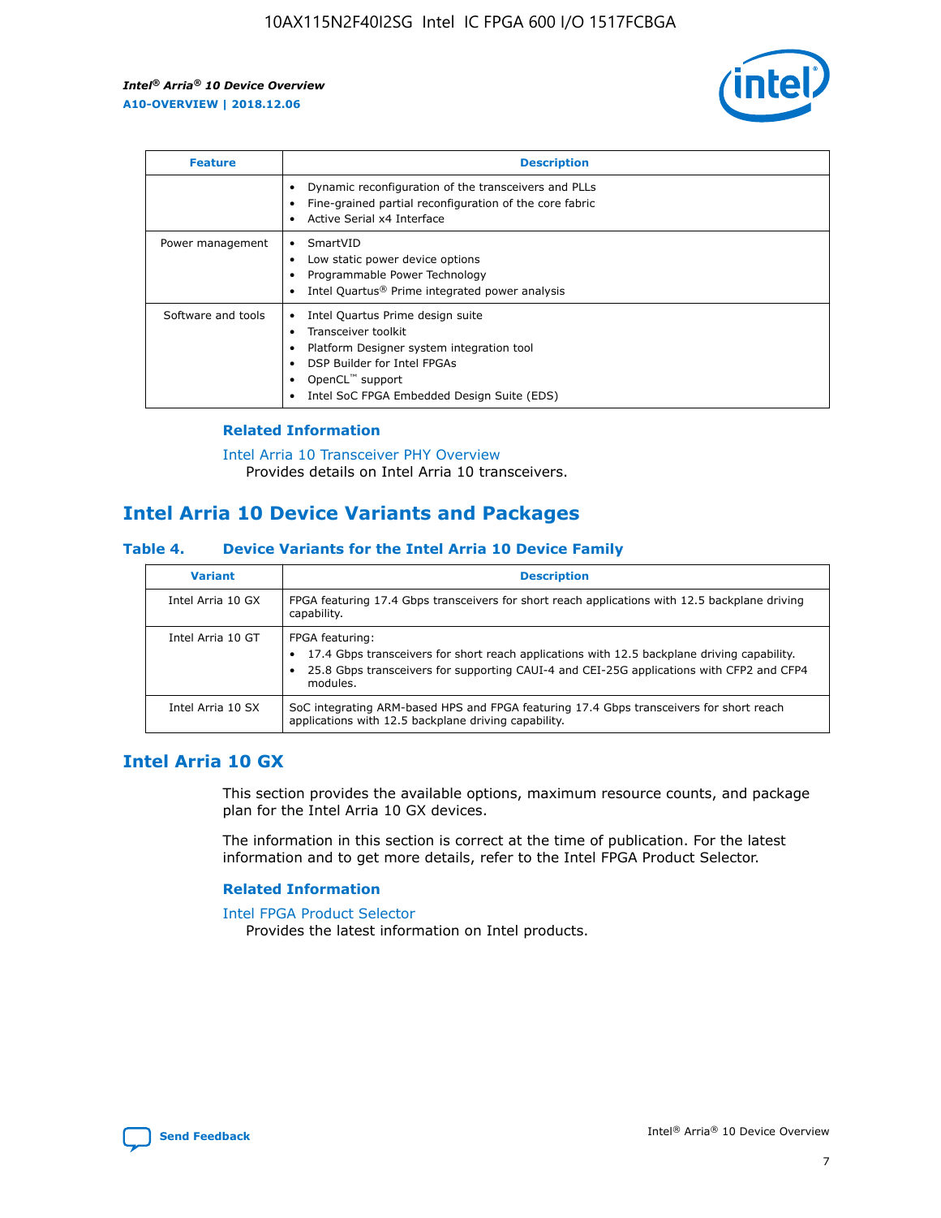| Feature | Description |
| --- | --- |
|  | • Dynamic reconfiguration of the transceivers and PLLs<br>• Fine-grained partial reconfiguration of the core fabric<br>• Active Serial x4 Interface |
| Power management | • SmartVID<br>• Low static power device options<br>• Programmable Power Technology<br>• Intel Quartus® Prime integrated power analysis |
| Software and tools | • Intel Quartus Prime design suite<br>• Transceiver toolkit<br>• Platform Designer system integration tool<br>• DSP Builder for Intel FPGAs<br>• OpenCL™ support<br>• Intel SoC FPGA Embedded Design Suite (EDS) |

### Related Information

Intel Arria 10 Transceiver PHY Overview
Provides details on Intel Arria 10 transceivers.

## Intel Arria 10 Device Variants and Packages

### Table 4. Device Variants for the Intel Arria 10 Device Family

| Variant | Description |
| --- | --- |
| Intel Arria 10 GX | FPGA featuring 17.4 Gbps transceivers for short reach applications with 12.5 backplane driving capability. |
| Intel Arria 10 GT | FPGA featuring:<br>• 17.4 Gbps transceivers for short reach applications with 12.5 backplane driving capability.<br>• 25.8 Gbps transceivers for supporting CAUI-4 and CEI-25G applications with CFP2 and CFP4 modules. |
| Intel Arria 10 SX | SoC integrating ARM-based HPS and FPGA featuring 17.4 Gbps transceivers for short reach applications with 12.5 backplane driving capability. |

## Intel Arria 10 GX

This section provides the available options, maximum resource counts, and package plan for the Intel Arria 10 GX devices.

The information in this section is correct at the time of publication. For the latest information and to get more details, refer to the Intel FPGA Product Selector.

### Related Information

Intel FPGA Product Selector
Provides the latest information on Intel products.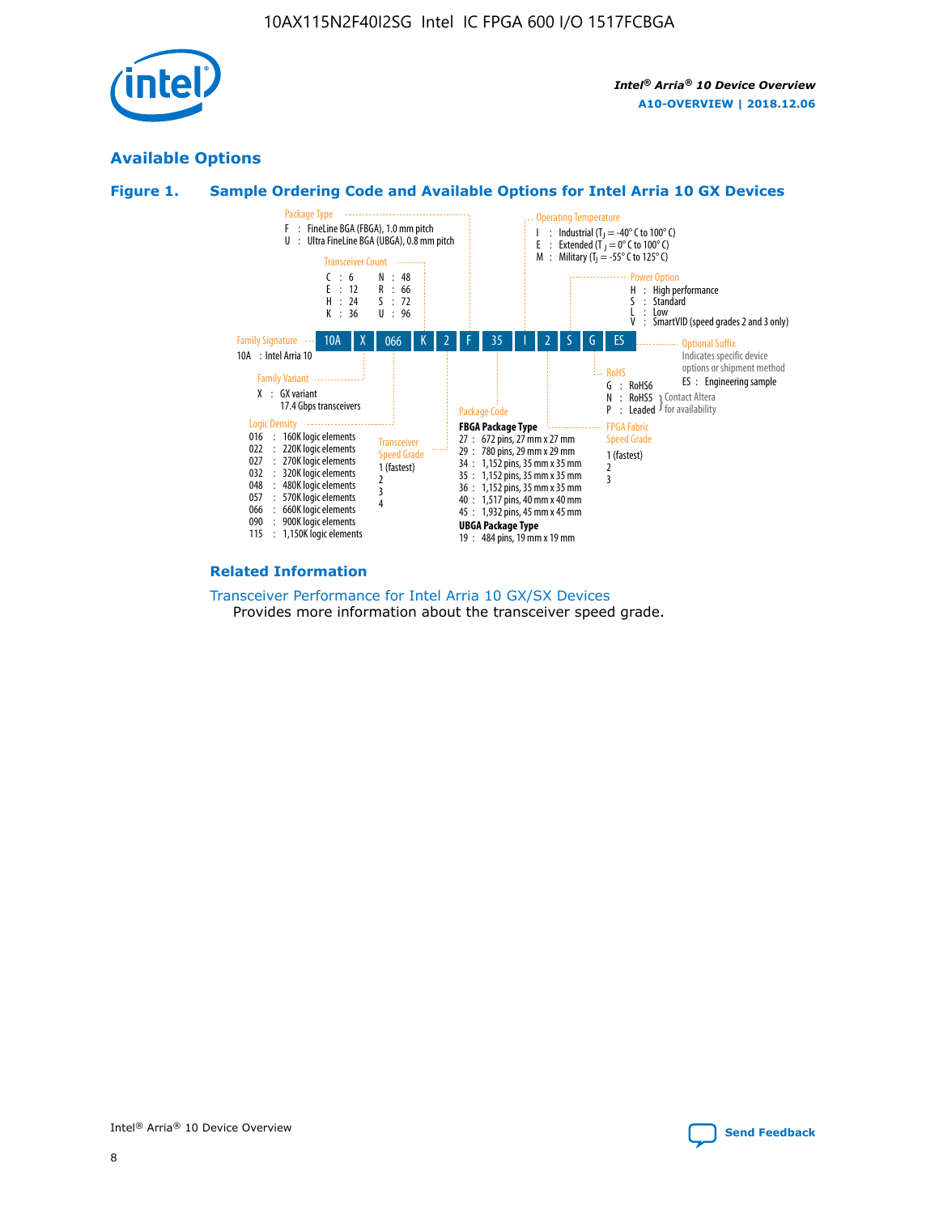## Available Options

### Figure 1. Sample Ordering Code and Available Options for Intel Arria 10 GX Devices

| 10A | X | 066 | K | 2 | F | 35 | I | 2 | S | G | ES |
|---|---|---|---|---|---|---|---|---|---|---|---|

**Family Signature**
10A : Intel Arria 10

**Family Variant**
X : GX variant
17.4 Gbps transceivers

**Logic Density**
016 : 160K logic elements
022 : 220K logic elements
027 : 270K logic elements
032 : 320K logic elements
048 : 480K logic elements
057 : 570K logic elements
066 : 660K logic elements
090 : 900K logic elements
115 : 1,150K logic elements

**Transceiver Count**
C : 6 N : 48
E : 12 R : 66
H : 24 S : 72
K : 36 U : 96

**Transceiver Speed Grade**
1 (fastest)
2
3
4

**Package Type**
F : FineLine BGA (FBGA), 1.0 mm pitch
U : Ultra FineLine BGA (UBGA), 0.8 mm pitch

**Package Code**
**FBGA Package Type**
27 : 672 pins, 27 mm x 27 mm
29 : 780 pins, 29 mm x 29 mm
34 : 1,152 pins, 35 mm x 35 mm
35 : 1,152 pins, 35 mm x 35 mm
36 : 1,152 pins, 35 mm x 35 mm
40 : 1,517 pins, 40 mm x 40 mm
45 : 1,932 pins, 45 mm x 45 mm
**UBGA Package Type**
19 : 484 pins, 19 mm x 19 mm

**Operating Temperature**
I : Industrial ($T_J$ = -40° C to 100° C)
E : Extended ($T_J$ = 0° C to 100° C)
M : Military ($T_J$ = -55° C to 125° C)

**FPGA Fabric Speed Grade**
1 (fastest)
2
3

**Power Option**
H : High performance
S : Standard
L : Low
V : SmartVID (speed grades 2 and 3 only)

**RoHS**
G : RoHS6
N : RoHS5 } Contact Altera for availability
P : Leaded } Contact Altera for availability

**Optional Suffix**
Indicates specific device options or shipment method
ES : Engineering sample

### Related Information

Transceiver Performance for Intel Arria 10 GX/SX Devices
Provides more information about the transceiver speed grade.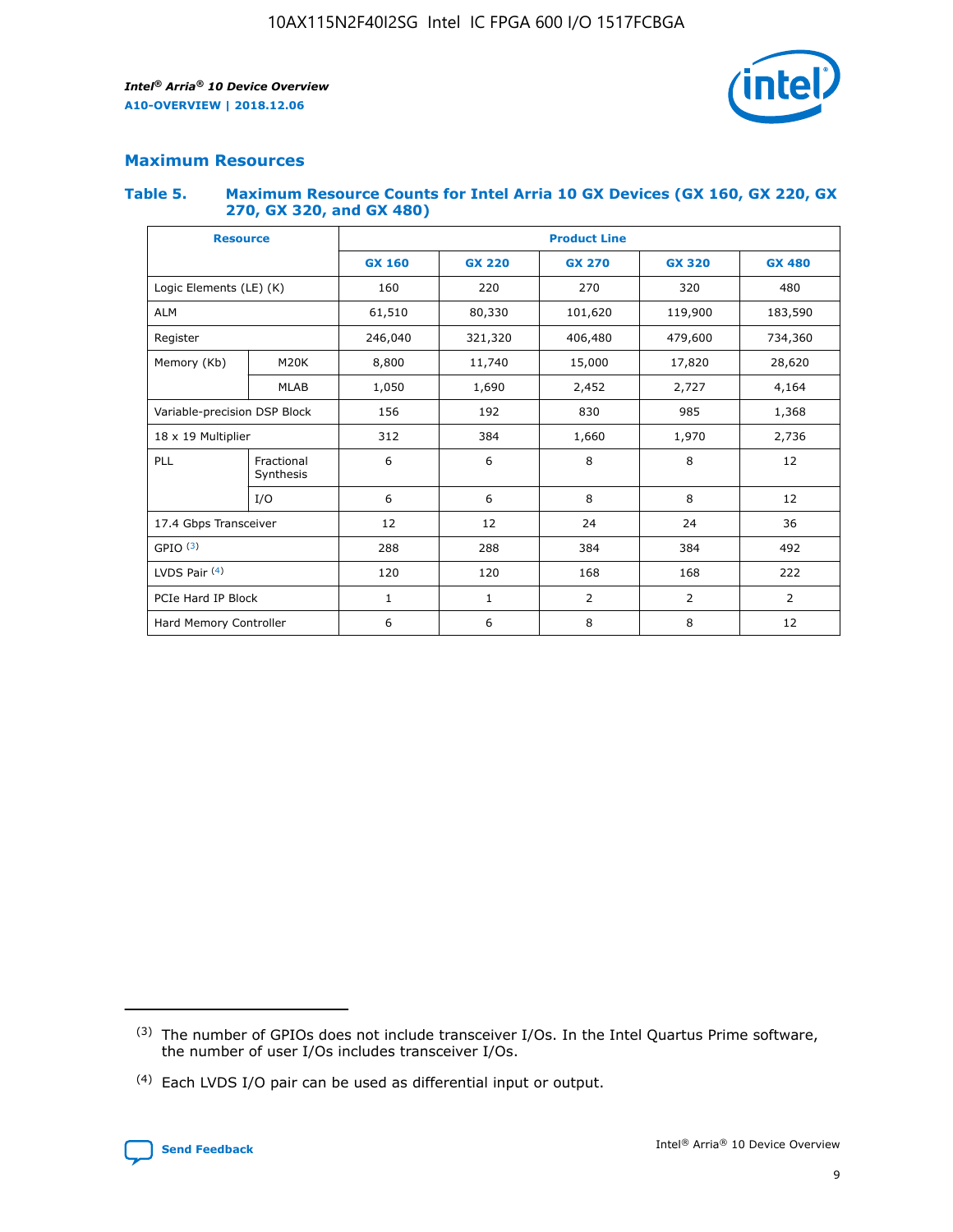## Maximum Resources

### Table 5. Maximum Resource Counts for Intel Arria 10 GX Devices (GX 160, GX 220, GX 270, GX 320, and GX 480)

| Resource | | Product Line | | | | |
|---|---|---|---|---|---|---|
| | | GX 160 | GX 220 | GX 270 | GX 320 | GX 480 |
| Logic Elements (LE) (K) | | 160 | 220 | 270 | 320 | 480 |
| ALM | | 61,510 | 80,330 | 101,620 | 119,900 | 183,590 |
| Register | | 246,040 | 321,320 | 406,480 | 479,600 | 734,360 |
| Memory (Kb) | M20K | 8,800 | 11,740 | 15,000 | 17,820 | 28,620 |
| | MLAB | 1,050 | 1,690 | 2,452 | 2,727 | 4,164 |
| Variable-precision DSP Block | | 156 | 192 | 830 | 985 | 1,368 |
| 18 x 19 Multiplier | | 312 | 384 | 1,660 | 1,970 | 2,736 |
| PLL | Fractional Synthesis | 6 | 6 | 8 | 8 | 12 |
| | I/O | 6 | 6 | 8 | 8 | 12 |
| 17.4 Gbps Transceiver | | 12 | 12 | 24 | 24 | 36 |
| GPIO (3) | | 288 | 288 | 384 | 384 | 492 |
| LVDS Pair (4) | | 120 | 120 | 168 | 168 | 222 |
| PCIe Hard IP Block | | 1 | 1 | 2 | 2 | 2 |
| Hard Memory Controller | | 6 | 6 | 8 | 8 | 12 |

(3) The number of GPIOs does not include transceiver I/Os. In the Intel Quartus Prime software, the number of user I/Os includes transceiver I/Os.

(4) Each LVDS I/O pair can be used as differential input or output.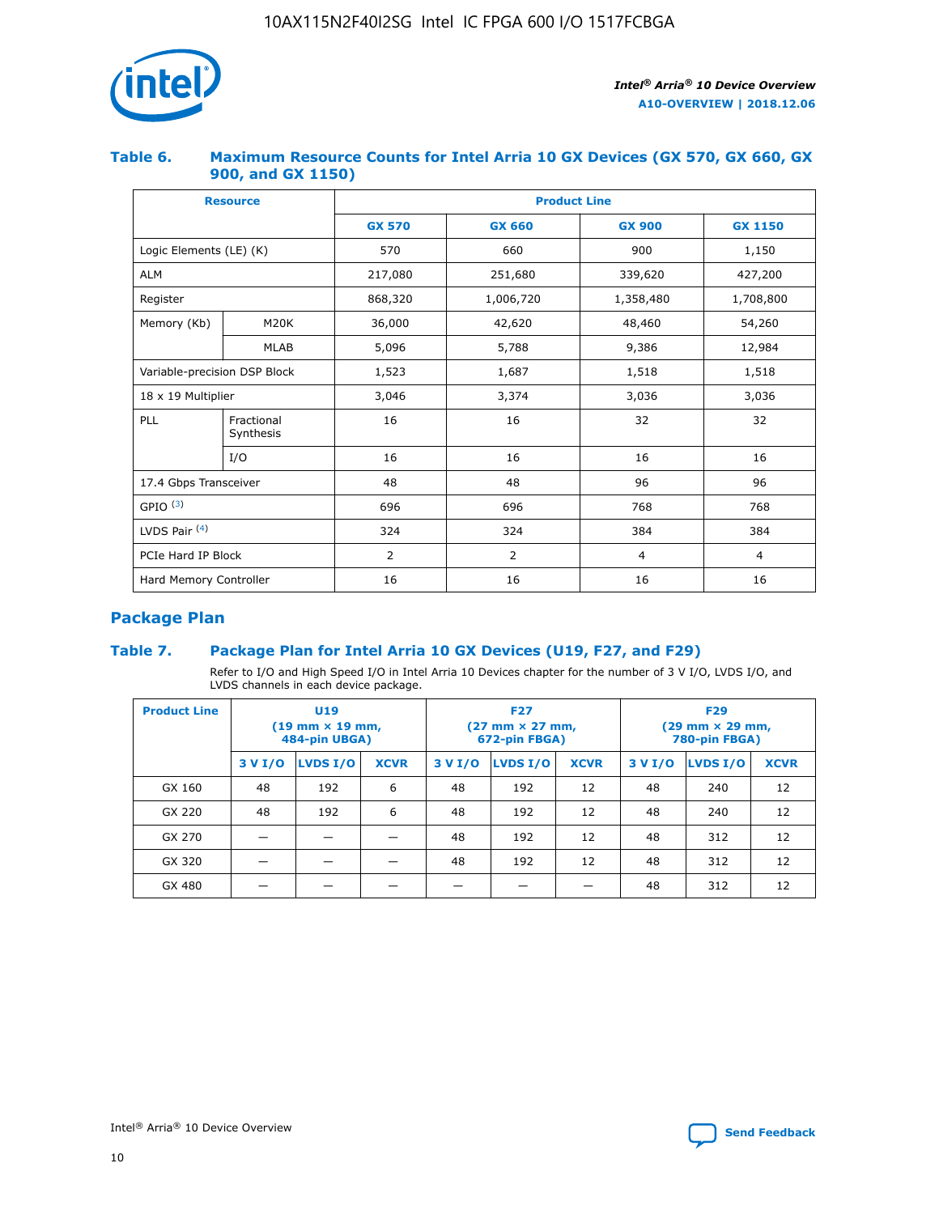## Table 6. Maximum Resource Counts for Intel Arria 10 GX Devices (GX 570, GX 660, GX 900, and GX 1150)

| Resource | | Product Line | | | |
|---|---|---|---|---|---|
| | | GX 570 | GX 660 | GX 900 | GX 1150 |
| Logic Elements (LE) (K) | | 570 | 660 | 900 | 1,150 |
| ALM | | 217,080 | 251,680 | 339,620 | 427,200 |
| Register | | 868,320 | 1,006,720 | 1,358,480 | 1,708,800 |
| Memory (Kb) | M20K | 36,000 | 42,620 | 48,460 | 54,260 |
| | MLAB | 5,096 | 5,788 | 9,386 | 12,984 |
| Variable-precision DSP Block | | 1,523 | 1,687 | 1,518 | 1,518 |
| 18 x 19 Multiplier | | 3,046 | 3,374 | 3,036 | 3,036 |
| PLL | Fractional Synthesis | 16 | 16 | 32 | 32 |
| | I/O | 16 | 16 | 16 | 16 |
| 17.4 Gbps Transceiver | | 48 | 48 | 96 | 96 |
| GPIO [(3)] | | 696 | 696 | 768 | 768 |
| LVDS Pair [(4)] | | 324 | 324 | 384 | 384 |
| PCIe Hard IP Block | | 2 | 2 | 4 | 4 |
| Hard Memory Controller | | 16 | 16 | 16 | 16 |

## Package Plan

## Table 7. Package Plan for Intel Arria 10 GX Devices (U19, F27, and F29)

Refer to I/O and High Speed I/O in Intel Arria 10 Devices chapter for the number of 3 V I/O, LVDS I/O, and LVDS channels in each device package.

| Product Line | U19 (19 mm × 19 mm, 484-pin UBGA) | | | F27 (27 mm × 27 mm, 672-pin FBGA) | | | F29 (29 mm × 29 mm, 780-pin FBGA) | | |
|---|---|---|---|---|---|---|---|---|---|
| | 3 V I/O | LVDS I/O | XCVR | 3 V I/O | LVDS I/O | XCVR | 3 V I/O | LVDS I/O | XCVR |
| GX 160 | 48 | 192 | 6 | 48 | 192 | 12 | 48 | 240 | 12 |
| GX 220 | 48 | 192 | 6 | 48 | 192 | 12 | 48 | 240 | 12 |
| GX 270 | — | — | — | 48 | 192 | 12 | 48 | 312 | 12 |
| GX 320 | — | — | — | 48 | 192 | 12 | 48 | 312 | 12 |
| GX 480 | — | — | — | — | — | — | 48 | 312 | 12 |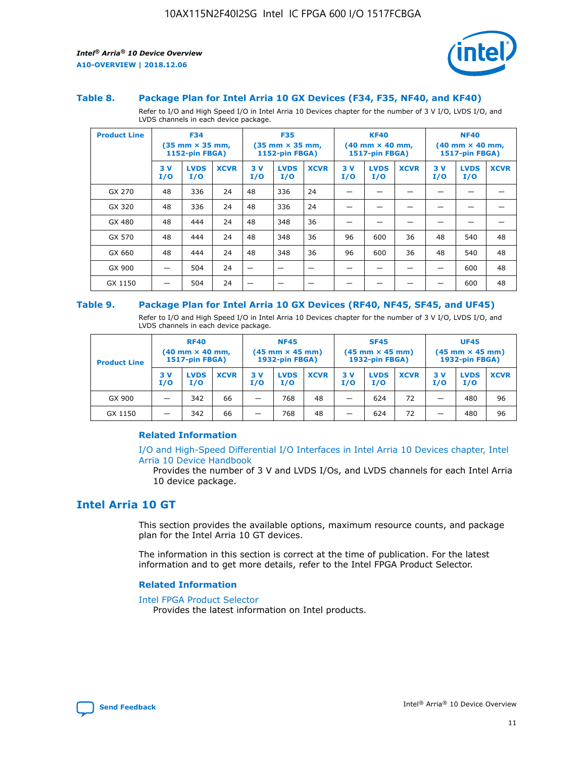### Table 8. Package Plan for Intel Arria 10 GX Devices (F34, F35, NF40, and KF40)

Refer to I/O and High Speed I/O in Intel Arria 10 Devices chapter for the number of 3 V I/O, LVDS I/O, and LVDS channels in each device package.

| Product Line | F34 (35 mm × 35 mm, 1152-pin FBGA) | | | F35 (35 mm × 35 mm, 1152-pin FBGA) | | | KF40 (40 mm × 40 mm, 1517-pin FBGA) | | | NF40 (40 mm × 40 mm, 1517-pin FBGA) | | |
|---|---|---|---|---|---|---|---|---|---|---|---|---|
| | 3 V I/O | LVDS I/O | XCVR | 3 V I/O | LVDS I/O | XCVR | 3 V I/O | LVDS I/O | XCVR | 3 V I/O | LVDS I/O | XCVR |
| GX 270 | 48 | 336 | 24 | 48 | 336 | 24 | — | — | — | — | — | — |
| GX 320 | 48 | 336 | 24 | 48 | 336 | 24 | — | — | — | — | — | — |
| GX 480 | 48 | 444 | 24 | 48 | 348 | 36 | — | — | — | — | — | — |
| GX 570 | 48 | 444 | 24 | 48 | 348 | 36 | 96 | 600 | 36 | 48 | 540 | 48 |
| GX 660 | 48 | 444 | 24 | 48 | 348 | 36 | 96 | 600 | 36 | 48 | 540 | 48 |
| GX 900 | — | 504 | 24 | — | — | — | — | — | — | — | 600 | 48 |
| GX 1150 | — | 504 | 24 | — | — | — | — | — | — | — | 600 | 48 |

### Table 9. Package Plan for Intel Arria 10 GX Devices (RF40, NF45, SF45, and UF45)

Refer to I/O and High Speed I/O in Intel Arria 10 Devices chapter for the number of 3 V I/O, LVDS I/O, and LVDS channels in each device package.

| Product Line | RF40 (40 mm × 40 mm, 1517-pin FBGA) | | | NF45 (45 mm × 45 mm) 1932-pin FBGA) | | | SF45 (45 mm × 45 mm) 1932-pin FBGA) | | | UF45 (45 mm × 45 mm) 1932-pin FBGA) | | |
|---|---|---|---|---|---|---|---|---|---|---|---|---|
| | 3 V I/O | LVDS I/O | XCVR | 3 V I/O | LVDS I/O | XCVR | 3 V I/O | LVDS I/O | XCVR | 3 V I/O | LVDS I/O | XCVR |
| GX 900 | — | 342 | 66 | — | 768 | 48 | — | 624 | 72 | — | 480 | 96 |
| GX 1150 | — | 342 | 66 | — | 768 | 48 | — | 624 | 72 | — | 480 | 96 |

#### Related Information

I/O and High-Speed Differential I/O Interfaces in Intel Arria 10 Devices chapter, Intel Arria 10 Device Handbook
Provides the number of 3 V and LVDS I/Os, and LVDS channels for each Intel Arria 10 device package.

## Intel Arria 10 GT

This section provides the available options, maximum resource counts, and package plan for the Intel Arria 10 GT devices.

The information in this section is correct at the time of publication. For the latest information and to get more details, refer to the Intel FPGA Product Selector.

#### Related Information

Intel FPGA Product Selector
Provides the latest information on Intel products.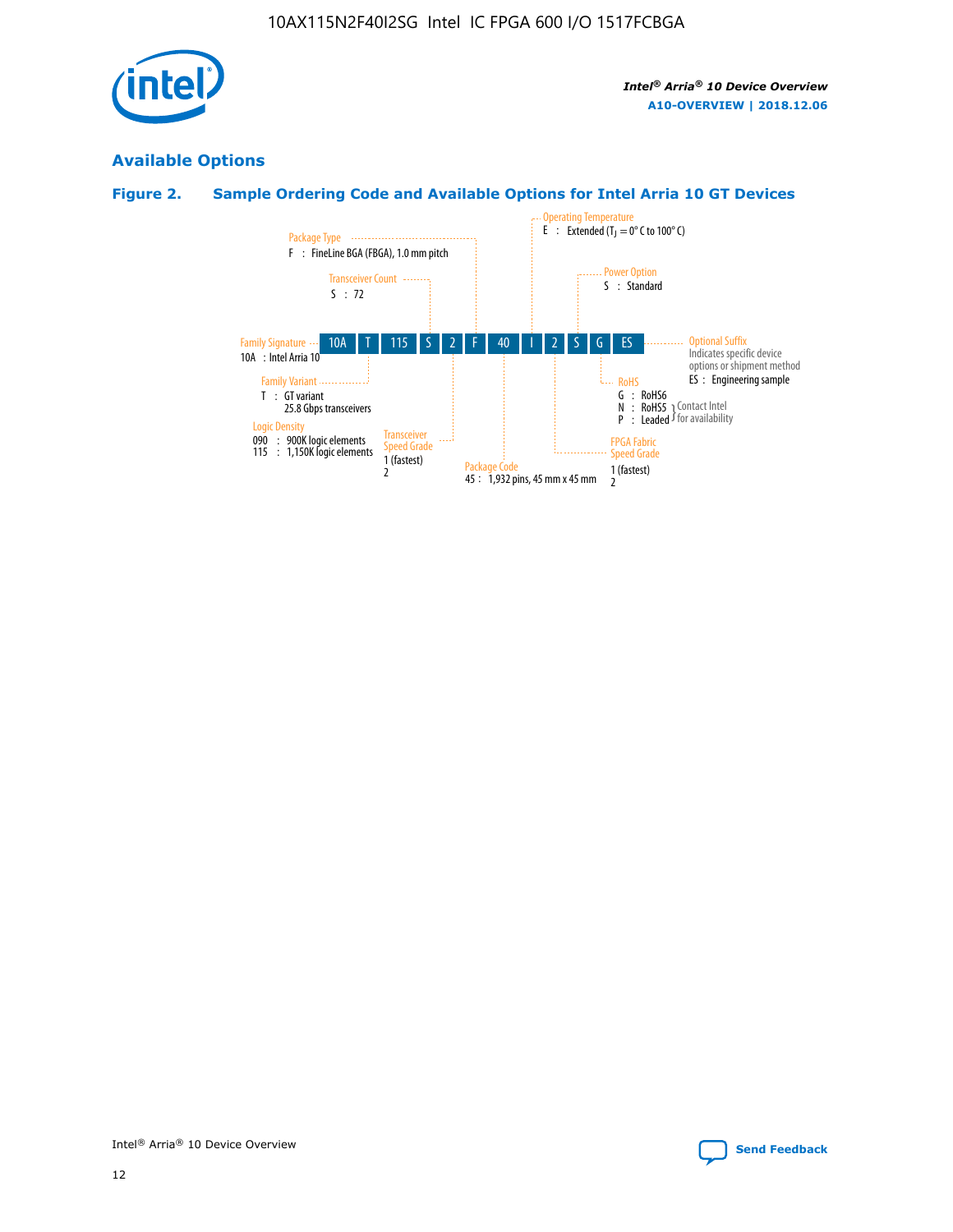## Available Options

### Figure 2. Sample Ordering Code and Available Options for Intel Arria 10 GT Devices

| 10A | T | 115 | S | 2 | F | 40 | I | 2 | S | G | ES |
|---|---|---|---|---|---|---|---|---|---|---|---|

**Family Signature**
10A : Intel Arria 10

**Family Variant**
T : GT variant
25.8 Gbps transceivers

**Logic Density**
090 : 900K logic elements
115 : 1,150K logic elements

**Transceiver Count**
S : 72

**Transceiver Speed Grade**
1 (fastest)
2

**Package Type**
F : FineLine BGA (FBGA), 1.0 mm pitch

**Package Code**
45 : 1,932 pins, 45 mm x 45 mm

**Operating Temperature**
E : Extended ($T_J$ = 0° C to 100° C)

**FPGA Fabric Speed Grade**
1 (fastest)
2

**Power Option**
S : Standard

**RoHS**
G : RoHS6
N : RoHS5 } Contact Intel for availability
P : Leaded } Contact Intel for availability

**Optional Suffix**
Indicates specific device options or shipment method
ES : Engineering sample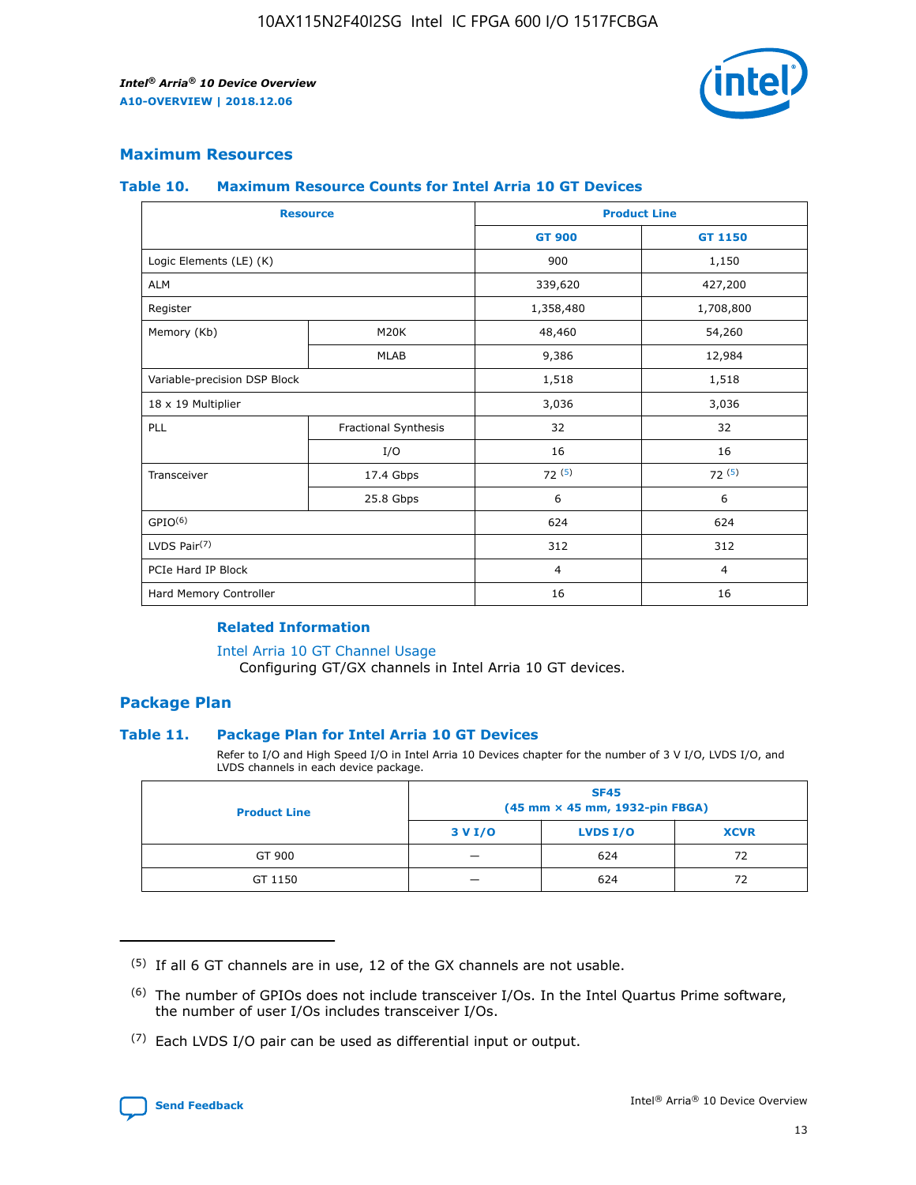## Maximum Resources

### Table 10. Maximum Resource Counts for Intel Arria 10 GT Devices

| Resource | | Product Line | |
|---|---|---|---|
| | | GT 900 | GT 1150 |
| Logic Elements (LE) (K) | | 900 | 1,150 |
| ALM | | 339,620 | 427,200 |
| Register | | 1,358,480 | 1,708,800 |
| Memory (Kb) | M20K | 48,460 | 54,260 |
| | MLAB | 9,386 | 12,984 |
| Variable-precision DSP Block | | 1,518 | 1,518 |
| 18 x 19 Multiplier | | 3,036 | 3,036 |
| PLL | Fractional Synthesis | 32 | 32 |
| | I/O | 16 | 16 |
| Transceiver | 17.4 Gbps | 72 (5) | 72 (5) |
| | 25.8 Gbps | 6 | 6 |
| GPIO(6) | | 624 | 624 |
| LVDS Pair(7) | | 312 | 312 |
| PCIe Hard IP Block | | 4 | 4 |
| Hard Memory Controller | | 16 | 16 |

#### Related Information

Intel Arria 10 GT Channel Usage
Configuring GT/GX channels in Intel Arria 10 GT devices.

## Package Plan

### Table 11. Package Plan for Intel Arria 10 GT Devices

Refer to I/O and High Speed I/O in Intel Arria 10 Devices chapter for the number of 3 V I/O, LVDS I/O, and LVDS channels in each device package.

| Product Line | SF45 (45 mm × 45 mm, 1932-pin FBGA) | | |
|---|---|---|---|
| | 3 V I/O | LVDS I/O | XCVR |
| GT 900 | — | 624 | 72 |
| GT 1150 | — | 624 | 72 |

(5) If all 6 GT channels are in use, 12 of the GX channels are not usable.

(6) The number of GPIOs does not include transceiver I/Os. In the Intel Quartus Prime software, the number of user I/Os includes transceiver I/Os.

(7) Each LVDS I/O pair can be used as differential input or output.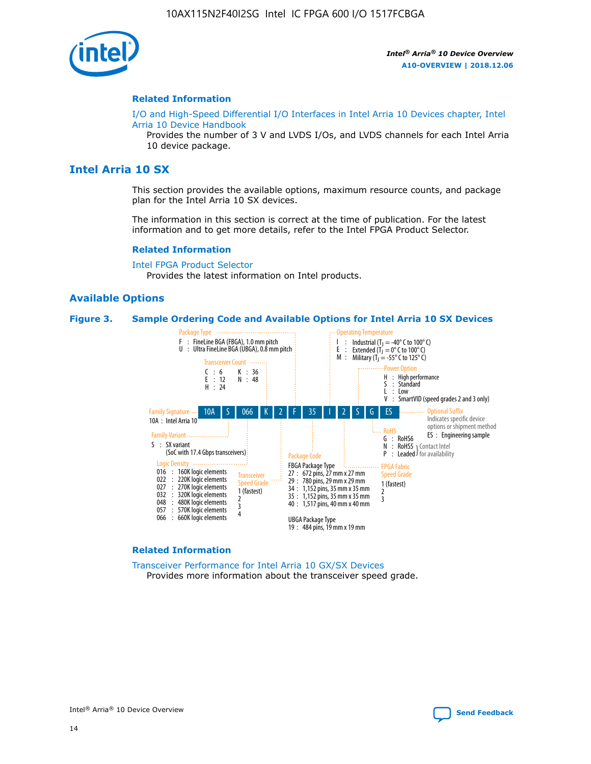## Related Information

I/O and High-Speed Differential I/O Interfaces in Intel Arria 10 Devices chapter, Intel Arria 10 Device Handbook

Provides the number of 3 V and LVDS I/Os, and LVDS channels for each Intel Arria 10 device package.

# Intel Arria 10 SX

This section provides the available options, maximum resource counts, and package plan for the Intel Arria 10 SX devices.

The information in this section is correct at the time of publication. For the latest information and to get more details, refer to the Intel FPGA Product Selector.

## Related Information

Intel FPGA Product Selector

Provides the latest information on Intel products.

## Available Options

**Figure 3. Sample Ordering Code and Available Options for Intel Arria 10 SX Devices**

Sample ordering code: 10A S 066 K 2 F 35 I 2 S G ES

- **Family Signature**
  - 10A : Intel Arria 10
- **Family Variant**
  - S : SX variant (SoC with 17.4 Gbps transceivers)
- **Logic Density**
  - 016 : 160K logic elements
  - 022 : 220K logic elements
  - 027 : 270K logic elements
  - 032 : 320K logic elements
  - 048 : 480K logic elements
  - 057 : 570K logic elements
  - 066 : 660K logic elements
- **Transceiver Count**
  - C : 6
  - E : 12
  - H : 24
  - K : 36
  - N : 48
- **Transceiver Speed Grade**
  - 1 (fastest)
  - 2
  - 3
  - 4
- **Package Type**
  - F : FineLine BGA (FBGA), 1.0 mm pitch
  - U : Ultra FineLine BGA (UBGA), 0.8 mm pitch
- **Package Code**
  - FBGA Package Type
    - 27 : 672 pins, 27 mm x 27 mm
    - 29 : 780 pins, 29 mm x 29 mm
    - 34 : 1,152 pins, 35 mm x 35 mm
    - 35 : 1,152 pins, 35 mm x 35 mm
    - 40 : 1,517 pins, 40 mm x 40 mm
  - UBGA Package Type
    - 19 : 484 pins, 19 mm x 19 mm
- **Operating Temperature**
  - I : Industrial ($T_J$ = -40° C to 100° C)
  - E : Extended ($T_J$ = 0° C to 100° C)
  - M : Military ($T_J$ = -55° C to 125° C)
- **FPGA Fabric Speed Grade**
  - 1 (fastest)
  - 2
  - 3
- **Power Option**
  - H : High performance
  - S : Standard
  - L : Low
  - V : SmartVID (speed grades 2 and 3 only)
- **RoHS**
  - G : RoHS6
  - N : RoHS5 (Contact Intel for availability)
  - P : Leaded (Contact Intel for availability)
- **Optional Suffix**
  - Indicates specific device options or shipment method
  - ES : Engineering sample

## Related Information

Transceiver Performance for Intel Arria 10 GX/SX Devices

Provides more information about the transceiver speed grade.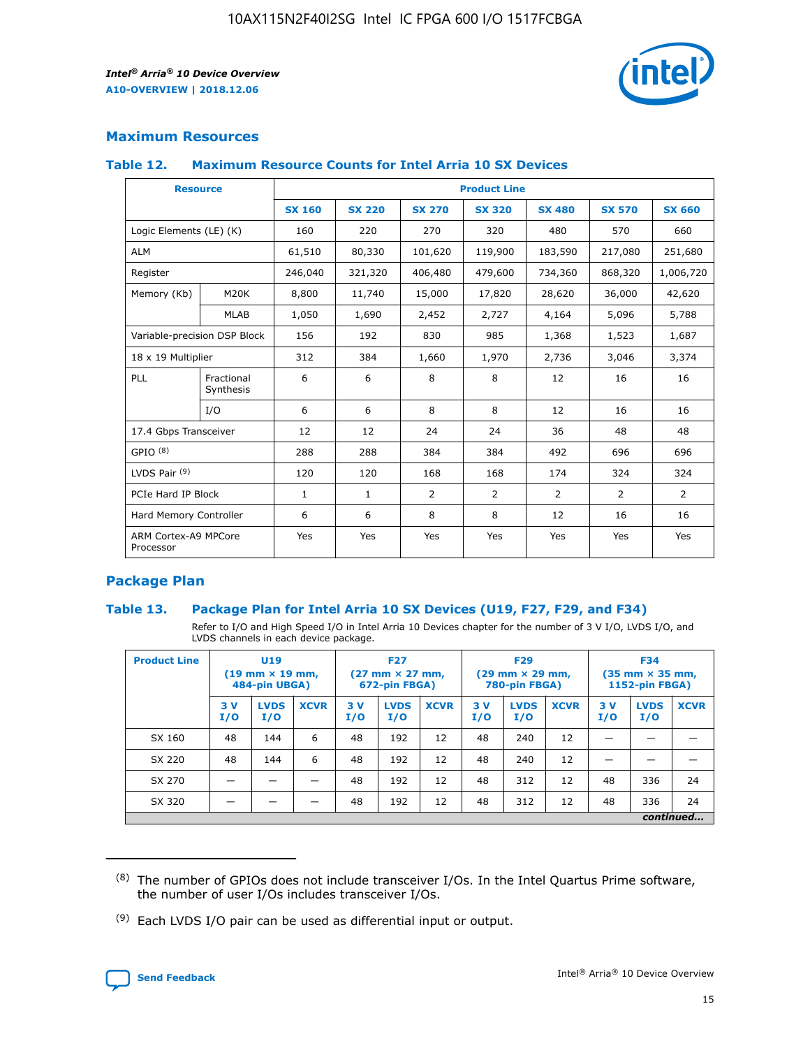## Maximum Resources

### Table 12. Maximum Resource Counts for Intel Arria 10 SX Devices

| Resource | | Product Line | | | | | | |
|---|---|---|---|---|---|---|---|---|
| | | SX 160 | SX 220 | SX 270 | SX 320 | SX 480 | SX 570 | SX 660 |
| Logic Elements (LE) (K) | | 160 | 220 | 270 | 320 | 480 | 570 | 660 |
| ALM | | 61,510 | 80,330 | 101,620 | 119,900 | 183,590 | 217,080 | 251,680 |
| Register | | 246,040 | 321,320 | 406,480 | 479,600 | 734,360 | 868,320 | 1,006,720 |
| Memory (Kb) | M20K | 8,800 | 11,740 | 15,000 | 17,820 | 28,620 | 36,000 | 42,620 |
| | MLAB | 1,050 | 1,690 | 2,452 | 2,727 | 4,164 | 5,096 | 5,788 |
| Variable-precision DSP Block | | 156 | 192 | 830 | 985 | 1,368 | 1,523 | 1,687 |
| 18 x 19 Multiplier | | 312 | 384 | 1,660 | 1,970 | 2,736 | 3,046 | 3,374 |
| PLL | Fractional Synthesis | 6 | 6 | 8 | 8 | 12 | 16 | 16 |
| | I/O | 6 | 6 | 8 | 8 | 12 | 16 | 16 |
| 17.4 Gbps Transceiver | | 12 | 12 | 24 | 24 | 36 | 48 | 48 |
| GPIO [8] | | 288 | 288 | 384 | 384 | 492 | 696 | 696 |
| LVDS Pair [9] | | 120 | 120 | 168 | 168 | 174 | 324 | 324 |
| PCIe Hard IP Block | | 1 | 1 | 2 | 2 | 2 | 2 | 2 |
| Hard Memory Controller | | 6 | 6 | 8 | 8 | 12 | 16 | 16 |
| ARM Cortex-A9 MPCore Processor | | Yes | Yes | Yes | Yes | Yes | Yes | Yes |

## Package Plan

### Table 13. Package Plan for Intel Arria 10 SX Devices (U19, F27, F29, and F34)

Refer to I/O and High Speed I/O in Intel Arria 10 Devices chapter for the number of 3 V I/O, LVDS I/O, and LVDS channels in each device package.

| Product Line | U19 (19 mm × 19 mm, 484-pin UBGA) | | | F27 (27 mm × 27 mm, 672-pin FBGA) | | | F29 (29 mm × 29 mm, 780-pin FBGA) | | | F34 (35 mm × 35 mm, 1152-pin FBGA) | | |
|---|---|---|---|---|---|---|---|---|---|---|---|---|
| | 3 V I/O | LVDS I/O | XCVR | 3 V I/O | LVDS I/O | XCVR | 3 V I/O | LVDS I/O | XCVR | 3 V I/O | LVDS I/O | XCVR |
| SX 160 | 48 | 144 | 6 | 48 | 192 | 12 | 48 | 240 | 12 | — | — | — |
| SX 220 | 48 | 144 | 6 | 48 | 192 | 12 | 48 | 240 | 12 | — | — | — |
| SX 270 | — | — | — | 48 | 192 | 12 | 48 | 312 | 12 | 48 | 336 | 24 |
| SX 320 | — | — | — | 48 | 192 | 12 | 48 | 312 | 12 | 48 | 336 | 24 |

*continued...*

(8) The number of GPIOs does not include transceiver I/Os. In the Intel Quartus Prime software, the number of user I/Os includes transceiver I/Os.

(9) Each LVDS I/O pair can be used as differential input or output.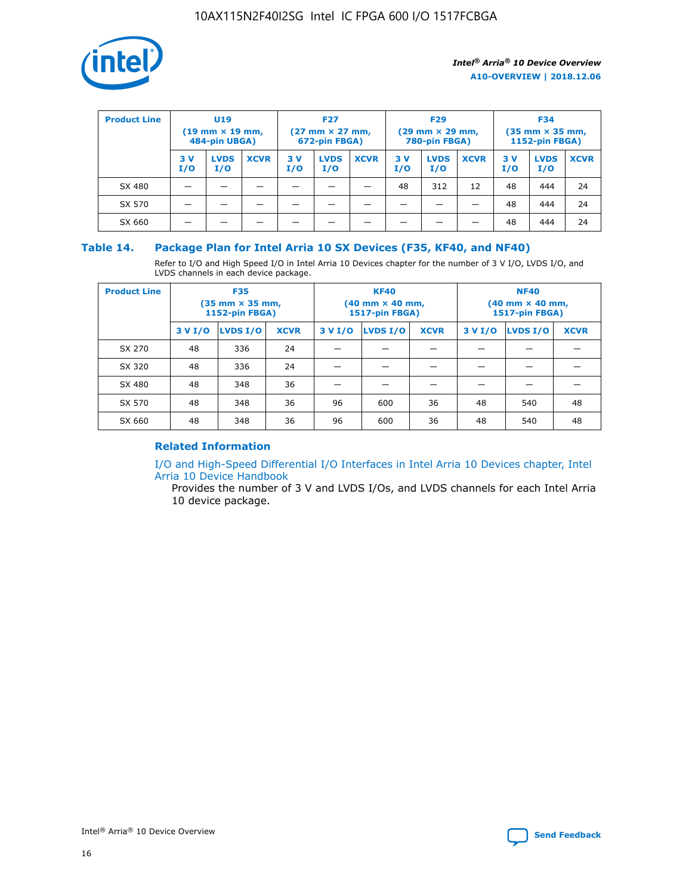| Product Line | U19 (19 mm × 19 mm, 484-pin UBGA) | | | F27 (27 mm × 27 mm, 672-pin FBGA) | | | F29 (29 mm × 29 mm, 780-pin FBGA) | | | F34 (35 mm × 35 mm, 1152-pin FBGA) | | |
|---|---|---|---|---|---|---|---|---|---|---|---|---|
| | 3 V I/O | LVDS I/O | XCVR | 3 V I/O | LVDS I/O | XCVR | 3 V I/O | LVDS I/O | XCVR | 3 V I/O | LVDS I/O | XCVR |
| SX 480 | — | — | — | — | — | — | 48 | 312 | 12 | 48 | 444 | 24 |
| SX 570 | — | — | — | — | — | — | — | — | — | 48 | 444 | 24 |
| SX 660 | — | — | — | — | — | — | — | — | — | 48 | 444 | 24 |

**Table 14. Package Plan for Intel Arria 10 SX Devices (F35, KF40, and NF40)**

Refer to I/O and High Speed I/O in Intel Arria 10 Devices chapter for the number of 3 V I/O, LVDS I/O, and LVDS channels in each device package.

| Product Line | F35 (35 mm × 35 mm, 1152-pin FBGA) | | | KF40 (40 mm × 40 mm, 1517-pin FBGA) | | | NF40 (40 mm × 40 mm, 1517-pin FBGA) | | |
|---|---|---|---|---|---|---|---|---|---|
| | 3 V I/O | LVDS I/O | XCVR | 3 V I/O | LVDS I/O | XCVR | 3 V I/O | LVDS I/O | XCVR |
| SX 270 | 48 | 336 | 24 | — | — | — | — | — | — |
| SX 320 | 48 | 336 | 24 | — | — | — | — | — | — |
| SX 480 | 48 | 348 | 36 | — | — | — | — | — | — |
| SX 570 | 48 | 348 | 36 | 96 | 600 | 36 | 48 | 540 | 48 |
| SX 660 | 48 | 348 | 36 | 96 | 600 | 36 | 48 | 540 | 48 |

### Related Information

I/O and High-Speed Differential I/O Interfaces in Intel Arria 10 Devices chapter, Intel Arria 10 Device Handbook

Provides the number of 3 V and LVDS I/Os, and LVDS channels for each Intel Arria 10 device package.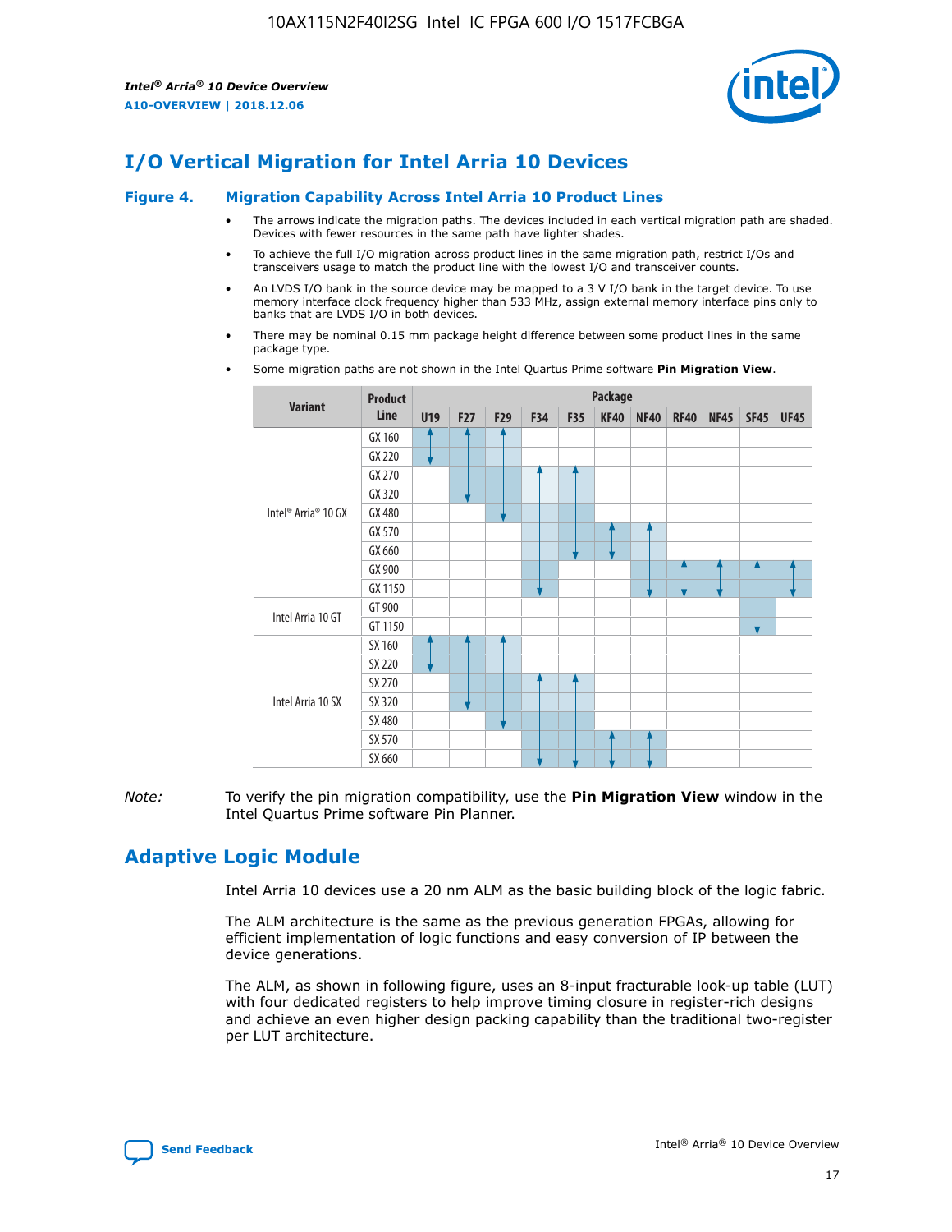# I/O Vertical Migration for Intel Arria 10 Devices

**Figure 4. Migration Capability Across Intel Arria 10 Product Lines**

- The arrows indicate the migration paths. The devices included in each vertical migration path are shaded. Devices with fewer resources in the same path have lighter shades.
- To achieve the full I/O migration across product lines in the same migration path, restrict I/Os and transceivers usage to match the product line with the lowest I/O and transceiver counts.
- An LVDS I/O bank in the source device may be mapped to a 3 V I/O bank in the target device. To use memory interface clock frequency higher than 533 MHz, assign external memory interface pins only to banks that are LVDS I/O in both devices.
- There may be nominal 0.15 mm package height difference between some product lines in the same package type.
- Some migration paths are not shown in the Intel Quartus Prime software **Pin Migration View**.

| Variant | Product Line | Package | | | | | | | | | | |
|---|---|---|---|---|---|---|---|---|---|---|---|---|
| | | U19 | F27 | F29 | F34 | F35 | KF40 | NF40 | RF40 | NF45 | SF45 | UF45 |
| Intel® Arria® 10 GX | GX 160 | | | | | | | | | | | |
| | GX 220 | | | | | | | | | | | |
| | GX 270 | | | | | | | | | | | |
| | GX 320 | | | | | | | | | | | |
| | GX 480 | | | | | | | | | | | |
| | GX 570 | | | | | | | | | | | |
| | GX 660 | | | | | | | | | | | |
| | GX 900 | | | | | | | | | | | |
| | GX 1150 | | | | | | | | | | | |
| Intel Arria 10 GT | GT 900 | | | | | | | | | | | |
| | GT 1150 | | | | | | | | | | | |
| Intel Arria 10 SX | SX 160 | | | | | | | | | | | |
| | SX 220 | | | | | | | | | | | |
| | SX 270 | | | | | | | | | | | |
| | SX 320 | | | | | | | | | | | |
| | SX 480 | | | | | | | | | | | |
| | SX 570 | | | | | | | | | | | |
| | SX 660 | | | | | | | | | | | |

*Note:* To verify the pin migration compatibility, use the **Pin Migration View** window in the Intel Quartus Prime software Pin Planner.

# Adaptive Logic Module

Intel Arria 10 devices use a 20 nm ALM as the basic building block of the logic fabric.

The ALM architecture is the same as the previous generation FPGAs, allowing for efficient implementation of logic functions and easy conversion of IP between the device generations.

The ALM, as shown in following figure, uses an 8-input fracturable look-up table (LUT) with four dedicated registers to help improve timing closure in register-rich designs and achieve an even higher design packing capability than the traditional two-register per LUT architecture.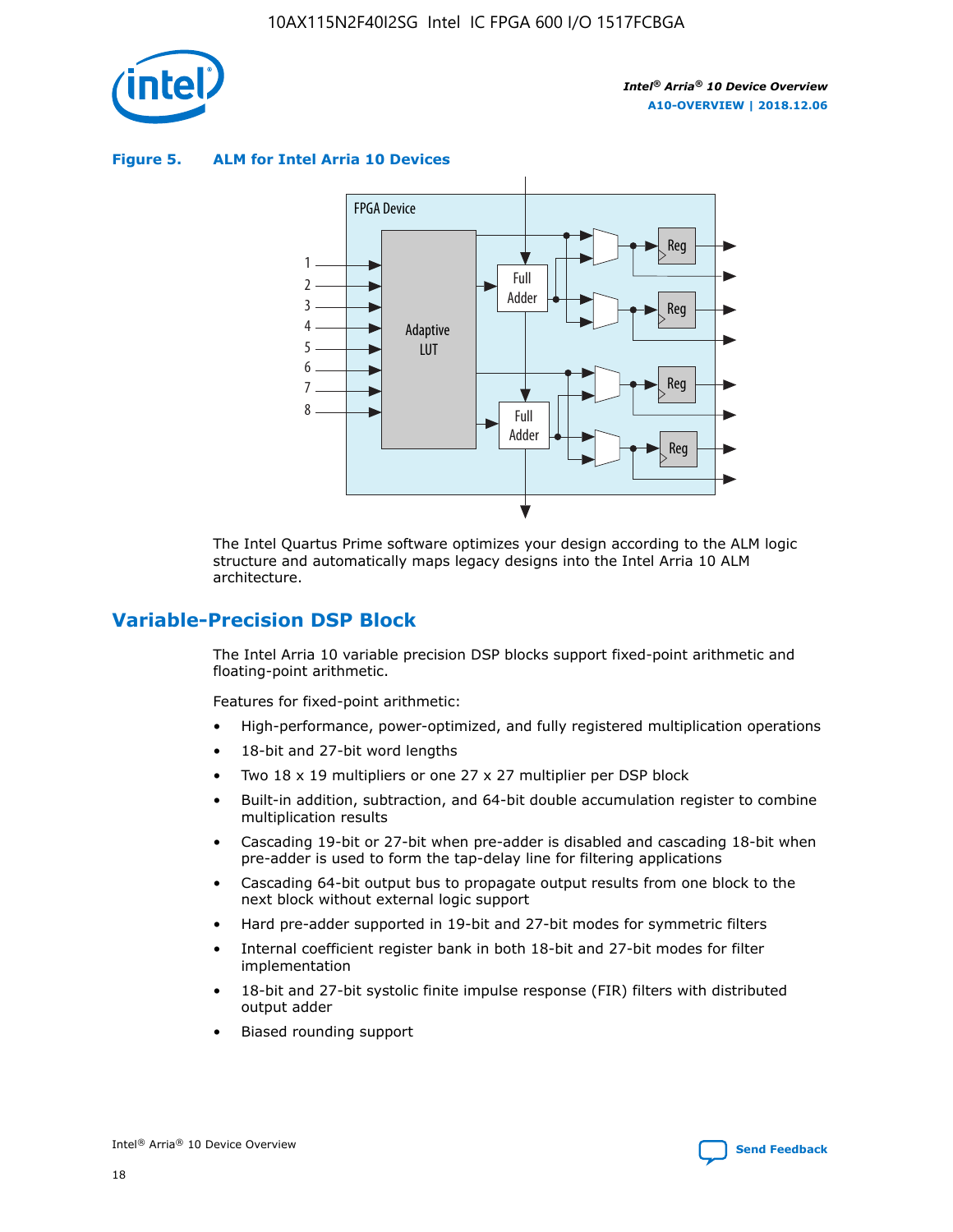**Figure 5. ALM for Intel Arria 10 Devices**

The Intel Quartus Prime software optimizes your design according to the ALM logic structure and automatically maps legacy designs into the Intel Arria 10 ALM architecture.

## Variable-Precision DSP Block

The Intel Arria 10 variable precision DSP blocks support fixed-point arithmetic and floating-point arithmetic.

Features for fixed-point arithmetic:

- High-performance, power-optimized, and fully registered multiplication operations
- 18-bit and 27-bit word lengths
- Two 18 x 19 multipliers or one 27 x 27 multiplier per DSP block
- Built-in addition, subtraction, and 64-bit double accumulation register to combine multiplication results
- Cascading 19-bit or 27-bit when pre-adder is disabled and cascading 18-bit when pre-adder is used to form the tap-delay line for filtering applications
- Cascading 64-bit output bus to propagate output results from one block to the next block without external logic support
- Hard pre-adder supported in 19-bit and 27-bit modes for symmetric filters
- Internal coefficient register bank in both 18-bit and 27-bit modes for filter implementation
- 18-bit and 27-bit systolic finite impulse response (FIR) filters with distributed output adder
- Biased rounding support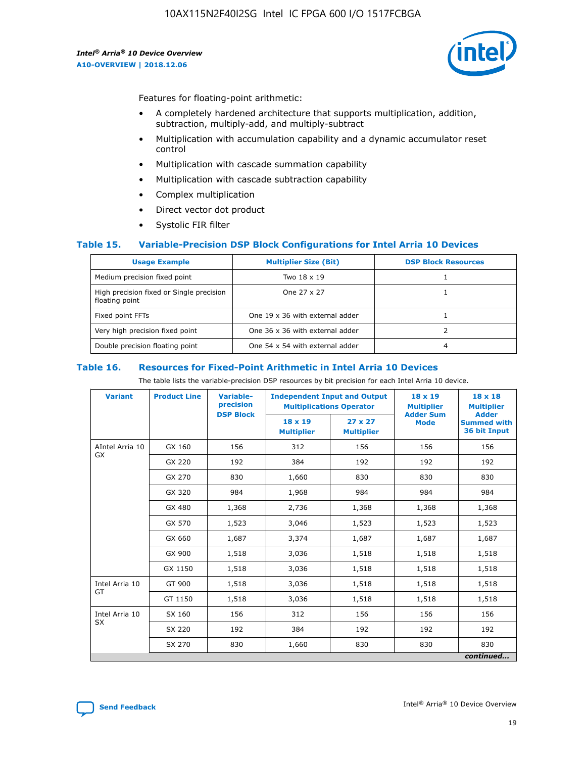Features for floating-point arithmetic:

- A completely hardened architecture that supports multiplication, addition, subtraction, multiply-add, and multiply-subtract
- Multiplication with accumulation capability and a dynamic accumulator reset control
- Multiplication with cascade summation capability
- Multiplication with cascade subtraction capability
- Complex multiplication
- Direct vector dot product
- Systolic FIR filter

### Table 15. Variable-Precision DSP Block Configurations for Intel Arria 10 Devices

| Usage Example | Multiplier Size (Bit) | DSP Block Resources |
|---|---|---|
| Medium precision fixed point | Two 18 x 19 | 1 |
| High precision fixed or Single precision floating point | One 27 x 27 | 1 |
| Fixed point FFTs | One 19 x 36 with external adder | 1 |
| Very high precision fixed point | One 36 x 36 with external adder | 2 |
| Double precision floating point | One 54 x 54 with external adder | 4 |

### Table 16. Resources for Fixed-Point Arithmetic in Intel Arria 10 Devices

The table lists the variable-precision DSP resources by bit precision for each Intel Arria 10 device.

| Variant | Product Line | Variable-precision DSP Block | Independent Input and Output Multiplications Operator | | 18 x 19 Multiplier Adder Sum Mode | 18 x 18 Multiplier Adder Summed with 36 bit Input |
|---|---|---|---|---|---|---|
| | | | 18 x 19 Multiplier | 27 x 27 Multiplier | | |
| AIntel Arria 10 GX | GX 160 | 156 | 312 | 156 | 156 | 156 |
| | GX 220 | 192 | 384 | 192 | 192 | 192 |
| | GX 270 | 830 | 1,660 | 830 | 830 | 830 |
| | GX 320 | 984 | 1,968 | 984 | 984 | 984 |
| | GX 480 | 1,368 | 2,736 | 1,368 | 1,368 | 1,368 |
| | GX 570 | 1,523 | 3,046 | 1,523 | 1,523 | 1,523 |
| | GX 660 | 1,687 | 3,374 | 1,687 | 1,687 | 1,687 |
| | GX 900 | 1,518 | 3,036 | 1,518 | 1,518 | 1,518 |
| | GX 1150 | 1,518 | 3,036 | 1,518 | 1,518 | 1,518 |
| Intel Arria 10 GT | GT 900 | 1,518 | 3,036 | 1,518 | 1,518 | 1,518 |
| | GT 1150 | 1,518 | 3,036 | 1,518 | 1,518 | 1,518 |
| Intel Arria 10 SX | SX 160 | 156 | 312 | 156 | 156 | 156 |
| | SX 220 | 192 | 384 | 192 | 192 | 192 |
| | SX 270 | 830 | 1,660 | 830 | 830 | 830 |

*continued...*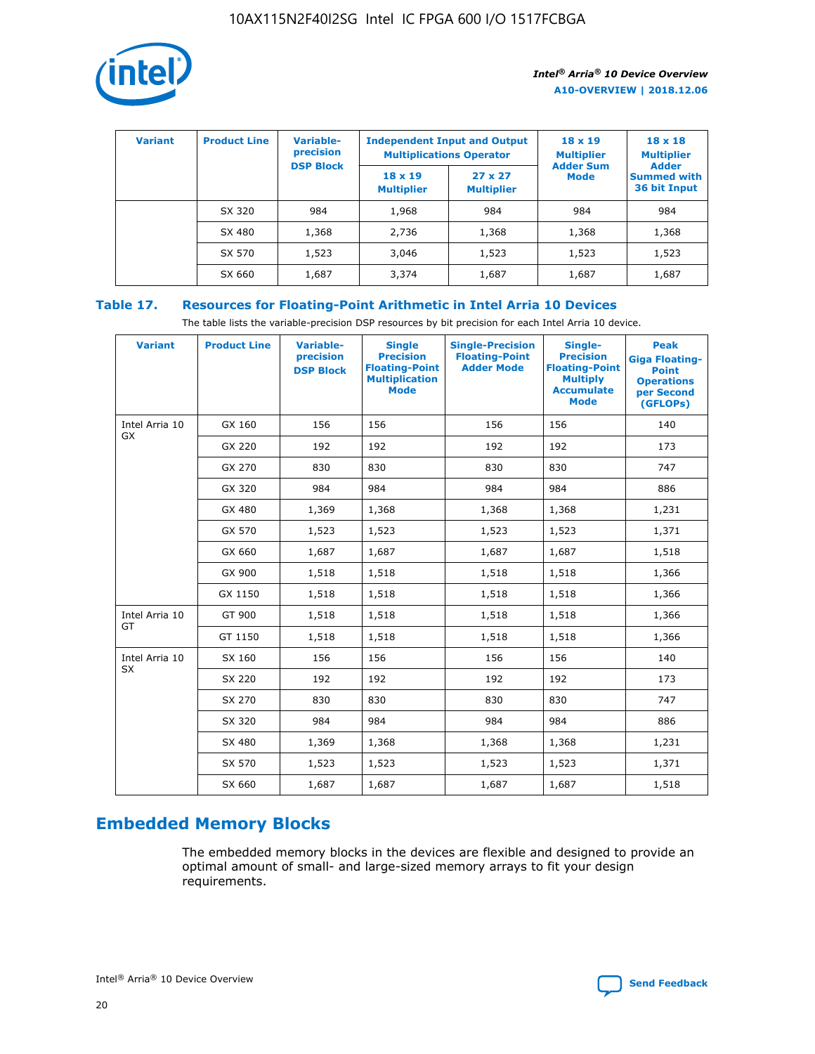| Variant | Product Line | Variable-precision DSP Block | Independent Input and Output Multiplications Operator | | 18 x 19 Multiplier Adder Sum Mode | 18 x 18 Multiplier Adder Summed with 36 bit Input |
|---|---|---|---|---|---|---|
| | | | 18 x 19 Multiplier | 27 x 27 Multiplier | | |
| | SX 320 | 984 | 1,968 | 984 | 984 | 984 |
| | SX 480 | 1,368 | 2,736 | 1,368 | 1,368 | 1,368 |
| | SX 570 | 1,523 | 3,046 | 1,523 | 1,523 | 1,523 |
| | SX 660 | 1,687 | 3,374 | 1,687 | 1,687 | 1,687 |

**Table 17. Resources for Floating-Point Arithmetic in Intel Arria 10 Devices**

The table lists the variable-precision DSP resources by bit precision for each Intel Arria 10 device.

| Variant | Product Line | Variable-precision DSP Block | Single Precision Floating-Point Multiplication Mode | Single-Precision Floating-Point Adder Mode | Single-Precision Floating-Point Multiply Accumulate Mode | Peak Giga Floating-Point Operations per Second (GFLOPs) |
|---|---|---|---|---|---|---|
| Intel Arria 10 GX | GX 160 | 156 | 156 | 156 | 156 | 140 |
| | GX 220 | 192 | 192 | 192 | 192 | 173 |
| | GX 270 | 830 | 830 | 830 | 830 | 747 |
| | GX 320 | 984 | 984 | 984 | 984 | 886 |
| | GX 480 | 1,369 | 1,368 | 1,368 | 1,368 | 1,231 |
| | GX 570 | 1,523 | 1,523 | 1,523 | 1,523 | 1,371 |
| | GX 660 | 1,687 | 1,687 | 1,687 | 1,687 | 1,518 |
| | GX 900 | 1,518 | 1,518 | 1,518 | 1,518 | 1,366 |
| | GX 1150 | 1,518 | 1,518 | 1,518 | 1,518 | 1,366 |
| Intel Arria 10 GT | GT 900 | 1,518 | 1,518 | 1,518 | 1,518 | 1,366 |
| | GT 1150 | 1,518 | 1,518 | 1,518 | 1,518 | 1,366 |
| Intel Arria 10 SX | SX 160 | 156 | 156 | 156 | 156 | 140 |
| | SX 220 | 192 | 192 | 192 | 192 | 173 |
| | SX 270 | 830 | 830 | 830 | 830 | 747 |
| | SX 320 | 984 | 984 | 984 | 984 | 886 |
| | SX 480 | 1,369 | 1,368 | 1,368 | 1,368 | 1,231 |
| | SX 570 | 1,523 | 1,523 | 1,523 | 1,523 | 1,371 |
| | SX 660 | 1,687 | 1,687 | 1,687 | 1,687 | 1,518 |

## Embedded Memory Blocks

The embedded memory blocks in the devices are flexible and designed to provide an optimal amount of small- and large-sized memory arrays to fit your design requirements.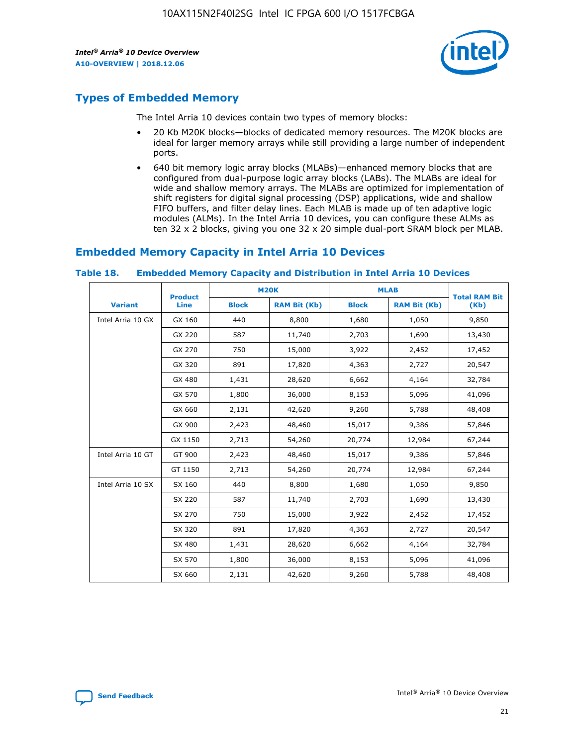## Types of Embedded Memory

The Intel Arria 10 devices contain two types of memory blocks:

- 20 Kb M20K blocks—blocks of dedicated memory resources. The M20K blocks are ideal for larger memory arrays while still providing a large number of independent ports.
- 640 bit memory logic array blocks (MLABs)—enhanced memory blocks that are configured from dual-purpose logic array blocks (LABs). The MLABs are ideal for wide and shallow memory arrays. The MLABs are optimized for implementation of shift registers for digital signal processing (DSP) applications, wide and shallow FIFO buffers, and filter delay lines. Each MLAB is made up of ten adaptive logic modules (ALMs). In the Intel Arria 10 devices, you can configure these ALMs as ten 32 x 2 blocks, giving you one 32 x 20 simple dual-port SRAM block per MLAB.

## Embedded Memory Capacity in Intel Arria 10 Devices

**Table 18. Embedded Memory Capacity and Distribution in Intel Arria 10 Devices**

| Variant | Product Line | M20K | | MLAB | | Total RAM Bit (Kb) |
|---|---|---|---|---|---|---|
| | | Block | RAM Bit (Kb) | Block | RAM Bit (Kb) | |
| Intel Arria 10 GX | GX 160 | 440 | 8,800 | 1,680 | 1,050 | 9,850 |
| | GX 220 | 587 | 11,740 | 2,703 | 1,690 | 13,430 |
| | GX 270 | 750 | 15,000 | 3,922 | 2,452 | 17,452 |
| | GX 320 | 891 | 17,820 | 4,363 | 2,727 | 20,547 |
| | GX 480 | 1,431 | 28,620 | 6,662 | 4,164 | 32,784 |
| | GX 570 | 1,800 | 36,000 | 8,153 | 5,096 | 41,096 |
| | GX 660 | 2,131 | 42,620 | 9,260 | 5,788 | 48,408 |
| | GX 900 | 2,423 | 48,460 | 15,017 | 9,386 | 57,846 |
| | GX 1150 | 2,713 | 54,260 | 20,774 | 12,984 | 67,244 |
| Intel Arria 10 GT | GT 900 | 2,423 | 48,460 | 15,017 | 9,386 | 57,846 |
| | GT 1150 | 2,713 | 54,260 | 20,774 | 12,984 | 67,244 |
| Intel Arria 10 SX | SX 160 | 440 | 8,800 | 1,680 | 1,050 | 9,850 |
| | SX 220 | 587 | 11,740 | 2,703 | 1,690 | 13,430 |
| | SX 270 | 750 | 15,000 | 3,922 | 2,452 | 17,452 |
| | SX 320 | 891 | 17,820 | 4,363 | 2,727 | 20,547 |
| | SX 480 | 1,431 | 28,620 | 6,662 | 4,164 | 32,784 |
| | SX 570 | 1,800 | 36,000 | 8,153 | 5,096 | 41,096 |
| | SX 660 | 2,131 | 42,620 | 9,260 | 5,788 | 48,408 |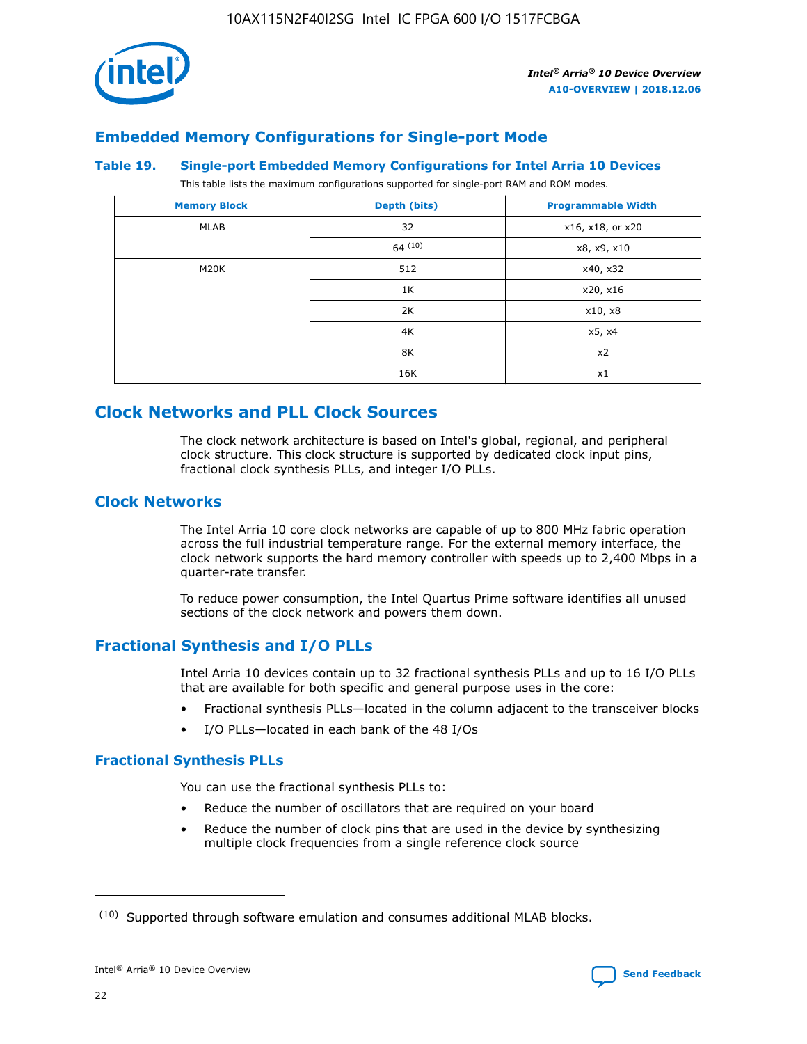## Embedded Memory Configurations for Single-port Mode

**Table 19. Single-port Embedded Memory Configurations for Intel Arria 10 Devices**

This table lists the maximum configurations supported for single-port RAM and ROM modes.

| Memory Block | Depth (bits) | Programmable Width |
|---|---|---|
| MLAB | 32 | x16, x18, or x20 |
| | 64 (10) | x8, x9, x10 |
| M20K | 512 | x40, x32 |
| | 1K | x20, x16 |
| | 2K | x10, x8 |
| | 4K | x5, x4 |
| | 8K | x2 |
| | 16K | x1 |

## Clock Networks and PLL Clock Sources

The clock network architecture is based on Intel's global, regional, and peripheral clock structure. This clock structure is supported by dedicated clock input pins, fractional clock synthesis PLLs, and integer I/O PLLs.

## Clock Networks

The Intel Arria 10 core clock networks are capable of up to 800 MHz fabric operation across the full industrial temperature range. For the external memory interface, the clock network supports the hard memory controller with speeds up to 2,400 Mbps in a quarter-rate transfer.

To reduce power consumption, the Intel Quartus Prime software identifies all unused sections of the clock network and powers them down.

## Fractional Synthesis and I/O PLLs

Intel Arria 10 devices contain up to 32 fractional synthesis PLLs and up to 16 I/O PLLs that are available for both specific and general purpose uses in the core:

- Fractional synthesis PLLs—located in the column adjacent to the transceiver blocks
- I/O PLLs—located in each bank of the 48 I/Os

### Fractional Synthesis PLLs

You can use the fractional synthesis PLLs to:

- Reduce the number of oscillators that are required on your board
- Reduce the number of clock pins that are used in the device by synthesizing multiple clock frequencies from a single reference clock source

(10) Supported through software emulation and consumes additional MLAB blocks.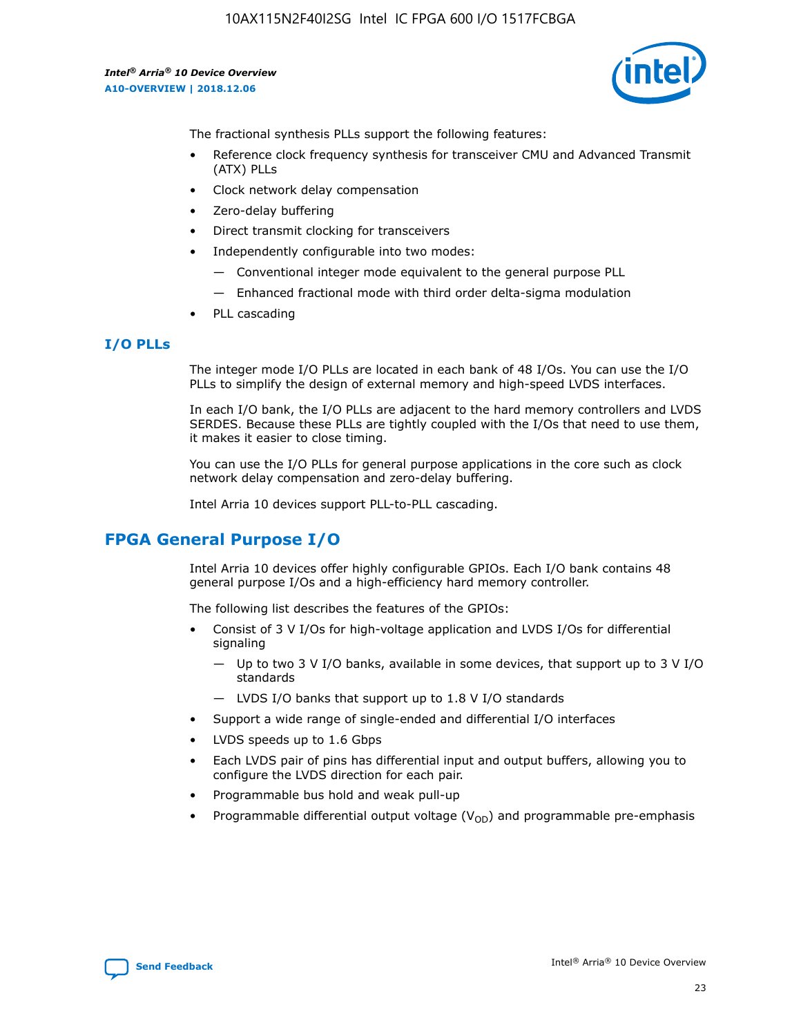The fractional synthesis PLLs support the following features:

- Reference clock frequency synthesis for transceiver CMU and Advanced Transmit (ATX) PLLs
- Clock network delay compensation
- Zero-delay buffering
- Direct transmit clocking for transceivers
- Independently configurable into two modes:
  - — Conventional integer mode equivalent to the general purpose PLL
  - — Enhanced fractional mode with third order delta-sigma modulation
- PLL cascading

### I/O PLLs

The integer mode I/O PLLs are located in each bank of 48 I/Os. You can use the I/O PLLs to simplify the design of external memory and high-speed LVDS interfaces.

In each I/O bank, the I/O PLLs are adjacent to the hard memory controllers and LVDS SERDES. Because these PLLs are tightly coupled with the I/Os that need to use them, it makes it easier to close timing.

You can use the I/O PLLs for general purpose applications in the core such as clock network delay compensation and zero-delay buffering.

Intel Arria 10 devices support PLL-to-PLL cascading.

## FPGA General Purpose I/O

Intel Arria 10 devices offer highly configurable GPIOs. Each I/O bank contains 48 general purpose I/Os and a high-efficiency hard memory controller.

The following list describes the features of the GPIOs:

- Consist of 3 V I/Os for high-voltage application and LVDS I/Os for differential signaling
  - — Up to two 3 V I/O banks, available in some devices, that support up to 3 V I/O standards
  - — LVDS I/O banks that support up to 1.8 V I/O standards
- Support a wide range of single-ended and differential I/O interfaces
- LVDS speeds up to 1.6 Gbps
- Each LVDS pair of pins has differential input and output buffers, allowing you to configure the LVDS direction for each pair.
- Programmable bus hold and weak pull-up
- Programmable differential output voltage ($V_{OD}$) and programmable pre-emphasis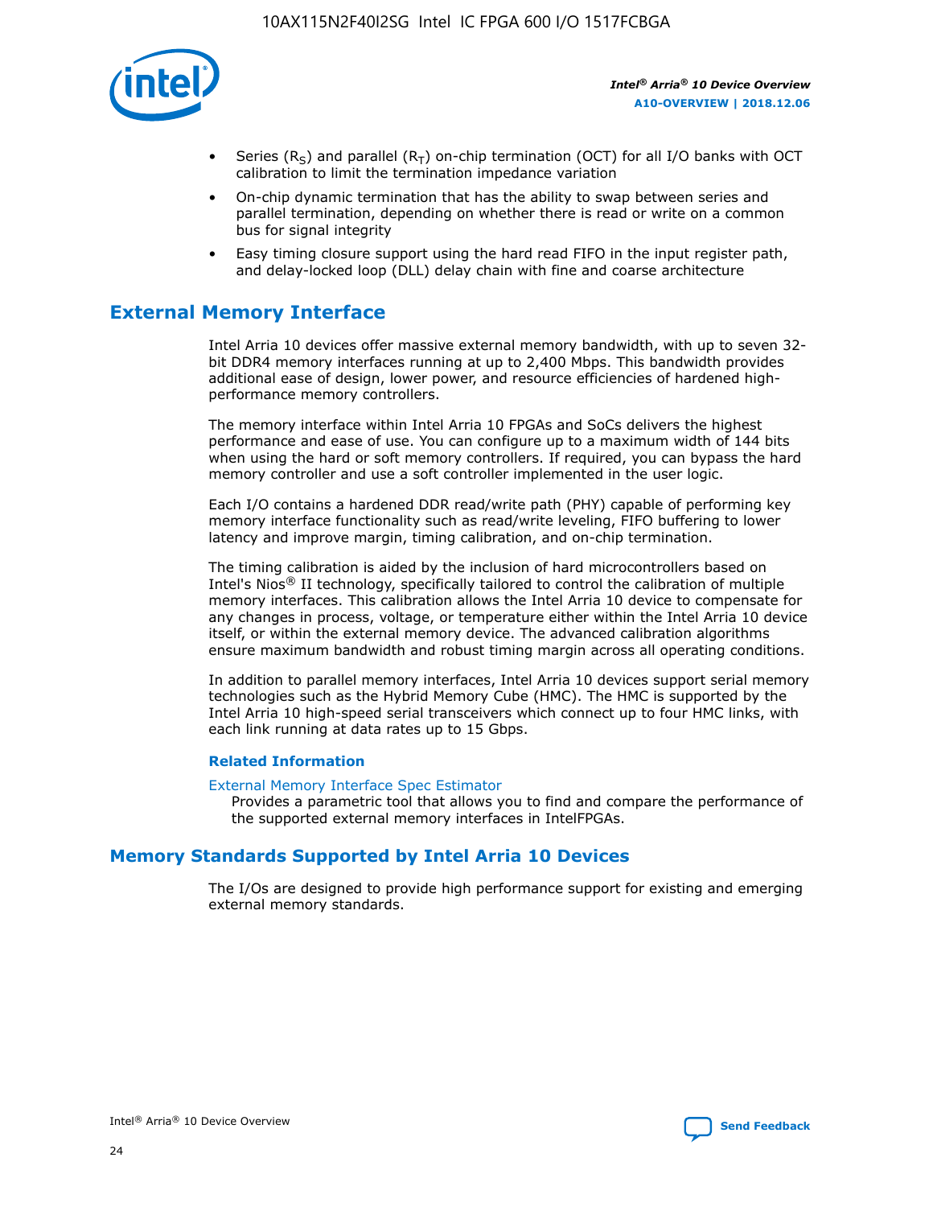- Series ($R_S$) and parallel ($R_T$) on-chip termination (OCT) for all I/O banks with OCT calibration to limit the termination impedance variation
- On-chip dynamic termination that has the ability to swap between series and parallel termination, depending on whether there is read or write on a common bus for signal integrity
- Easy timing closure support using the hard read FIFO in the input register path, and delay-locked loop (DLL) delay chain with fine and coarse architecture

## External Memory Interface

Intel Arria 10 devices offer massive external memory bandwidth, with up to seven 32-bit DDR4 memory interfaces running at up to 2,400 Mbps. This bandwidth provides additional ease of design, lower power, and resource efficiencies of hardened high-performance memory controllers.

The memory interface within Intel Arria 10 FPGAs and SoCs delivers the highest performance and ease of use. You can configure up to a maximum width of 144 bits when using the hard or soft memory controllers. If required, you can bypass the hard memory controller and use a soft controller implemented in the user logic.

Each I/O contains a hardened DDR read/write path (PHY) capable of performing key memory interface functionality such as read/write leveling, FIFO buffering to lower latency and improve margin, timing calibration, and on-chip termination.

The timing calibration is aided by the inclusion of hard microcontrollers based on Intel's Nios® II technology, specifically tailored to control the calibration of multiple memory interfaces. This calibration allows the Intel Arria 10 device to compensate for any changes in process, voltage, or temperature either within the Intel Arria 10 device itself, or within the external memory device. The advanced calibration algorithms ensure maximum bandwidth and robust timing margin across all operating conditions.

In addition to parallel memory interfaces, Intel Arria 10 devices support serial memory technologies such as the Hybrid Memory Cube (HMC). The HMC is supported by the Intel Arria 10 high-speed serial transceivers which connect up to four HMC links, with each link running at data rates up to 15 Gbps.

### Related Information

External Memory Interface Spec Estimator
Provides a parametric tool that allows you to find and compare the performance of the supported external memory interfaces in IntelFPGAs.

## Memory Standards Supported by Intel Arria 10 Devices

The I/Os are designed to provide high performance support for existing and emerging external memory standards.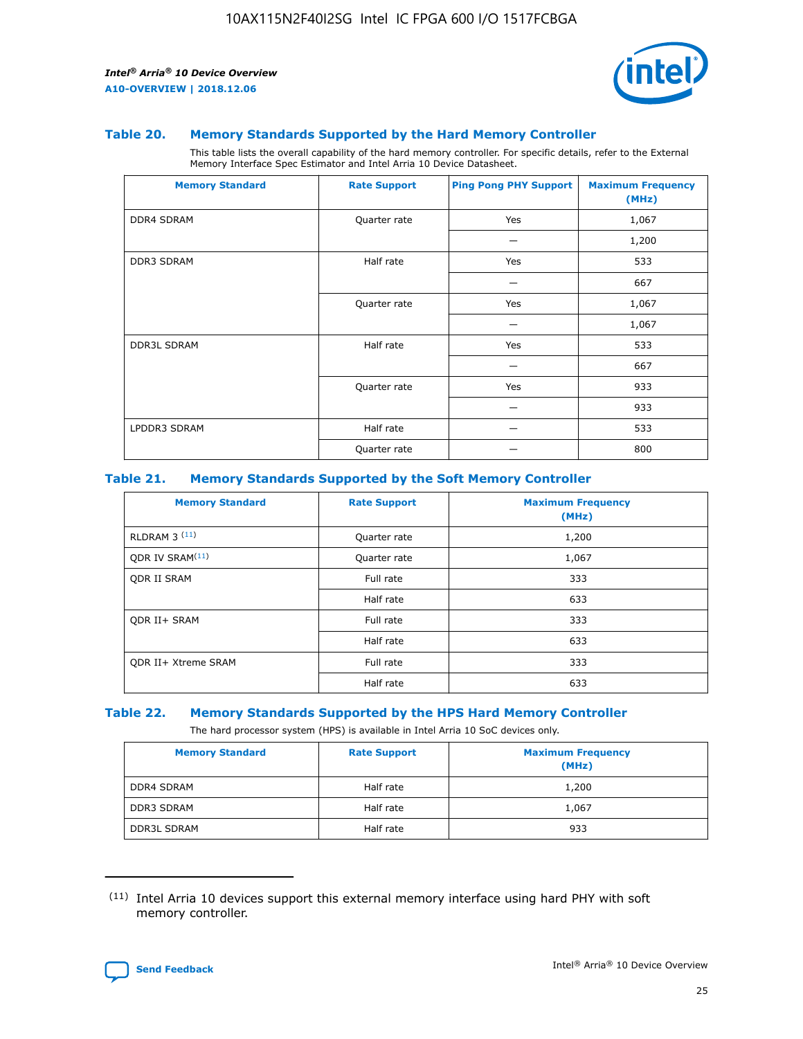### Table 20. Memory Standards Supported by the Hard Memory Controller

This table lists the overall capability of the hard memory controller. For specific details, refer to the External Memory Interface Spec Estimator and Intel Arria 10 Device Datasheet.

| Memory Standard | Rate Support | Ping Pong PHY Support | Maximum Frequency (MHz) |
|---|---|---|---|
| DDR4 SDRAM | Quarter rate | Yes | 1,067 |
| | | — | 1,200 |
| DDR3 SDRAM | Half rate | Yes | 533 |
| | | — | 667 |
| | Quarter rate | Yes | 1,067 |
| | | — | 1,067 |
| DDR3L SDRAM | Half rate | Yes | 533 |
| | | — | 667 |
| | Quarter rate | Yes | 933 |
| | | — | 933 |
| LPDDR3 SDRAM | Half rate | — | 533 |
| | Quarter rate | — | 800 |

### Table 21. Memory Standards Supported by the Soft Memory Controller

| Memory Standard | Rate Support | Maximum Frequency (MHz) |
|---|---|---|
| RLDRAM 3 (11) | Quarter rate | 1,200 |
| QDR IV SRAM(11) | Quarter rate | 1,067 |
| QDR II SRAM | Full rate | 333 |
| | Half rate | 633 |
| QDR II+ SRAM | Full rate | 333 |
| | Half rate | 633 |
| QDR II+ Xtreme SRAM | Full rate | 333 |
| | Half rate | 633 |

### Table 22. Memory Standards Supported by the HPS Hard Memory Controller

The hard processor system (HPS) is available in Intel Arria 10 SoC devices only.

| Memory Standard | Rate Support | Maximum Frequency (MHz) |
|---|---|---|
| DDR4 SDRAM | Half rate | 1,200 |
| DDR3 SDRAM | Half rate | 1,067 |
| DDR3L SDRAM | Half rate | 933 |

(11) Intel Arria 10 devices support this external memory interface using hard PHY with soft memory controller.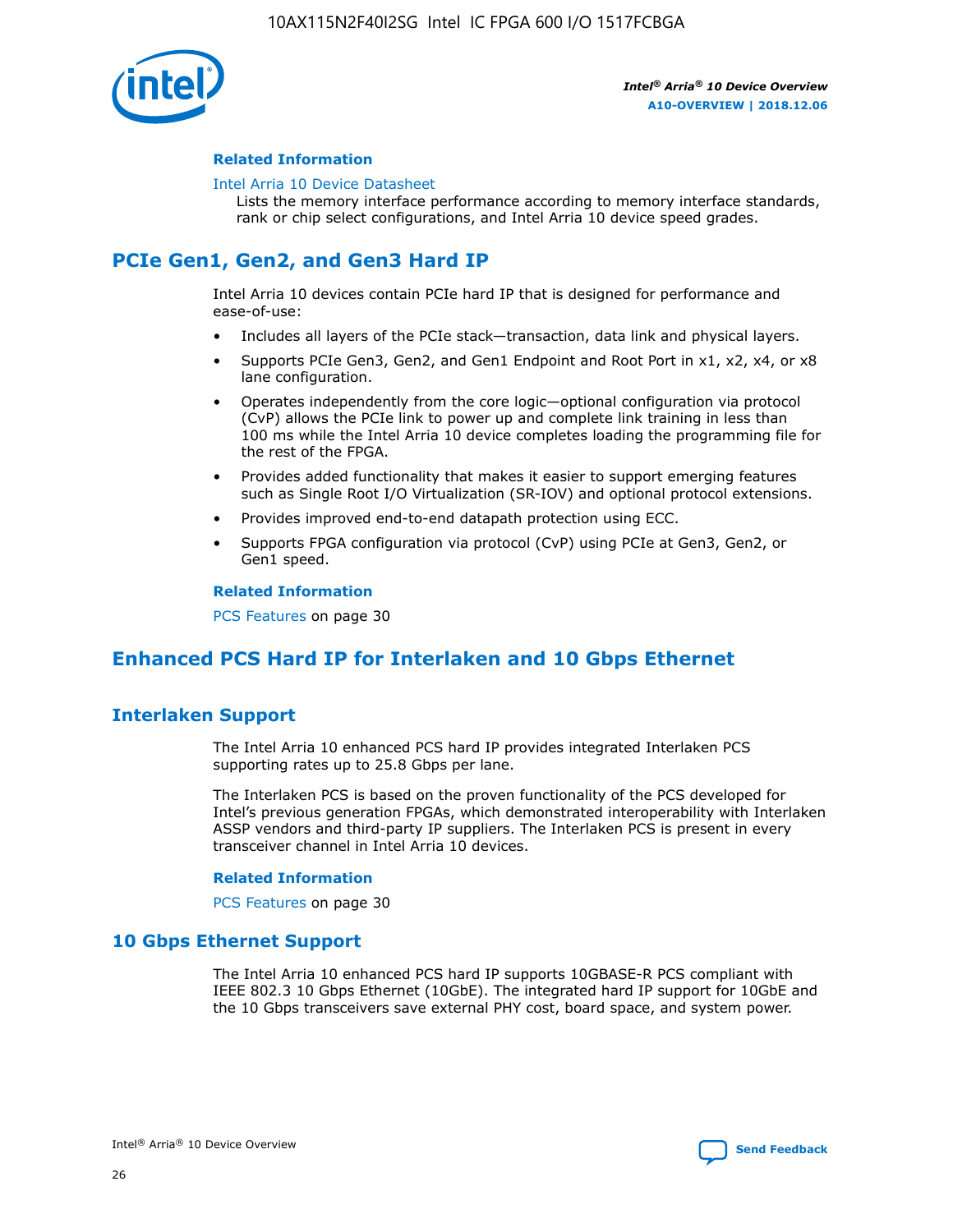#### Related Information

Intel Arria 10 Device Datasheet
Lists the memory interface performance according to memory interface standards, rank or chip select configurations, and Intel Arria 10 device speed grades.

## PCIe Gen1, Gen2, and Gen3 Hard IP

Intel Arria 10 devices contain PCIe hard IP that is designed for performance and ease-of-use:

- Includes all layers of the PCIe stack—transaction, data link and physical layers.
- Supports PCIe Gen3, Gen2, and Gen1 Endpoint and Root Port in x1, x2, x4, or x8 lane configuration.
- Operates independently from the core logic—optional configuration via protocol (CvP) allows the PCIe link to power up and complete link training in less than 100 ms while the Intel Arria 10 device completes loading the programming file for the rest of the FPGA.
- Provides added functionality that makes it easier to support emerging features such as Single Root I/O Virtualization (SR-IOV) and optional protocol extensions.
- Provides improved end-to-end datapath protection using ECC.
- Supports FPGA configuration via protocol (CvP) using PCIe at Gen3, Gen2, or Gen1 speed.

#### Related Information

PCS Features on page 30

## Enhanced PCS Hard IP for Interlaken and 10 Gbps Ethernet

### Interlaken Support

The Intel Arria 10 enhanced PCS hard IP provides integrated Interlaken PCS supporting rates up to 25.8 Gbps per lane.

The Interlaken PCS is based on the proven functionality of the PCS developed for Intel's previous generation FPGAs, which demonstrated interoperability with Interlaken ASSP vendors and third-party IP suppliers. The Interlaken PCS is present in every transceiver channel in Intel Arria 10 devices.

#### Related Information

PCS Features on page 30

### 10 Gbps Ethernet Support

The Intel Arria 10 enhanced PCS hard IP supports 10GBASE-R PCS compliant with IEEE 802.3 10 Gbps Ethernet (10GbE). The integrated hard IP support for 10GbE and the 10 Gbps transceivers save external PHY cost, board space, and system power.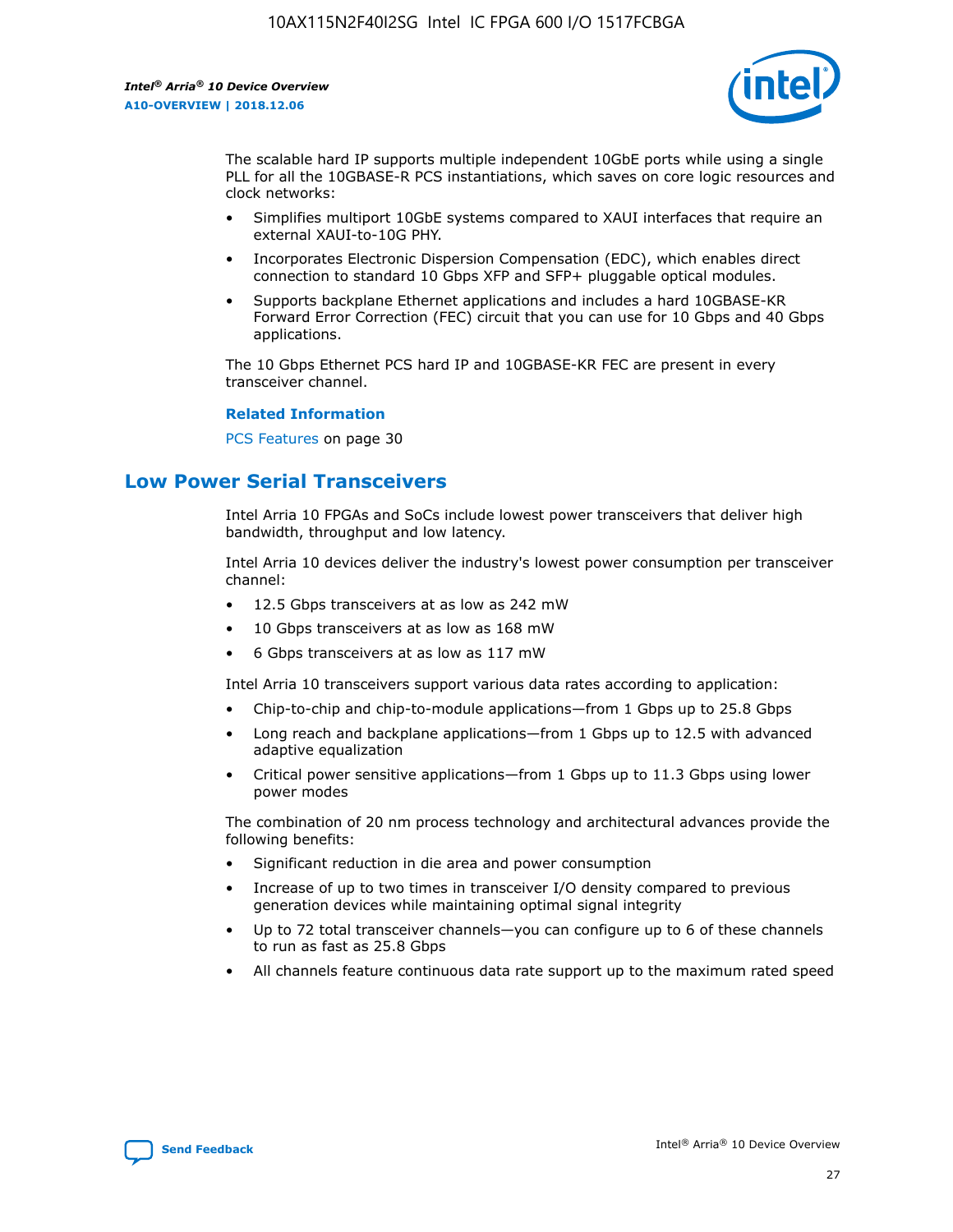The scalable hard IP supports multiple independent 10GbE ports while using a single PLL for all the 10GBASE-R PCS instantiations, which saves on core logic resources and clock networks:

- Simplifies multiport 10GbE systems compared to XAUI interfaces that require an external XAUI-to-10G PHY.
- Incorporates Electronic Dispersion Compensation (EDC), which enables direct connection to standard 10 Gbps XFP and SFP+ pluggable optical modules.
- Supports backplane Ethernet applications and includes a hard 10GBASE-KR Forward Error Correction (FEC) circuit that you can use for 10 Gbps and 40 Gbps applications.

The 10 Gbps Ethernet PCS hard IP and 10GBASE-KR FEC are present in every transceiver channel.

**Related Information**

PCS Features on page 30

## Low Power Serial Transceivers

Intel Arria 10 FPGAs and SoCs include lowest power transceivers that deliver high bandwidth, throughput and low latency.

Intel Arria 10 devices deliver the industry's lowest power consumption per transceiver channel:

- 12.5 Gbps transceivers at as low as 242 mW
- 10 Gbps transceivers at as low as 168 mW
- 6 Gbps transceivers at as low as 117 mW

Intel Arria 10 transceivers support various data rates according to application:

- Chip-to-chip and chip-to-module applications—from 1 Gbps up to 25.8 Gbps
- Long reach and backplane applications—from 1 Gbps up to 12.5 with advanced adaptive equalization
- Critical power sensitive applications—from 1 Gbps up to 11.3 Gbps using lower power modes

The combination of 20 nm process technology and architectural advances provide the following benefits:

- Significant reduction in die area and power consumption
- Increase of up to two times in transceiver I/O density compared to previous generation devices while maintaining optimal signal integrity
- Up to 72 total transceiver channels—you can configure up to 6 of these channels to run as fast as 25.8 Gbps
- All channels feature continuous data rate support up to the maximum rated speed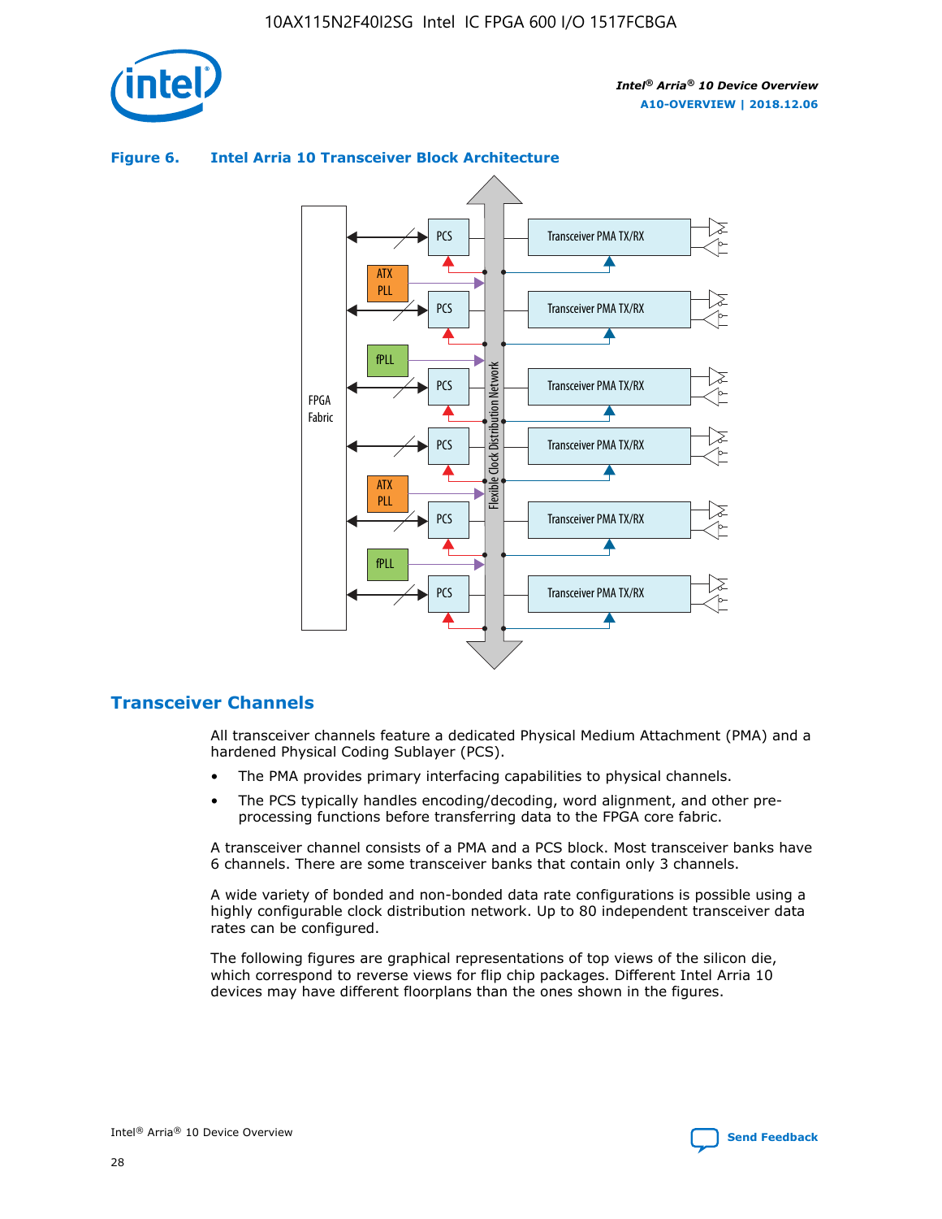**Figure 6. Intel Arria 10 Transceiver Block Architecture**

## Transceiver Channels

All transceiver channels feature a dedicated Physical Medium Attachment (PMA) and a hardened Physical Coding Sublayer (PCS).

- The PMA provides primary interfacing capabilities to physical channels.
- The PCS typically handles encoding/decoding, word alignment, and other pre-processing functions before transferring data to the FPGA core fabric.

A transceiver channel consists of a PMA and a PCS block. Most transceiver banks have 6 channels. There are some transceiver banks that contain only 3 channels.

A wide variety of bonded and non-bonded data rate configurations is possible using a highly configurable clock distribution network. Up to 80 independent transceiver data rates can be configured.

The following figures are graphical representations of top views of the silicon die, which correspond to reverse views for flip chip packages. Different Intel Arria 10 devices may have different floorplans than the ones shown in the figures.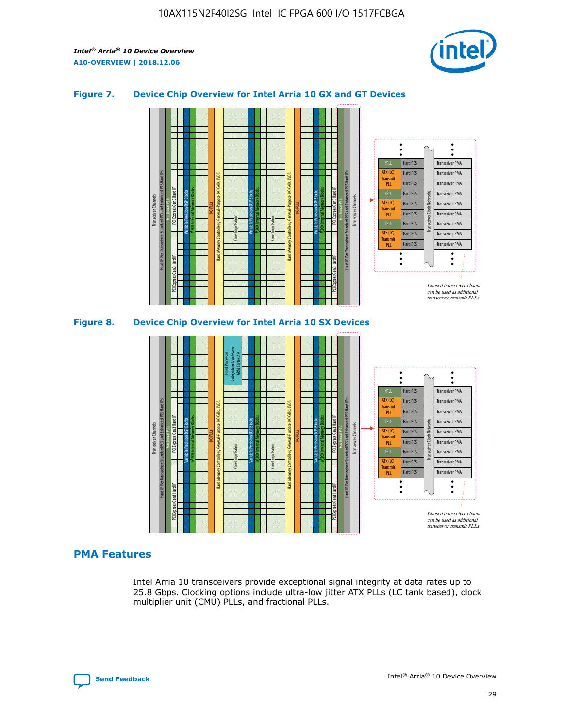### Figure 7. Device Chip Overview for Intel Arria 10 GX and GT Devices

### Figure 8. Device Chip Overview for Intel Arria 10 SX Devices

## PMA Features

Intel Arria 10 transceivers provide exceptional signal integrity at data rates up to 25.8 Gbps. Clocking options include ultra-low jitter ATX PLLs (LC tank based), clock multiplier unit (CMU) PLLs, and fractional PLLs.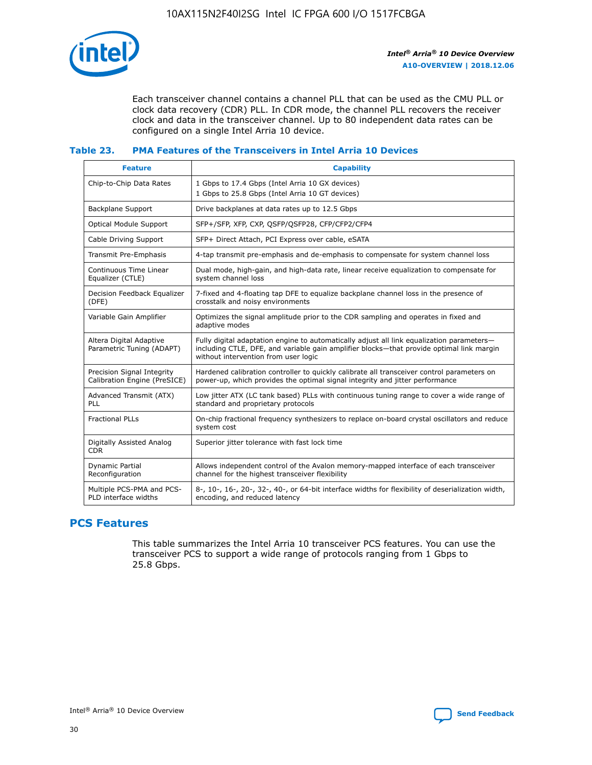Each transceiver channel contains a channel PLL that can be used as the CMU PLL or clock data recovery (CDR) PLL. In CDR mode, the channel PLL recovers the receiver clock and data in the transceiver channel. Up to 80 independent data rates can be configured on a single Intel Arria 10 device.

### Table 23. PMA Features of the Transceivers in Intel Arria 10 Devices

| Feature | Capability |
| --- | --- |
| Chip-to-Chip Data Rates | 1 Gbps to 17.4 Gbps (Intel Arria 10 GX devices)<br>1 Gbps to 25.8 Gbps (Intel Arria 10 GT devices) |
| Backplane Support | Drive backplanes at data rates up to 12.5 Gbps |
| Optical Module Support | SFP+/SFP, XFP, CXP, QSFP/QSFP28, CFP/CFP2/CFP4 |
| Cable Driving Support | SFP+ Direct Attach, PCI Express over cable, eSATA |
| Transmit Pre-Emphasis | 4-tap transmit pre-emphasis and de-emphasis to compensate for system channel loss |
| Continuous Time Linear Equalizer (CTLE) | Dual mode, high-gain, and high-data rate, linear receive equalization to compensate for system channel loss |
| Decision Feedback Equalizer (DFE) | 7-fixed and 4-floating tap DFE to equalize backplane channel loss in the presence of crosstalk and noisy environments |
| Variable Gain Amplifier | Optimizes the signal amplitude prior to the CDR sampling and operates in fixed and adaptive modes |
| Altera Digital Adaptive Parametric Tuning (ADAPT) | Fully digital adaptation engine to automatically adjust all link equalization parameters—including CTLE, DFE, and variable gain amplifier blocks—that provide optimal link margin without intervention from user logic |
| Precision Signal Integrity Calibration Engine (PreSICE) | Hardened calibration controller to quickly calibrate all transceiver control parameters on power-up, which provides the optimal signal integrity and jitter performance |
| Advanced Transmit (ATX) PLL | Low jitter ATX (LC tank based) PLLs with continuous tuning range to cover a wide range of standard and proprietary protocols |
| Fractional PLLs | On-chip fractional frequency synthesizers to replace on-board crystal oscillators and reduce system cost |
| Digitally Assisted Analog CDR | Superior jitter tolerance with fast lock time |
| Dynamic Partial Reconfiguration | Allows independent control of the Avalon memory-mapped interface of each transceiver channel for the highest transceiver flexibility |
| Multiple PCS-PMA and PCS-PLD interface widths | 8-, 10-, 16-, 20-, 32-, 40-, or 64-bit interface widths for flexibility of deserialization width, encoding, and reduced latency |

## PCS Features

This table summarizes the Intel Arria 10 transceiver PCS features. You can use the transceiver PCS to support a wide range of protocols ranging from 1 Gbps to 25.8 Gbps.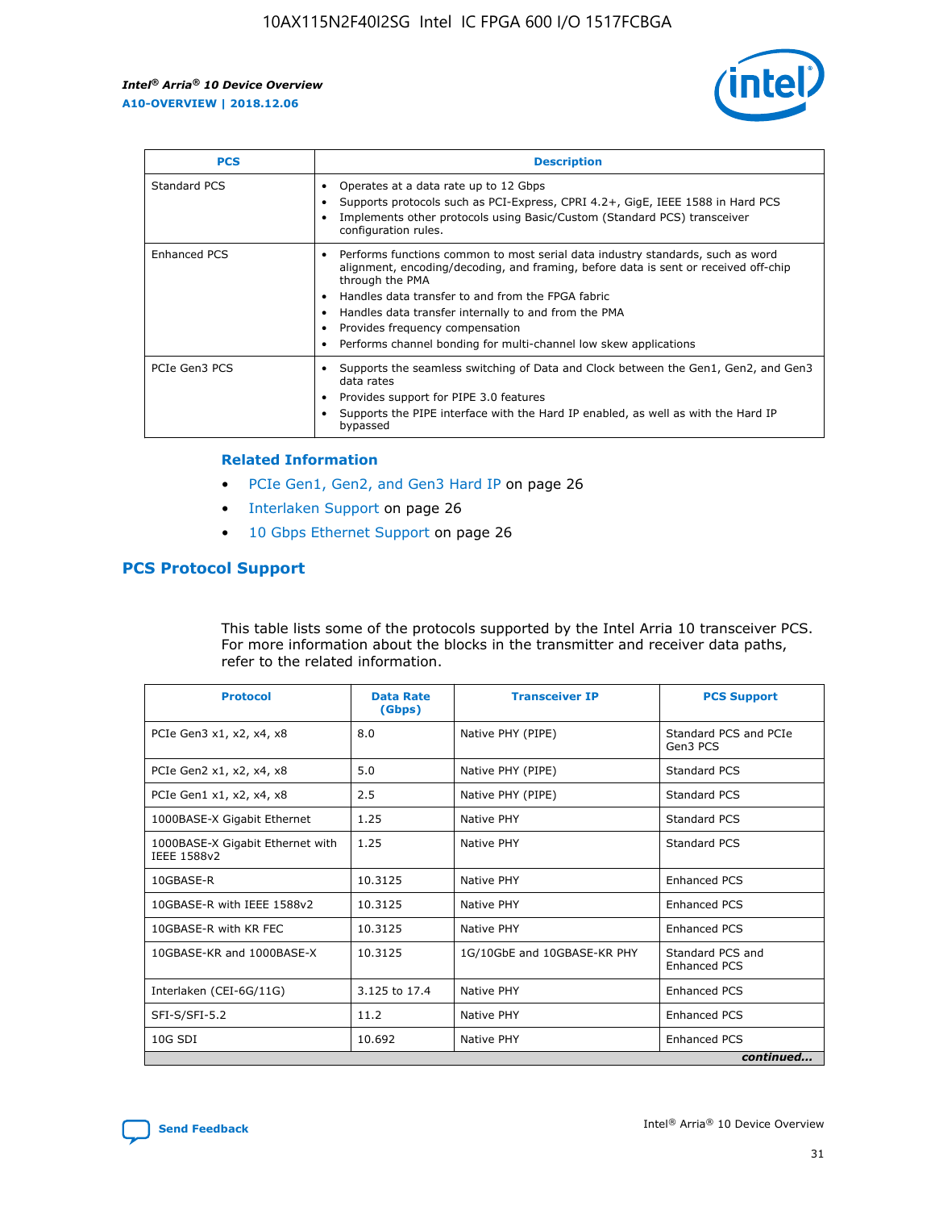| PCS | Description |
| --- | --- |
| Standard PCS | • Operates at a data rate up to 12 Gbps<br>• Supports protocols such as PCI-Express, CPRI 4.2+, GigE, IEEE 1588 in Hard PCS<br>• Implements other protocols using Basic/Custom (Standard PCS) transceiver configuration rules. |
| Enhanced PCS | • Performs functions common to most serial data industry standards, such as word alignment, encoding/decoding, and framing, before data is sent or received off-chip through the PMA<br>• Handles data transfer to and from the FPGA fabric<br>• Handles data transfer internally to and from the PMA<br>• Provides frequency compensation<br>• Performs channel bonding for multi-channel low skew applications |
| PCIe Gen3 PCS | • Supports the seamless switching of Data and Clock between the Gen1, Gen2, and Gen3 data rates<br>• Provides support for PIPE 3.0 features<br>• Supports the PIPE interface with the Hard IP enabled, as well as with the Hard IP bypassed |

### Related Information

- PCIe Gen1, Gen2, and Gen3 Hard IP on page 26
- Interlaken Support on page 26
- 10 Gbps Ethernet Support on page 26

## PCS Protocol Support

This table lists some of the protocols supported by the Intel Arria 10 transceiver PCS. For more information about the blocks in the transmitter and receiver data paths, refer to the related information.

| Protocol | Data Rate (Gbps) | Transceiver IP | PCS Support |
| --- | --- | --- | --- |
| PCIe Gen3 x1, x2, x4, x8 | 8.0 | Native PHY (PIPE) | Standard PCS and PCIe Gen3 PCS |
| PCIe Gen2 x1, x2, x4, x8 | 5.0 | Native PHY (PIPE) | Standard PCS |
| PCIe Gen1 x1, x2, x4, x8 | 2.5 | Native PHY (PIPE) | Standard PCS |
| 1000BASE-X Gigabit Ethernet | 1.25 | Native PHY | Standard PCS |
| 1000BASE-X Gigabit Ethernet with IEEE 1588v2 | 1.25 | Native PHY | Standard PCS |
| 10GBASE-R | 10.3125 | Native PHY | Enhanced PCS |
| 10GBASE-R with IEEE 1588v2 | 10.3125 | Native PHY | Enhanced PCS |
| 10GBASE-R with KR FEC | 10.3125 | Native PHY | Enhanced PCS |
| 10GBASE-KR and 1000BASE-X | 10.3125 | 1G/10GbE and 10GBASE-KR PHY | Standard PCS and Enhanced PCS |
| Interlaken (CEI-6G/11G) | 3.125 to 17.4 | Native PHY | Enhanced PCS |
| SFI-S/SFI-5.2 | 11.2 | Native PHY | Enhanced PCS |
| 10G SDI | 10.692 | Native PHY | Enhanced PCS |

*continued...*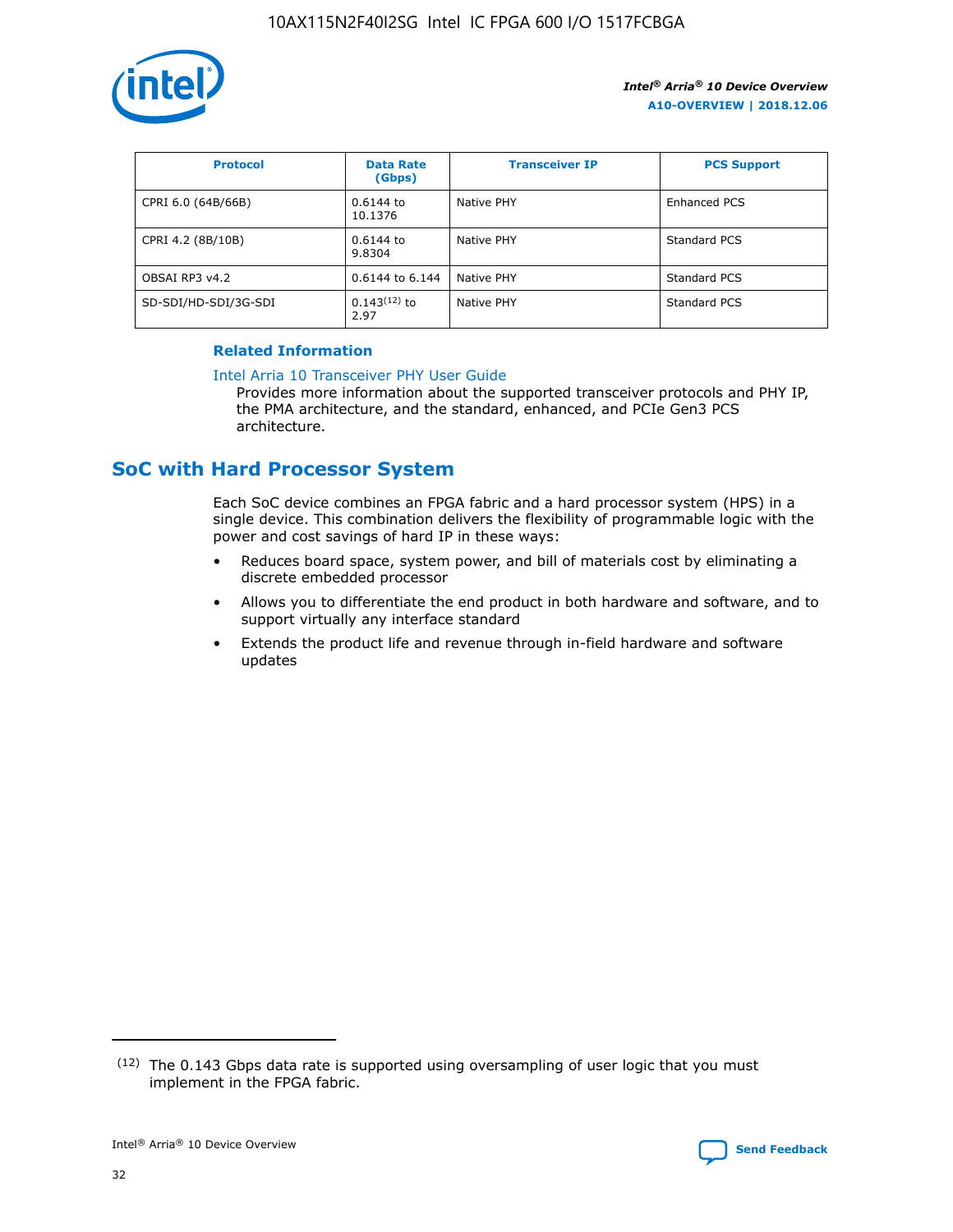| Protocol | Data Rate (Gbps) | Transceiver IP | PCS Support |
|---|---|---|---|
| CPRI 6.0 (64B/66B) | 0.6144 to 10.1376 | Native PHY | Enhanced PCS |
| CPRI 4.2 (8B/10B) | 0.6144 to 9.8304 | Native PHY | Standard PCS |
| OBSAI RP3 v4.2 | 0.6144 to 6.144 | Native PHY | Standard PCS |
| SD-SDI/HD-SDI/3G-SDI | 0.143[12] to 2.97 | Native PHY | Standard PCS |

**Related Information**

Intel Arria 10 Transceiver PHY User Guide
Provides more information about the supported transceiver protocols and PHY IP, the PMA architecture, and the standard, enhanced, and PCIe Gen3 PCS architecture.

## SoC with Hard Processor System

Each SoC device combines an FPGA fabric and a hard processor system (HPS) in a single device. This combination delivers the flexibility of programmable logic with the power and cost savings of hard IP in these ways:

- Reduces board space, system power, and bill of materials cost by eliminating a discrete embedded processor
- Allows you to differentiate the end product in both hardware and software, and to support virtually any interface standard
- Extends the product life and revenue through in-field hardware and software updates

[12] The 0.143 Gbps data rate is supported using oversampling of user logic that you must implement in the FPGA fabric.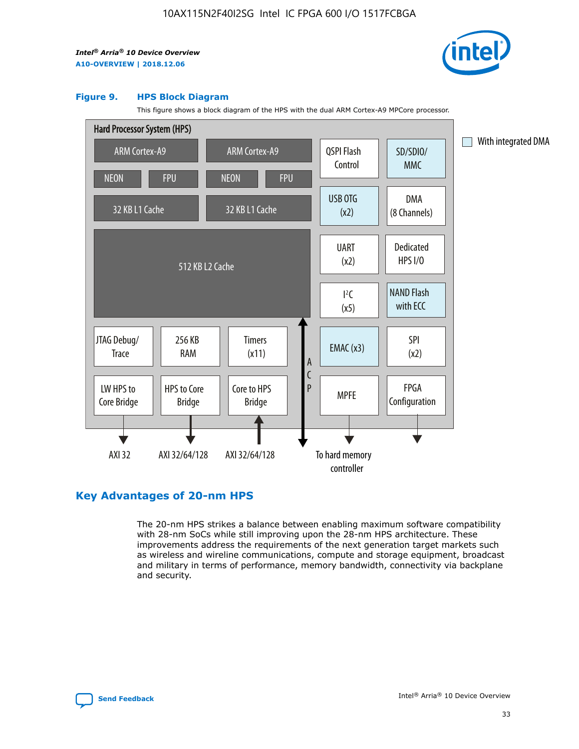**Figure 9. HPS Block Diagram**

This figure shows a block diagram of the HPS with the dual ARM Cortex-A9 MPCore processor.

Hard Processor System (HPS)

ARM Cortex-A9 | ARM Cortex-A9 | QSPI Flash Control | SD/SDIO/MMC

NEON | FPU | NEON | FPU

32 KB L1 Cache | 32 KB L1 Cache | USB OTG (x2) | DMA (8 Channels)

512 KB L2 Cache | UART (x2) | Dedicated HPS I/O | I²C (x5) | NAND Flash with ECC

JTAG Debug/Trace | 256 KB RAM | Timers (x11) | ACP | EMAC (x3) | SPI (x2)

LW HPS to Core Bridge | HPS to Core Bridge | Core to HPS Bridge | MPFE | FPGA Configuration

AXI 32 | AXI 32/64/128 | AXI 32/64/128 | To hard memory controller

With integrated DMA

## Key Advantages of 20-nm HPS

The 20-nm HPS strikes a balance between enabling maximum software compatibility with 28-nm SoCs while still improving upon the 28-nm HPS architecture. These improvements address the requirements of the next generation target markets such as wireless and wireline communications, compute and storage equipment, broadcast and military in terms of performance, memory bandwidth, connectivity via backplane and security.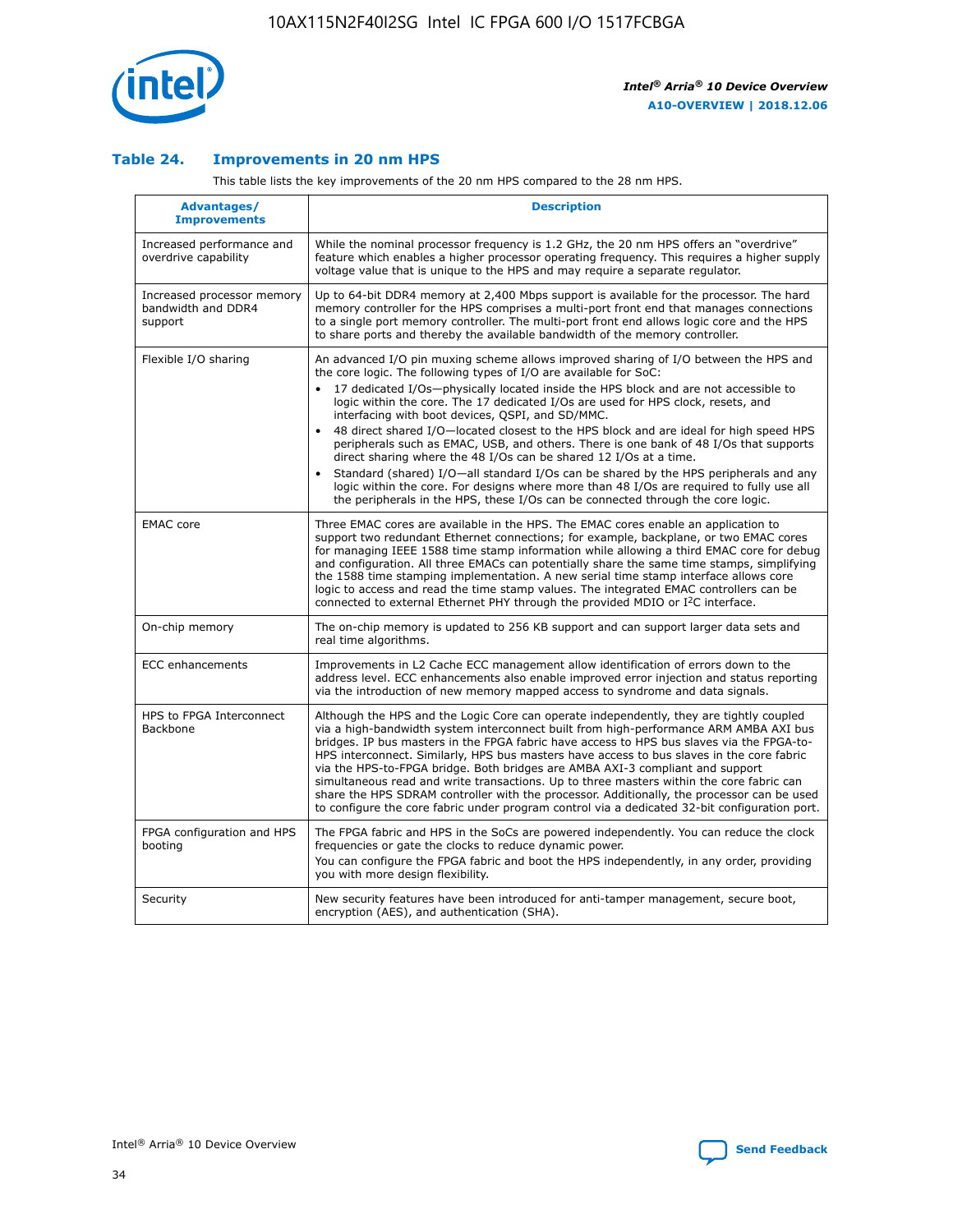### Table 24. Improvements in 20 nm HPS

This table lists the key improvements of the 20 nm HPS compared to the 28 nm HPS.

| Advantages/ Improvements | Description |
|---|---|
| Increased performance and overdrive capability | While the nominal processor frequency is 1.2 GHz, the 20 nm HPS offers an "overdrive" feature which enables a higher processor operating frequency. This requires a higher supply voltage value that is unique to the HPS and may require a separate regulator. |
| Increased processor memory bandwidth and DDR4 support | Up to 64-bit DDR4 memory at 2,400 Mbps support is available for the processor. The hard memory controller for the HPS comprises a multi-port front end that manages connections to a single port memory controller. The multi-port front end allows logic core and the HPS to share ports and thereby the available bandwidth of the memory controller. |
| Flexible I/O sharing | An advanced I/O pin muxing scheme allows improved sharing of I/O between the HPS and the core logic. The following types of I/O are available for SoC:<br>• 17 dedicated I/Os—physically located inside the HPS block and are not accessible to logic within the core. The 17 dedicated I/Os are used for HPS clock, resets, and interfacing with boot devices, QSPI, and SD/MMC.<br>• 48 direct shared I/O—located closest to the HPS block and are ideal for high speed HPS peripherals such as EMAC, USB, and others. There is one bank of 48 I/Os that supports direct sharing where the 48 I/Os can be shared 12 I/Os at a time.<br>• Standard (shared) I/O—all standard I/Os can be shared by the HPS peripherals and any logic within the core. For designs where more than 48 I/Os are required to fully use all the peripherals in the HPS, these I/Os can be connected through the core logic. |
| EMAC core | Three EMAC cores are available in the HPS. The EMAC cores enable an application to support two redundant Ethernet connections; for example, backplane, or two EMAC cores for managing IEEE 1588 time stamp information while allowing a third EMAC core for debug and configuration. All three EMACs can potentially share the same time stamps, simplifying the 1588 time stamping implementation. A new serial time stamp interface allows core logic to access and read the time stamp values. The integrated EMAC controllers can be connected to external Ethernet PHY through the provided MDIO or I²C interface. |
| On-chip memory | The on-chip memory is updated to 256 KB support and can support larger data sets and real time algorithms. |
| ECC enhancements | Improvements in L2 Cache ECC management allow identification of errors down to the address level. ECC enhancements also enable improved error injection and status reporting via the introduction of new memory mapped access to syndrome and data signals. |
| HPS to FPGA Interconnect Backbone | Although the HPS and the Logic Core can operate independently, they are tightly coupled via a high-bandwidth system interconnect built from high-performance ARM AMBA AXI bus bridges. IP bus masters in the FPGA fabric have access to HPS bus slaves via the FPGA-to-HPS interconnect. Similarly, HPS bus masters have access to bus slaves in the core fabric via the HPS-to-FPGA bridge. Both bridges are AMBA AXI-3 compliant and support simultaneous read and write transactions. Up to three masters within the core fabric can share the HPS SDRAM controller with the processor. Additionally, the processor can be used to configure the core fabric under program control via a dedicated 32-bit configuration port. |
| FPGA configuration and HPS booting | The FPGA fabric and HPS in the SoCs are powered independently. You can reduce the clock frequencies or gate the clocks to reduce dynamic power.<br>You can configure the FPGA fabric and boot the HPS independently, in any order, providing you with more design flexibility. |
| Security | New security features have been introduced for anti-tamper management, secure boot, encryption (AES), and authentication (SHA). |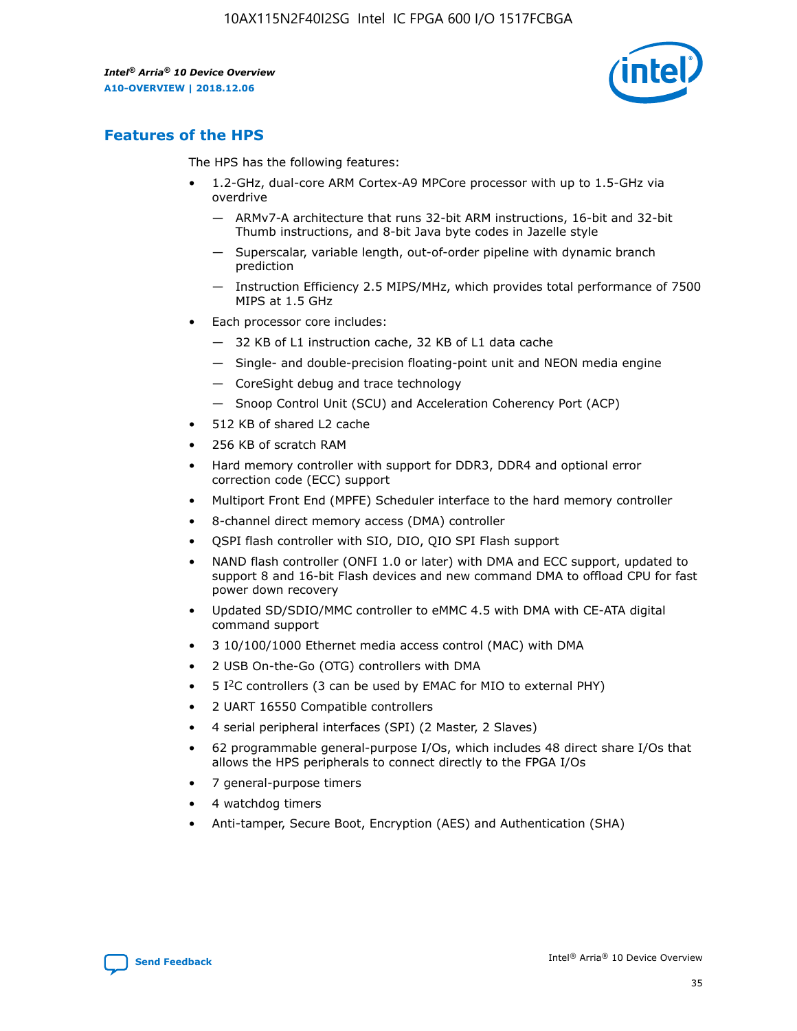## Features of the HPS

The HPS has the following features:

- 1.2-GHz, dual-core ARM Cortex-A9 MPCore processor with up to 1.5-GHz via overdrive
  - — ARMv7-A architecture that runs 32-bit ARM instructions, 16-bit and 32-bit Thumb instructions, and 8-bit Java byte codes in Jazelle style
  - — Superscalar, variable length, out-of-order pipeline with dynamic branch prediction
  - — Instruction Efficiency 2.5 MIPS/MHz, which provides total performance of 7500 MIPS at 1.5 GHz
- Each processor core includes:
  - — 32 KB of L1 instruction cache, 32 KB of L1 data cache
  - — Single- and double-precision floating-point unit and NEON media engine
  - — CoreSight debug and trace technology
  - — Snoop Control Unit (SCU) and Acceleration Coherency Port (ACP)
- 512 KB of shared L2 cache
- 256 KB of scratch RAM
- Hard memory controller with support for DDR3, DDR4 and optional error correction code (ECC) support
- Multiport Front End (MPFE) Scheduler interface to the hard memory controller
- 8-channel direct memory access (DMA) controller
- QSPI flash controller with SIO, DIO, QIO SPI Flash support
- NAND flash controller (ONFI 1.0 or later) with DMA and ECC support, updated to support 8 and 16-bit Flash devices and new command DMA to offload CPU for fast power down recovery
- Updated SD/SDIO/MMC controller to eMMC 4.5 with DMA with CE-ATA digital command support
- 3 10/100/1000 Ethernet media access control (MAC) with DMA
- 2 USB On-the-Go (OTG) controllers with DMA
- 5 I$^2$C controllers (3 can be used by EMAC for MIO to external PHY)
- 2 UART 16550 Compatible controllers
- 4 serial peripheral interfaces (SPI) (2 Master, 2 Slaves)
- 62 programmable general-purpose I/Os, which includes 48 direct share I/Os that allows the HPS peripherals to connect directly to the FPGA I/Os
- 7 general-purpose timers
- 4 watchdog timers
- Anti-tamper, Secure Boot, Encryption (AES) and Authentication (SHA)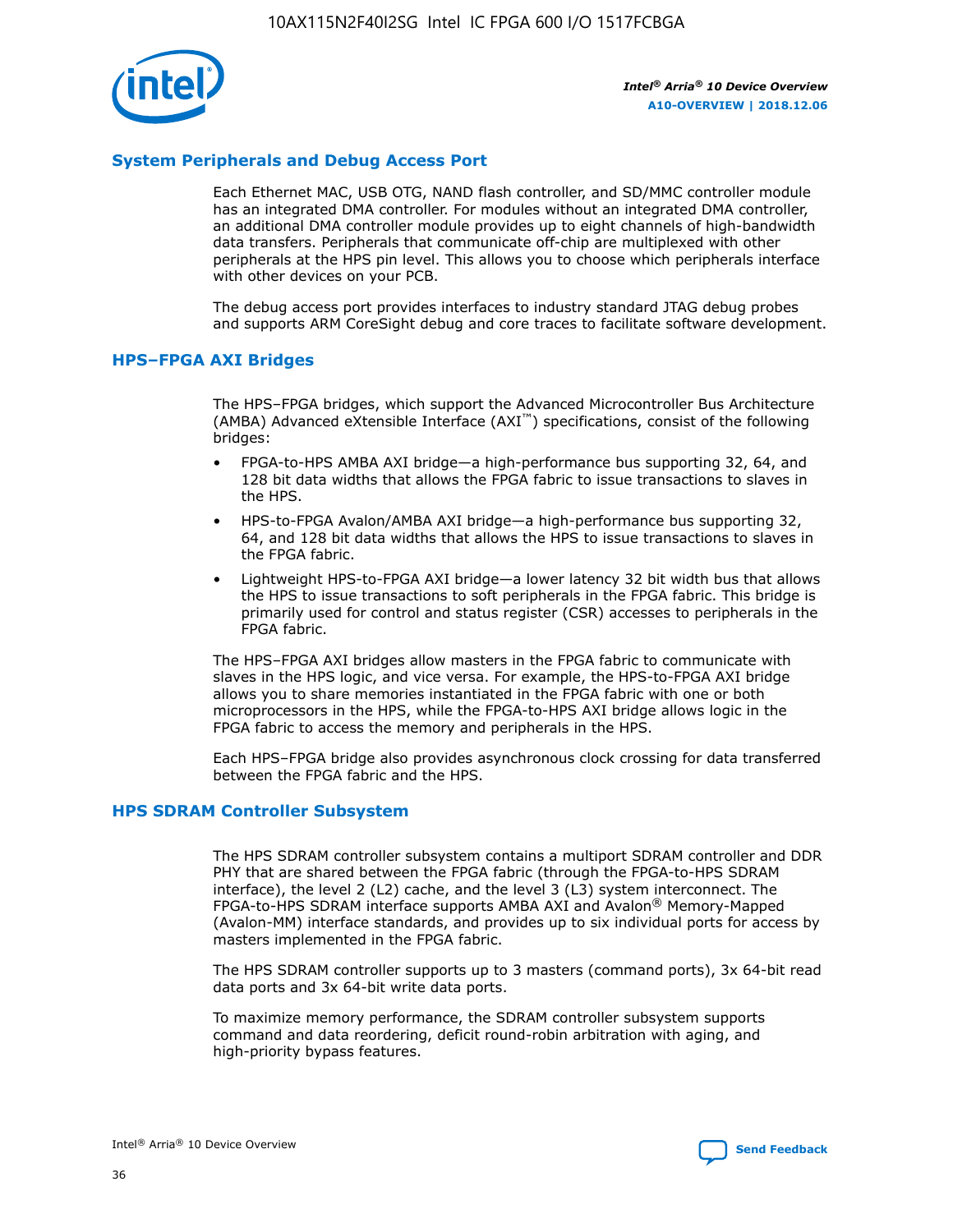## System Peripherals and Debug Access Port

Each Ethernet MAC, USB OTG, NAND flash controller, and SD/MMC controller module has an integrated DMA controller. For modules without an integrated DMA controller, an additional DMA controller module provides up to eight channels of high-bandwidth data transfers. Peripherals that communicate off-chip are multiplexed with other peripherals at the HPS pin level. This allows you to choose which peripherals interface with other devices on your PCB.

The debug access port provides interfaces to industry standard JTAG debug probes and supports ARM CoreSight debug and core traces to facilitate software development.

## HPS–FPGA AXI Bridges

The HPS–FPGA bridges, which support the Advanced Microcontroller Bus Architecture (AMBA) Advanced eXtensible Interface (AXI™) specifications, consist of the following bridges:

- FPGA-to-HPS AMBA AXI bridge—a high-performance bus supporting 32, 64, and 128 bit data widths that allows the FPGA fabric to issue transactions to slaves in the HPS.
- HPS-to-FPGA Avalon/AMBA AXI bridge—a high-performance bus supporting 32, 64, and 128 bit data widths that allows the HPS to issue transactions to slaves in the FPGA fabric.
- Lightweight HPS-to-FPGA AXI bridge—a lower latency 32 bit width bus that allows the HPS to issue transactions to soft peripherals in the FPGA fabric. This bridge is primarily used for control and status register (CSR) accesses to peripherals in the FPGA fabric.

The HPS–FPGA AXI bridges allow masters in the FPGA fabric to communicate with slaves in the HPS logic, and vice versa. For example, the HPS-to-FPGA AXI bridge allows you to share memories instantiated in the FPGA fabric with one or both microprocessors in the HPS, while the FPGA-to-HPS AXI bridge allows logic in the FPGA fabric to access the memory and peripherals in the HPS.

Each HPS–FPGA bridge also provides asynchronous clock crossing for data transferred between the FPGA fabric and the HPS.

## HPS SDRAM Controller Subsystem

The HPS SDRAM controller subsystem contains a multiport SDRAM controller and DDR PHY that are shared between the FPGA fabric (through the FPGA-to-HPS SDRAM interface), the level 2 (L2) cache, and the level 3 (L3) system interconnect. The FPGA-to-HPS SDRAM interface supports AMBA AXI and Avalon® Memory-Mapped (Avalon-MM) interface standards, and provides up to six individual ports for access by masters implemented in the FPGA fabric.

The HPS SDRAM controller supports up to 3 masters (command ports), 3x 64-bit read data ports and 3x 64-bit write data ports.

To maximize memory performance, the SDRAM controller subsystem supports command and data reordering, deficit round-robin arbitration with aging, and high-priority bypass features.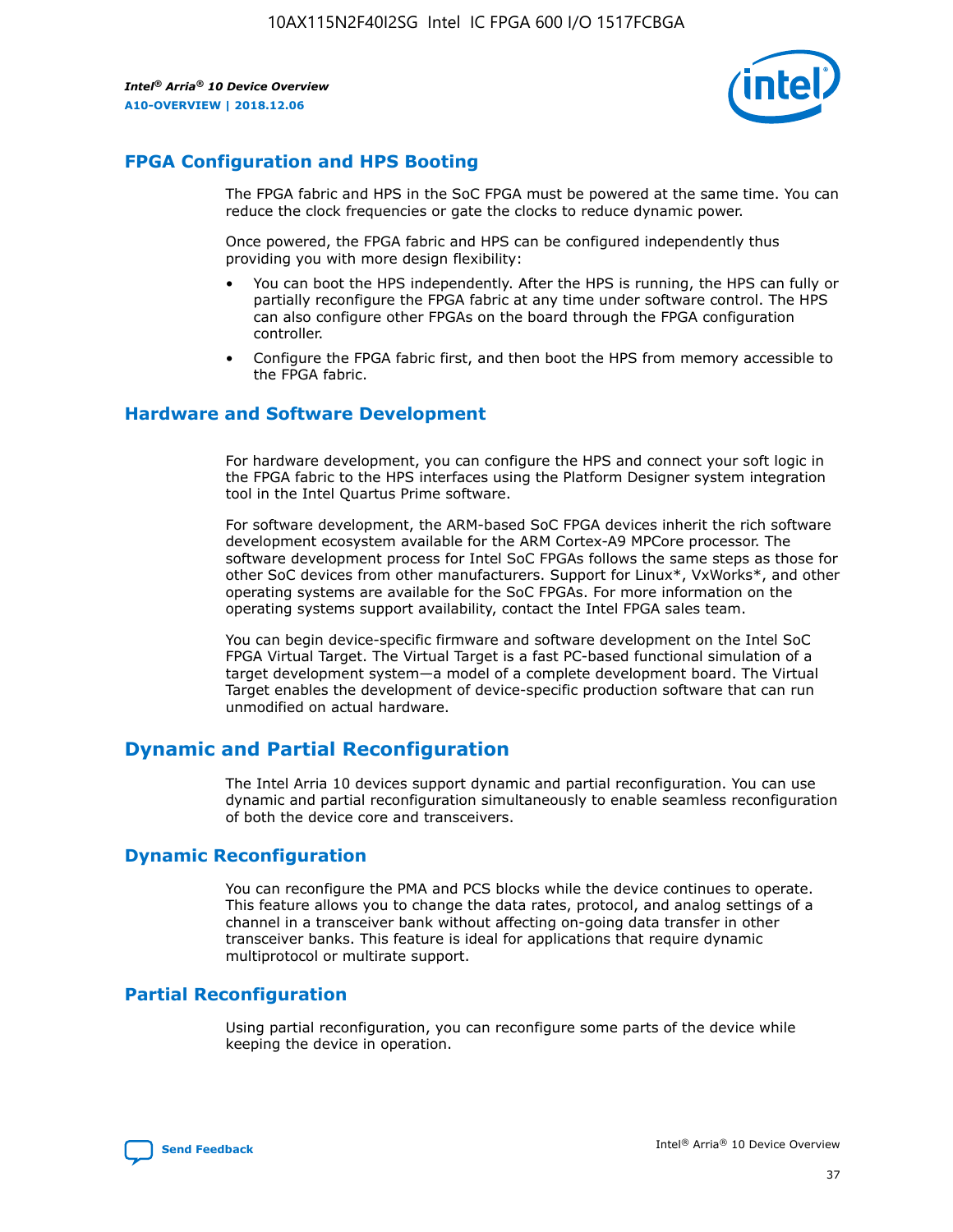## FPGA Configuration and HPS Booting

The FPGA fabric and HPS in the SoC FPGA must be powered at the same time. You can reduce the clock frequencies or gate the clocks to reduce dynamic power.

Once powered, the FPGA fabric and HPS can be configured independently thus providing you with more design flexibility:

- You can boot the HPS independently. After the HPS is running, the HPS can fully or partially reconfigure the FPGA fabric at any time under software control. The HPS can also configure other FPGAs on the board through the FPGA configuration controller.
- Configure the FPGA fabric first, and then boot the HPS from memory accessible to the FPGA fabric.

## Hardware and Software Development

For hardware development, you can configure the HPS and connect your soft logic in the FPGA fabric to the HPS interfaces using the Platform Designer system integration tool in the Intel Quartus Prime software.

For software development, the ARM-based SoC FPGA devices inherit the rich software development ecosystem available for the ARM Cortex-A9 MPCore processor. The software development process for Intel SoC FPGAs follows the same steps as those for other SoC devices from other manufacturers. Support for Linux*, VxWorks*, and other operating systems are available for the SoC FPGAs. For more information on the operating systems support availability, contact the Intel FPGA sales team.

You can begin device-specific firmware and software development on the Intel SoC FPGA Virtual Target. The Virtual Target is a fast PC-based functional simulation of a target development system—a model of a complete development board. The Virtual Target enables the development of device-specific production software that can run unmodified on actual hardware.

## Dynamic and Partial Reconfiguration

The Intel Arria 10 devices support dynamic and partial reconfiguration. You can use dynamic and partial reconfiguration simultaneously to enable seamless reconfiguration of both the device core and transceivers.

## Dynamic Reconfiguration

You can reconfigure the PMA and PCS blocks while the device continues to operate. This feature allows you to change the data rates, protocol, and analog settings of a channel in a transceiver bank without affecting on-going data transfer in other transceiver banks. This feature is ideal for applications that require dynamic multiprotocol or multirate support.

## Partial Reconfiguration

Using partial reconfiguration, you can reconfigure some parts of the device while keeping the device in operation.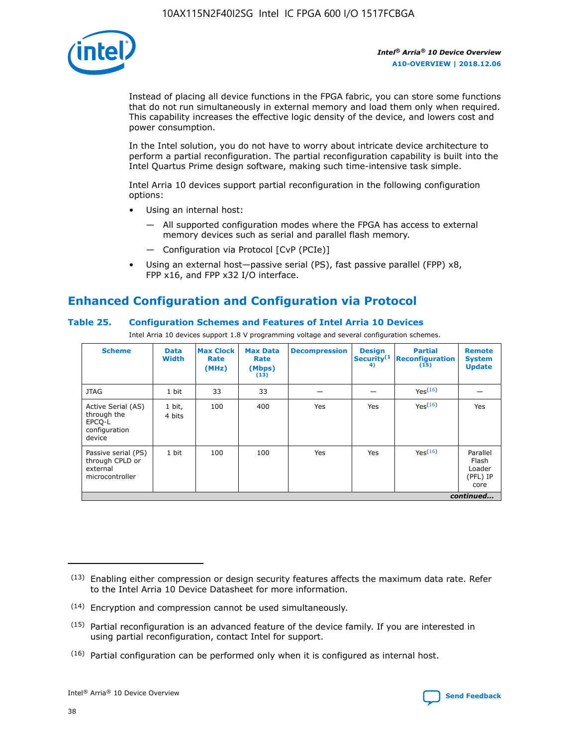Instead of placing all device functions in the FPGA fabric, you can store some functions that do not run simultaneously in external memory and load them only when required. This capability increases the effective logic density of the device, and lowers cost and power consumption.

In the Intel solution, you do not have to worry about intricate device architecture to perform a partial reconfiguration. The partial reconfiguration capability is built into the Intel Quartus Prime design software, making such time-intensive task simple.

Intel Arria 10 devices support partial reconfiguration in the following configuration options:

- Using an internal host:
  — All supported configuration modes where the FPGA has access to external memory devices such as serial and parallel flash memory.
  — Configuration via Protocol [CvP (PCIe)]
- Using an external host—passive serial (PS), fast passive parallel (FPP) x8, FPP x16, and FPP x32 I/O interface.

## Enhanced Configuration and Configuration via Protocol

### Table 25. Configuration Schemes and Features of Intel Arria 10 Devices

Intel Arria 10 devices support 1.8 V programming voltage and several configuration schemes.

| Scheme | Data Width | Max Clock Rate (MHz) | Max Data Rate (Mbps) [13] | Decompression | Design Security [14] | Partial Reconfiguration [15] | Remote System Update |
|---|---|---|---|---|---|---|---|
| JTAG | 1 bit | 33 | 33 | — | — | Yes[16] | — |
| Active Serial (AS) through the EPCQ-L configuration device | 1 bit, 4 bits | 100 | 400 | Yes | Yes | Yes[16] | Yes |
| Passive serial (PS) through CPLD or external microcontroller | 1 bit | 100 | 100 | Yes | Yes | Yes[16] | Parallel Flash Loader (PFL) IP core |

*continued...*

(13) Enabling either compression or design security features affects the maximum data rate. Refer to the Intel Arria 10 Device Datasheet for more information.

(14) Encryption and compression cannot be used simultaneously.

(15) Partial reconfiguration is an advanced feature of the device family. If you are interested in using partial reconfiguration, contact Intel for support.

(16) Partial configuration can be performed only when it is configured as internal host.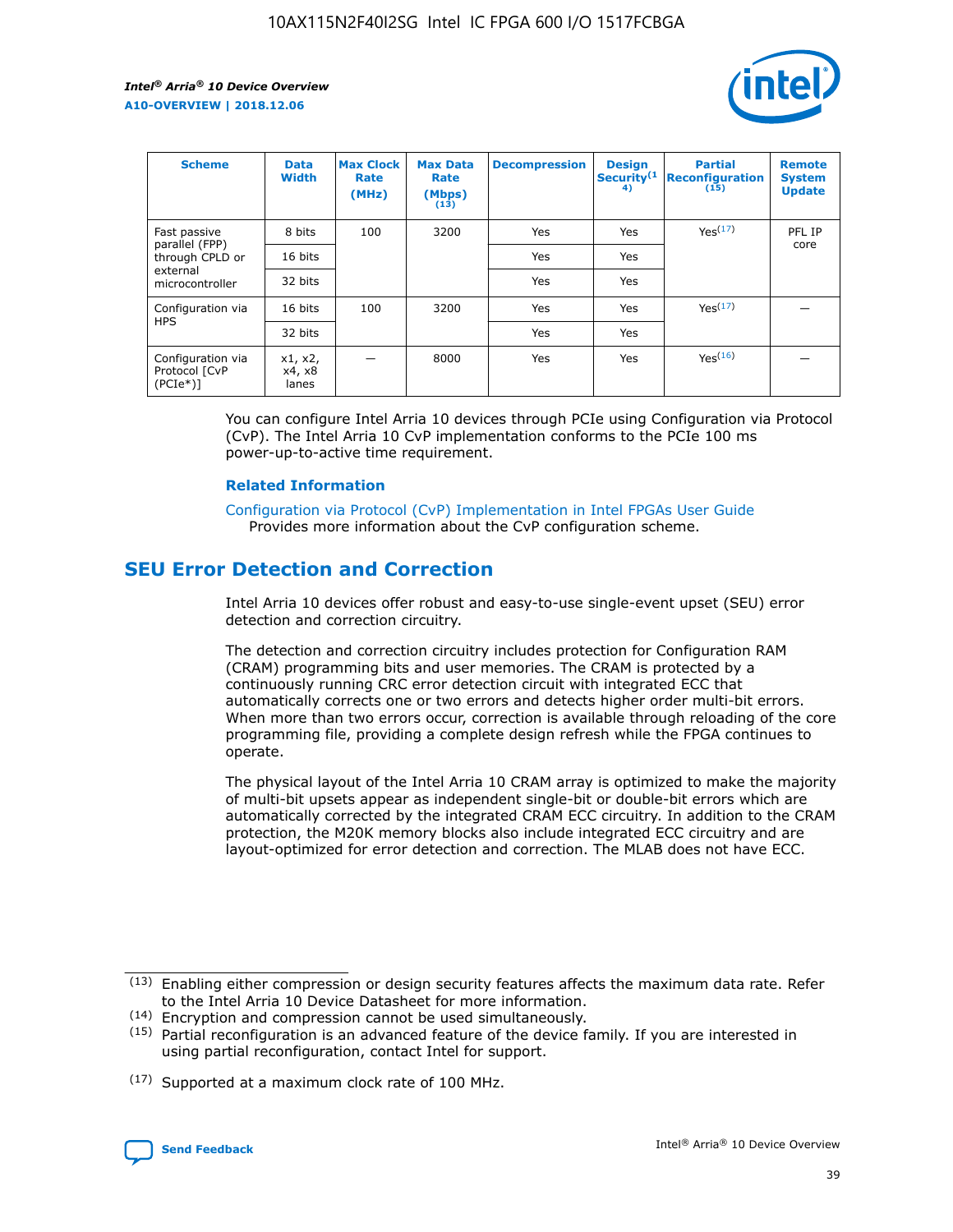| Scheme | Data Width | Max Clock Rate (MHz) | Max Data Rate (Mbps) (13) | Decompression | Design Security (14) | Partial Reconfiguration (15) | Remote System Update |
|---|---|---|---|---|---|---|---|
| Fast passive parallel (FPP) through CPLD or external microcontroller | 8 bits | 100 | 3200 | Yes | Yes | Yes (17) | PFL IP core |
| | 16 bits | | | Yes | Yes | | |
| | 32 bits | | | Yes | Yes | | |
| Configuration via HPS | 16 bits | 100 | 3200 | Yes | Yes | Yes (17) | — |
| | 32 bits | | | Yes | Yes | | |
| Configuration via Protocol [CvP (PCIe*)] | x1, x2, x4, x8 lanes | — | 8000 | Yes | Yes | Yes (16) | — |

You can configure Intel Arria 10 devices through PCIe using Configuration via Protocol (CvP). The Intel Arria 10 CvP implementation conforms to the PCIe 100 ms power-up-to-active time requirement.

**Related Information**

Configuration via Protocol (CvP) Implementation in Intel FPGAs User Guide
Provides more information about the CvP configuration scheme.

## SEU Error Detection and Correction

Intel Arria 10 devices offer robust and easy-to-use single-event upset (SEU) error detection and correction circuitry.

The detection and correction circuitry includes protection for Configuration RAM (CRAM) programming bits and user memories. The CRAM is protected by a continuously running CRC error detection circuit with integrated ECC that automatically corrects one or two errors and detects higher order multi-bit errors. When more than two errors occur, correction is available through reloading of the core programming file, providing a complete design refresh while the FPGA continues to operate.

The physical layout of the Intel Arria 10 CRAM array is optimized to make the majority of multi-bit upsets appear as independent single-bit or double-bit errors which are automatically corrected by the integrated CRAM ECC circuitry. In addition to the CRAM protection, the M20K memory blocks also include integrated ECC circuitry and are layout-optimized for error detection and correction. The MLAB does not have ECC.

(13) Enabling either compression or design security features affects the maximum data rate. Refer to the Intel Arria 10 Device Datasheet for more information.

(14) Encryption and compression cannot be used simultaneously.

(15) Partial reconfiguration is an advanced feature of the device family. If you are interested in using partial reconfiguration, contact Intel for support.

(17) Supported at a maximum clock rate of 100 MHz.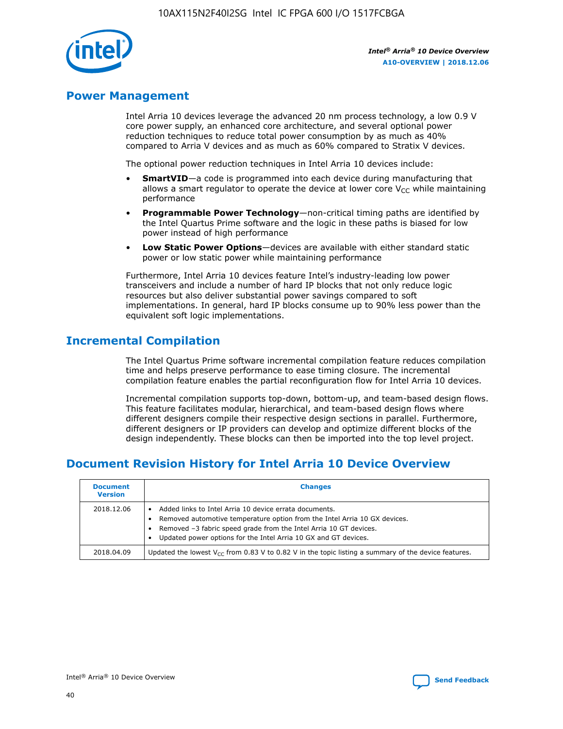## Power Management

Intel Arria 10 devices leverage the advanced 20 nm process technology, a low 0.9 V core power supply, an enhanced core architecture, and several optional power reduction techniques to reduce total power consumption by as much as 40% compared to Arria V devices and as much as 60% compared to Stratix V devices.

The optional power reduction techniques in Intel Arria 10 devices include:

- **SmartVID**—a code is programmed into each device during manufacturing that allows a smart regulator to operate the device at lower core $V_{CC}$ while maintaining performance
- **Programmable Power Technology**—non-critical timing paths are identified by the Intel Quartus Prime software and the logic in these paths is biased for low power instead of high performance
- **Low Static Power Options**—devices are available with either standard static power or low static power while maintaining performance

Furthermore, Intel Arria 10 devices feature Intel's industry-leading low power transceivers and include a number of hard IP blocks that not only reduce logic resources but also deliver substantial power savings compared to soft implementations. In general, hard IP blocks consume up to 90% less power than the equivalent soft logic implementations.

## Incremental Compilation

The Intel Quartus Prime software incremental compilation feature reduces compilation time and helps preserve performance to ease timing closure. The incremental compilation feature enables the partial reconfiguration flow for Intel Arria 10 devices.

Incremental compilation supports top-down, bottom-up, and team-based design flows. This feature facilitates modular, hierarchical, and team-based design flows where different designers compile their respective design sections in parallel. Furthermore, different designers or IP providers can develop and optimize different blocks of the design independently. These blocks can then be imported into the top level project.

## Document Revision History for Intel Arria 10 Device Overview

| Document Version | Changes |
|---|---|
| 2018.12.06 | • Added links to Intel Arria 10 device errata documents.<br>• Removed automotive temperature option from the Intel Arria 10 GX devices.<br>• Removed –3 fabric speed grade from the Intel Arria 10 GT devices.<br>• Updated power options for the Intel Arria 10 GX and GT devices. |
| 2018.04.09 | Updated the lowest $V_{CC}$ from 0.83 V to 0.82 V in the topic listing a summary of the device features. |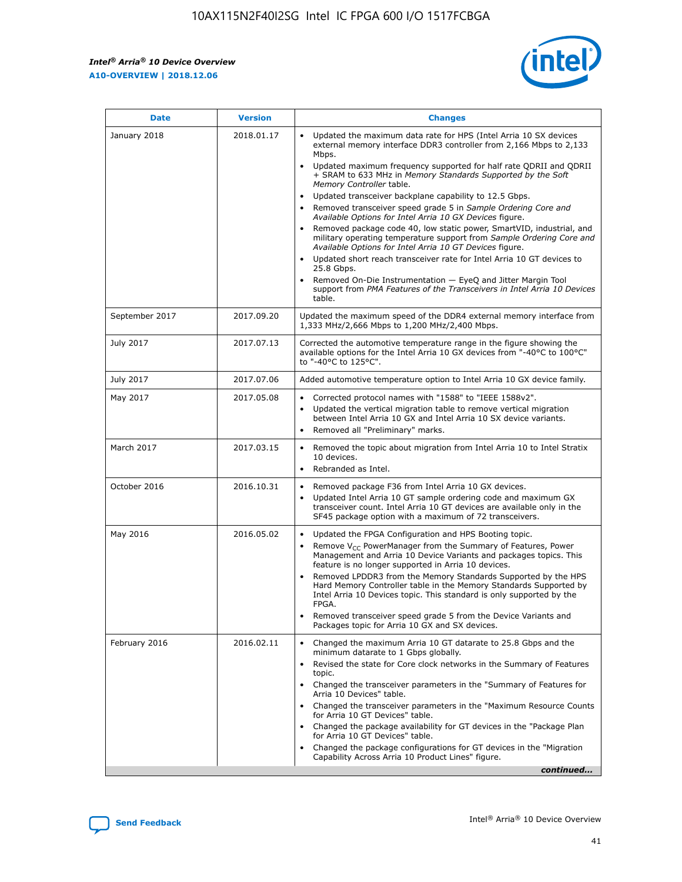| Date | Version | Changes |
| --- | --- | --- |
| January 2018 | 2018.01.17 | • Updated the maximum data rate for HPS (Intel Arria 10 SX devices external memory interface DDR3 controller from 2,166 Mbps to 2,133 Mbps.<br>• Updated maximum frequency supported for half rate QDRII and QDRII + SRAM to 633 MHz in *Memory Standards Supported by the Soft Memory Controller* table.<br>• Updated transceiver backplane capability to 12.5 Gbps.<br>• Removed transceiver speed grade 5 in *Sample Ordering Core and Available Options for Intel Arria 10 GX Devices* figure.<br>• Removed package code 40, low static power, SmartVID, industrial, and military operating temperature support from *Sample Ordering Core and Available Options for Intel Arria 10 GT Devices* figure.<br>• Updated short reach transceiver rate for Intel Arria 10 GT devices to 25.8 Gbps.<br>• Removed On-Die Instrumentation — EyeQ and Jitter Margin Tool support from *PMA Features of the Transceivers in Intel Arria 10 Devices* table. |
| September 2017 | 2017.09.20 | Updated the maximum speed of the DDR4 external memory interface from 1,333 MHz/2,666 Mbps to 1,200 MHz/2,400 Mbps. |
| July 2017 | 2017.07.13 | Corrected the automotive temperature range in the figure showing the available options for the Intel Arria 10 GX devices from "-40°C to 100°C" to "-40°C to 125°C". |
| July 2017 | 2017.07.06 | Added automotive temperature option to Intel Arria 10 GX device family. |
| May 2017 | 2017.05.08 | • Corrected protocol names with "1588" to "IEEE 1588v2".<br>• Updated the vertical migration table to remove vertical migration between Intel Arria 10 GX and Intel Arria 10 SX device variants.<br>• Removed all "Preliminary" marks. |
| March 2017 | 2017.03.15 | • Removed the topic about migration from Intel Arria 10 to Intel Stratix 10 devices.<br>• Rebranded as Intel. |
| October 2016 | 2016.10.31 | • Removed package F36 from Intel Arria 10 GX devices.<br>• Updated Intel Arria 10 GT sample ordering code and maximum GX transceiver count. Intel Arria 10 GT devices are available only in the SF45 package option with a maximum of 72 transceivers. |
| May 2016 | 2016.05.02 | • Updated the FPGA Configuration and HPS Booting topic.<br>• Remove $V_{CC}$ PowerManager from the Summary of Features, Power Management and Arria 10 Device Variants and packages topics. This feature is no longer supported in Arria 10 devices.<br>• Removed LPDDR3 from the Memory Standards Supported by the HPS Hard Memory Controller table in the Memory Standards Supported by Intel Arria 10 Devices topic. This standard is only supported by the FPGA.<br>• Removed transceiver speed grade 5 from the Device Variants and Packages topic for Arria 10 GX and SX devices. |
| February 2016 | 2016.02.11 | • Changed the maximum Arria 10 GT datarate to 25.8 Gbps and the minimum datarate to 1 Gbps globally.<br>• Revised the state for Core clock networks in the Summary of Features topic.<br>• Changed the transceiver parameters in the "Summary of Features for Arria 10 Devices" table.<br>• Changed the transceiver parameters in the "Maximum Resource Counts for Arria 10 GT Devices" table.<br>• Changed the package availability for GT devices in the "Package Plan for Arria 10 GT Devices" table.<br>• Changed the package configurations for GT devices in the "Migration Capability Across Arria 10 Product Lines" figure. |

*continued...*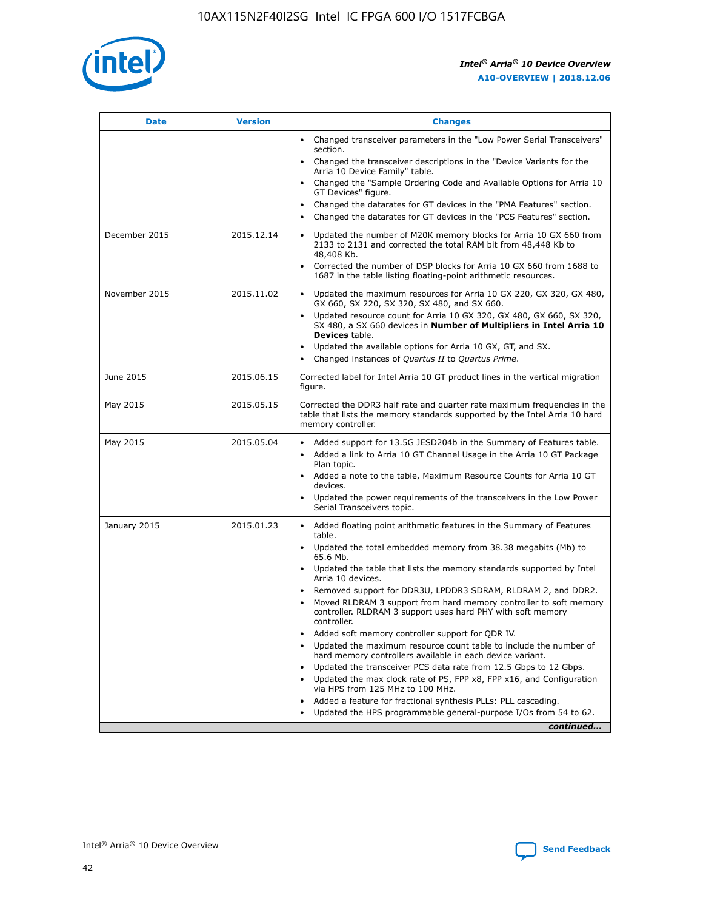| Date | Version | Changes |
| --- | --- | --- |
| | | • Changed transceiver parameters in the "Low Power Serial Transceivers" section.<br>• Changed the transceiver descriptions in the "Device Variants for the Arria 10 Device Family" table.<br>• Changed the "Sample Ordering Code and Available Options for Arria 10 GT Devices" figure.<br>• Changed the datarates for GT devices in the "PMA Features" section.<br>• Changed the datarates for GT devices in the "PCS Features" section. |
| December 2015 | 2015.12.14 | • Updated the number of M20K memory blocks for Arria 10 GX 660 from 2133 to 2131 and corrected the total RAM bit from 48,448 Kb to 48,408 Kb.<br>• Corrected the number of DSP blocks for Arria 10 GX 660 from 1688 to 1687 in the table listing floating-point arithmetic resources. |
| November 2015 | 2015.11.02 | • Updated the maximum resources for Arria 10 GX 220, GX 320, GX 480, GX 660, SX 220, SX 320, SX 480, and SX 660.<br>• Updated resource count for Arria 10 GX 320, GX 480, GX 660, SX 320, SX 480, a SX 660 devices in **Number of Multipliers in Intel Arria 10 Devices** table.<br>• Updated the available options for Arria 10 GX, GT, and SX.<br>• Changed instances of *Quartus II* to *Quartus Prime*. |
| June 2015 | 2015.06.15 | Corrected label for Intel Arria 10 GT product lines in the vertical migration figure. |
| May 2015 | 2015.05.15 | Corrected the DDR3 half rate and quarter rate maximum frequencies in the table that lists the memory standards supported by the Intel Arria 10 hard memory controller. |
| May 2015 | 2015.05.04 | • Added support for 13.5G JESD204b in the Summary of Features table.<br>• Added a link to Arria 10 GT Channel Usage in the Arria 10 GT Package Plan topic.<br>• Added a note to the table, Maximum Resource Counts for Arria 10 GT devices.<br>• Updated the power requirements of the transceivers in the Low Power Serial Transceivers topic. |
| January 2015 | 2015.01.23 | • Added floating point arithmetic features in the Summary of Features table.<br>• Updated the total embedded memory from 38.38 megabits (Mb) to 65.6 Mb.<br>• Updated the table that lists the memory standards supported by Intel Arria 10 devices.<br>• Removed support for DDR3U, LPDDR3 SDRAM, RLDRAM 2, and DDR2.<br>• Moved RLDRAM 3 support from hard memory controller to soft memory controller. RLDRAM 3 support uses hard PHY with soft memory controller.<br>• Added soft memory controller support for QDR IV.<br>• Updated the maximum resource count table to include the number of hard memory controllers available in each device variant.<br>• Updated the transceiver PCS data rate from 12.5 Gbps to 12 Gbps.<br>• Updated the max clock rate of PS, FPP x8, FPP x16, and Configuration via HPS from 125 MHz to 100 MHz.<br>• Added a feature for fractional synthesis PLLs: PLL cascading.<br>• Updated the HPS programmable general-purpose I/Os from 54 to 62. |

*continued...*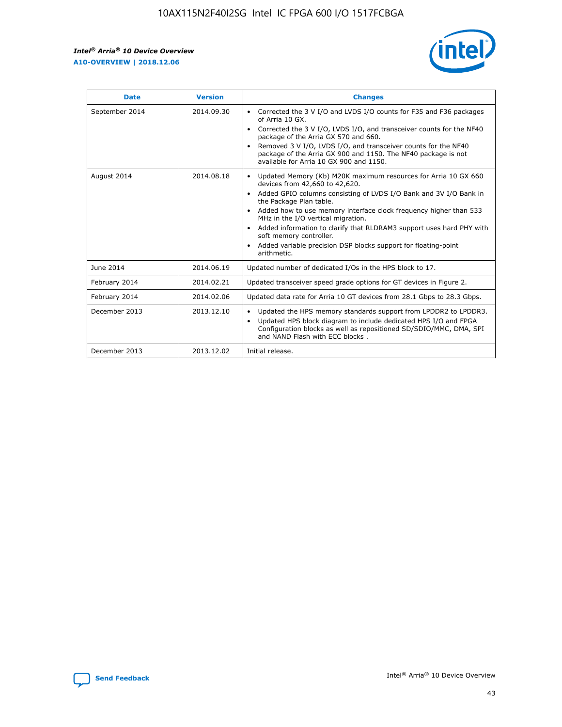| Date | Version | Changes |
| --- | --- | --- |
| September 2014 | 2014.09.30 | • Corrected the 3 V I/O and LVDS I/O counts for F35 and F36 packages of Arria 10 GX.<br>• Corrected the 3 V I/O, LVDS I/O, and transceiver counts for the NF40 package of the Arria GX 570 and 660.<br>• Removed 3 V I/O, LVDS I/O, and transceiver counts for the NF40 package of the Arria GX 900 and 1150. The NF40 package is not available for Arria 10 GX 900 and 1150. |
| August 2014 | 2014.08.18 | • Updated Memory (Kb) M20K maximum resources for Arria 10 GX 660 devices from 42,660 to 42,620.<br>• Added GPIO columns consisting of LVDS I/O Bank and 3V I/O Bank in the Package Plan table.<br>• Added how to use memory interface clock frequency higher than 533 MHz in the I/O vertical migration.<br>• Added information to clarify that RLDRAM3 support uses hard PHY with soft memory controller.<br>• Added variable precision DSP blocks support for floating-point arithmetic. |
| June 2014 | 2014.06.19 | Updated number of dedicated I/Os in the HPS block to 17. |
| February 2014 | 2014.02.21 | Updated transceiver speed grade options for GT devices in Figure 2. |
| February 2014 | 2014.02.06 | Updated data rate for Arria 10 GT devices from 28.1 Gbps to 28.3 Gbps. |
| December 2013 | 2013.12.10 | • Updated the HPS memory standards support from LPDDR2 to LPDDR3.<br>• Updated HPS block diagram to include dedicated HPS I/O and FPGA Configuration blocks as well as repositioned SD/SDIO/MMC, DMA, SPI and NAND Flash with ECC blocks . |
| December 2013 | 2013.12.02 | Initial release. |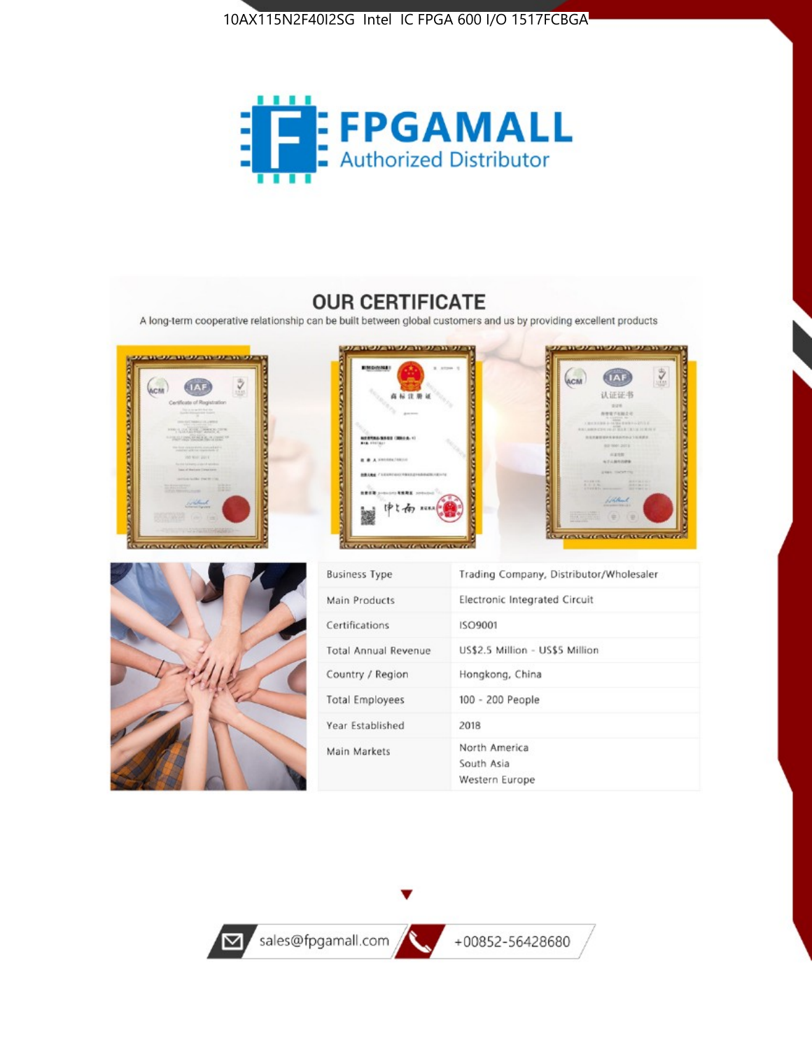FPGAMALL
Authorized Distributor

## OUR CERTIFICATE

A long-term cooperative relationship can be built between global customers and us by providing excellent products

| | |
|---|---|
| Business Type | Trading Company, Distributor/Wholesaler |
| Main Products | Electronic Integrated Circuit |
| Certifications | ISO9001 |
| Total Annual Revenue | US$2.5 Million - US$5 Million |
| Country / Region | Hongkong, China |
| Total Employees | 100 - 200 People |
| Year Established | 2018 |
| Main Markets | North America<br>South Asia<br>Western Europe |

sales@fpgamall.com

+00852-56428680